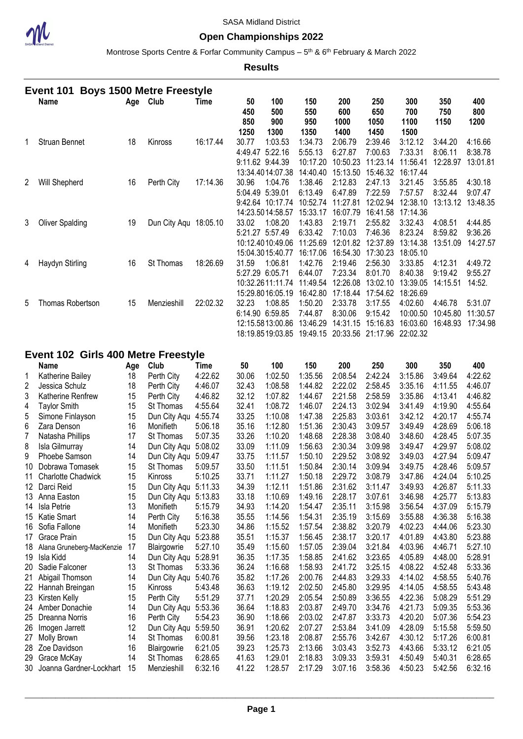SASA Midland District

## Open Championships 2022

Montrose Sports Centre & Forfar Community Campus – 5th & 6th February & March 2022

**Results**

### Event 101 Boys 1500 Metre Freestyle

| | Name | Age | Club | Time | 50 / 450 / 850 / 1250 | 100 / 500 / 900 / 1300 | 150 / 550 / 950 / 1350 | 200 / 600 / 1000 / 1400 | 250 / 650 / 1050 / 1450 | 300 / 700 / 1100 / 1500 | 350 / 750 / 1150 | 400 / 800 / 1200 |
|---|---|---|---|---|---|---|---|---|---|---|---|---|
| 1 | Struan Bennet | 18 | Kinross | 16:17.44 | 30.77 | 1:03.53 | 1:34.73 | 2:06.79 | 2:39.46 | 3:12.12 | 3:44.20 | 4:16.66 |
| | | | | | 4:49.47 | 5:22.16 | 5:55.13 | 6:27.87 | 7:00.63 | 7:33.31 | 8:06.11 | 8:38.78 |
| | | | | | 9:11.62 | 9:44.39 | 10:17.20 | 10:50.23 | 11:23.14 | 11:56.41 | 12:28.97 | 13:01.81 |
| | | | | | 13:34.40 | 14:07.38 | 14:40.40 | 15:13.50 | 15:46.32 | 16:17.44 | | |
| 2 | Will Shepherd | 16 | Perth City | 17:14.36 | 30.96 | 1:04.76 | 1:38.46 | 2:12.83 | 2:47.13 | 3:21.45 | 3:55.85 | 4:30.18 |
| | | | | | 5:04.49 | 5:39.01 | 6:13.49 | 6:47.89 | 7:22.59 | 7:57.57 | 8:32.44 | 9:07.47 |
| | | | | | 9:42.64 | 10:17.74 | 10:52.74 | 11:27.81 | 12:02.94 | 12:38.10 | 13:13.12 | 13:48.35 |
| | | | | | 14:23.50 | 14:58.57 | 15:33.17 | 16:07.79 | 16:41.58 | 17:14.36 | | |
| 3 | Oliver Spalding | 19 | Dun City Aqu | 18:05.10 | 33.02 | 1:08.20 | 1:43.83 | 2:19.71 | 2:55.82 | 3:32.43 | 4:08.51 | 4:44.85 |
| | | | | | 5:21.27 | 5:57.49 | 6:33.42 | 7:10.03 | 7:46.36 | 8:23.24 | 8:59.82 | 9:36.26 |
| | | | | | 10:12.40 | 10:49.06 | 11:25.69 | 12:01.82 | 12:37.89 | 13:14.38 | 13:51.09 | 14:27.57 |
| | | | | | 15:04.30 | 15:40.77 | 16:17.06 | 16:54.30 | 17:30.23 | 18:05.10 | | |
| 4 | Haydyn Stirling | 16 | St Thomas | 18:26.69 | 31.59 | 1:06.81 | 1:42.76 | 2:19.46 | 2:56.30 | 3:33.85 | 4:12.31 | 4:49.72 |
| | | | | | 5:27.29 | 6:05.71 | 6:44.07 | 7:23.34 | 8:01.70 | 8:40.38 | 9:19.42 | 9:55.27 |
| | | | | | 10:32.26 | 11:11.74 | 11:49.54 | 12:26.08 | 13:02.10 | 13:39.05 | 14:15.51 | 14:52. |
| | | | | | 15:29.80 | 16:05.19 | 16:42.80 | 17:18.44 | 17:54.62 | 18:26.69 | | |
| 5 | Thomas Robertson | 15 | Menzieshill | 22:02.32 | 32.23 | 1:08.85 | 1:50.20 | 2:33.78 | 3:17.55 | 4:02.60 | 4:46.78 | 5:31.07 |
| | | | | | 6:14.90 | 6:59.85 | 7:44.87 | 8:30.06 | 9:15.42 | 10:00.50 | 10:45.80 | 11:30.57 |
| | | | | | 12:15.58 | 13:00.86 | 13:46.29 | 14:31.15 | 15:16.83 | 16:03.60 | 16:48.93 | 17:34.98 |
| | | | | | 18:19.85 | 19:03.85 | 19:49.15 | 20:33.56 | 21:17.96 | 22:02.32 | | |

### Event 102 Girls 400 Metre Freestyle

| | Name | Age | Club | Time | 50 | 100 | 150 | 200 | 250 | 300 | 350 | 400 |
|---|---|---|---|---|---|---|---|---|---|---|---|---|
| 1 | Katherine Bailey | 18 | Perth City | 4:22.62 | 30.06 | 1:02.50 | 1:35.56 | 2:08.54 | 2:42.24 | 3:15.86 | 3:49.64 | 4:22.62 |
| 2 | Jessica Schulz | 18 | Perth City | 4:46.07 | 32.43 | 1:08.58 | 1:44.82 | 2:22.02 | 2:58.45 | 3:35.16 | 4:11.55 | 4:46.07 |
| 3 | Katherine Renfrew | 15 | Perth City | 4:46.82 | 32.12 | 1:07.82 | 1:44.67 | 2:21.58 | 2:58.59 | 3:35.86 | 4:13.41 | 4:46.82 |
| 4 | Taylor Smith | 15 | St Thomas | 4:55.64 | 32.41 | 1:08.72 | 1:46.07 | 2:24.13 | 3:02.94 | 3:41.49 | 4:19.90 | 4:55.64 |
| 5 | Simone Finlayson | 15 | Dun City Aqu | 4:55.74 | 33.25 | 1:10.08 | 1:47.38 | 2:25.83 | 3:03.61 | 3:42.12 | 4:20.17 | 4:55.74 |
| 6 | Zara Denson | 16 | Monifieth | 5:06.18 | 35.16 | 1:12.80 | 1:51.36 | 2:30.43 | 3:09.57 | 3:49.49 | 4:28.69 | 5:06.18 |
| 7 | Natasha Phillips | 17 | St Thomas | 5:07.35 | 33.26 | 1:10.20 | 1:48.68 | 2:28.38 | 3:08.40 | 3:48.60 | 4:28.45 | 5:07.35 |
| 8 | Isla Gilmurray | 14 | Dun City Aqu | 5:08.02 | 33.09 | 1:11.09 | 1:56.63 | 2:30.34 | 3:09.98 | 3:49.47 | 4:29.97 | 5:08.02 |
| 9 | Phoebe Samson | 14 | Dun City Aqu | 5:09.47 | 33.75 | 1:11.57 | 1:50.10 | 2:29.52 | 3:08.92 | 3:49.03 | 4:27.94 | 5:09.47 |
| 10 | Dobrawa Tomasek | 15 | St Thomas | 5:09.57 | 33.50 | 1:11.51 | 1:50.84 | 2:30.14 | 3:09.94 | 3:49.75 | 4:28.46 | 5:09.57 |
| 11 | Charlotte Chadwick | 15 | Kinross | 5:10.25 | 33.71 | 1:11.27 | 1:50.18 | 2:29.72 | 3:08.79 | 3:47.86 | 4:24.04 | 5:10.25 |
| 12 | Darci Reid | 15 | Dun City Aqu | 5:11.33 | 34.39 | 1:12.11 | 1:51.86 | 2:31.62 | 3:11.47 | 3:49.93 | 4:26.87 | 5:11.33 |
| 13 | Anna Easton | 15 | Dun City Aqu | 5:13.83 | 33.18 | 1:10.69 | 1:49.16 | 2:28.17 | 3:07.61 | 3:46.98 | 4:25.77 | 5:13.83 |
| 14 | Isla Petrie | 13 | Monifieth | 5:15.79 | 34.93 | 1:14.20 | 1:54.47 | 2:35.11 | 3:15.98 | 3:56.54 | 4:37.09 | 5:15.79 |
| 15 | Katie Smart | 14 | Perth City | 5:16.38 | 35.55 | 1:14.56 | 1:54.31 | 2:35.19 | 3:15.69 | 3:55.88 | 4:36.38 | 5:16.38 |
| 16 | Sofia Fallone | 14 | Monifieth | 5:23.30 | 34.86 | 1:15.52 | 1:57.54 | 2:38.82 | 3:20.79 | 4:02.23 | 4:44.06 | 5:23.30 |
| 17 | Grace Prain | 15 | Dun City Aqu | 5:23.88 | 35.51 | 1:15.37 | 1:56.45 | 2:38.17 | 3:20.17 | 4:01.89 | 4:43.80 | 5:23.88 |
| 18 | Alana Gruneberg-MacKenzie | 17 | Blairgowrie | 5:27.10 | 35.49 | 1:15.60 | 1:57.05 | 2:39.04 | 3:21.84 | 4:03.96 | 4:46.71 | 5:27.10 |
| 19 | Isla Kidd | 14 | Dun City Aqu | 5:28.91 | 36.35 | 1:17.35 | 1:58.85 | 2:41.62 | 3:23.65 | 4:05.89 | 4:48.00 | 5:28.91 |
| 20 | Sadie Falconer | 13 | St Thomas | 5:33.36 | 36.24 | 1:16.68 | 1:58.93 | 2:41.72 | 3:25.15 | 4:08.22 | 4:52.48 | 5:33.36 |
| 21 | Abigail Thomson | 14 | Dun City Aqu | 5:40.76 | 35.82 | 1:17.26 | 2:00.76 | 2:44.83 | 3:29.33 | 4:14.02 | 4:58.55 | 5:40.76 |
| 22 | Hannah Breingan | 15 | Kinross | 5:43.48 | 36.63 | 1:19.12 | 2:02.50 | 2:45.80 | 3:29.95 | 4:14.05 | 4:58.55 | 5:43.48 |
| 23 | Kirsten Kelly | 15 | Perth City | 5:51.29 | 37.71 | 1:20.29 | 2:05.54 | 2:50.89 | 3:36.55 | 4:22.36 | 5:08.29 | 5:51.29 |
| 24 | Amber Donachie | 14 | Dun City Aqu | 5:53.36 | 36.64 | 1:18.83 | 2:03.87 | 2:49.70 | 3:34.76 | 4:21.73 | 5:09.35 | 5:53.36 |
| 25 | Dreanna Norris | 16 | Perth City | 5:54.23 | 36.90 | 1:18.66 | 2:03.02 | 2:47.87 | 3:33.73 | 4:20.20 | 5:07.36 | 5:54.23 |
| 26 | Imogen Jarrett | 12 | Dun City Aqu | 5:59.50 | 36.91 | 1:20.62 | 2:07.27 | 2:53.84 | 3:41.09 | 4:28.09 | 5:15.58 | 5:59.50 |
| 27 | Molly Brown | 14 | St Thomas | 6:00.81 | 39.56 | 1:23.18 | 2:08.87 | 2:55.76 | 3:42.67 | 4:30.12 | 5:17.26 | 6:00.81 |
| 28 | Zoe Davidson | 16 | Blairgowrie | 6:21.05 | 39.23 | 1:25.73 | 2:13.66 | 3:03.43 | 3:52.73 | 4:43.66 | 5:33.12 | 6:21.05 |
| 29 | Grace McKay | 14 | St Thomas | 6:28.65 | 41.63 | 1:29.01 | 2:18.83 | 3:09.33 | 3:59.31 | 4:50.49 | 5:40.31 | 6:28.65 |
| 30 | Joanna Gardner-Lockhart | 15 | Menzieshill | 6:32.16 | 41.22 | 1:28.57 | 2:17.29 | 3:07.16 | 3:58.36 | 4:50.23 | 5:42.56 | 6:32.16 |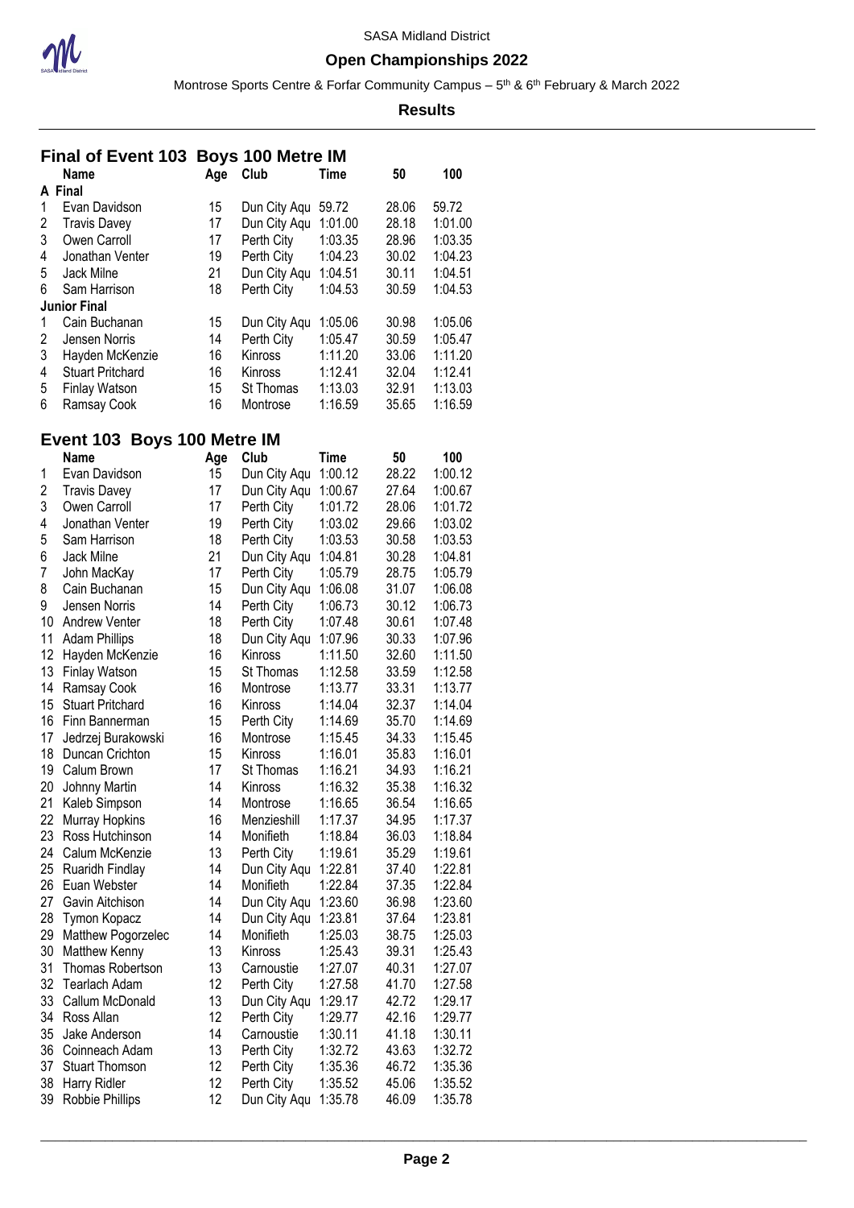## Final of Event 103 Boys 100 Metre IM

| | Name | Age | Club | Time | 50 | 100 |
|---|---|---|---|---|---|---|
| **A Final** | | | | | | |
| 1 | Evan Davidson | 15 | Dun City Aqu | 59.72 | 28.06 | 59.72 |
| 2 | Travis Davey | 17 | Dun City Aqu | 1:01.00 | 28.18 | 1:01.00 |
| 3 | Owen Carroll | 17 | Perth City | 1:03.35 | 28.96 | 1:03.35 |
| 4 | Jonathan Venter | 19 | Perth City | 1:04.23 | 30.02 | 1:04.23 |
| 5 | Jack Milne | 21 | Dun City Aqu | 1:04.51 | 30.11 | 1:04.51 |
| 6 | Sam Harrison | 18 | Perth City | 1:04.53 | 30.59 | 1:04.53 |
| **Junior Final** | | | | | | |
| 1 | Cain Buchanan | 15 | Dun City Aqu | 1:05.06 | 30.98 | 1:05.06 |
| 2 | Jensen Norris | 14 | Perth City | 1:05.47 | 30.59 | 1:05.47 |
| 3 | Hayden McKenzie | 16 | Kinross | 1:11.20 | 33.06 | 1:11.20 |
| 4 | Stuart Pritchard | 16 | Kinross | 1:12.41 | 32.04 | 1:12.41 |
| 5 | Finlay Watson | 15 | St Thomas | 1:13.03 | 32.91 | 1:13.03 |
| 6 | Ramsay Cook | 16 | Montrose | 1:16.59 | 35.65 | 1:16.59 |

## Event 103 Boys 100 Metre IM

| | Name | Age | Club | Time | 50 | 100 |
|---|---|---|---|---|---|---|
| 1 | Evan Davidson | 15 | Dun City Aqu | 1:00.12 | 28.22 | 1:00.12 |
| 2 | Travis Davey | 17 | Dun City Aqu | 1:00.67 | 27.64 | 1:00.67 |
| 3 | Owen Carroll | 17 | Perth City | 1:01.72 | 28.06 | 1:01.72 |
| 4 | Jonathan Venter | 19 | Perth City | 1:03.02 | 29.66 | 1:03.02 |
| 5 | Sam Harrison | 18 | Perth City | 1:03.53 | 30.58 | 1:03.53 |
| 6 | Jack Milne | 21 | Dun City Aqu | 1:04.81 | 30.28 | 1:04.81 |
| 7 | John MacKay | 17 | Perth City | 1:05.79 | 28.75 | 1:05.79 |
| 8 | Cain Buchanan | 15 | Dun City Aqu | 1:06.08 | 31.07 | 1:06.08 |
| 9 | Jensen Norris | 14 | Perth City | 1:06.73 | 30.12 | 1:06.73 |
| 10 | Andrew Venter | 18 | Perth City | 1:07.48 | 30.61 | 1:07.48 |
| 11 | Adam Phillips | 18 | Dun City Aqu | 1:07.96 | 30.33 | 1:07.96 |
| 12 | Hayden McKenzie | 16 | Kinross | 1:11.50 | 32.60 | 1:11.50 |
| 13 | Finlay Watson | 15 | St Thomas | 1:12.58 | 33.59 | 1:12.58 |
| 14 | Ramsay Cook | 16 | Montrose | 1:13.77 | 33.31 | 1:13.77 |
| 15 | Stuart Pritchard | 16 | Kinross | 1:14.04 | 32.37 | 1:14.04 |
| 16 | Finn Bannerman | 15 | Perth City | 1:14.69 | 35.70 | 1:14.69 |
| 17 | Jedrzej Burakowski | 16 | Montrose | 1:15.45 | 34.33 | 1:15.45 |
| 18 | Duncan Crichton | 15 | Kinross | 1:16.01 | 35.83 | 1:16.01 |
| 19 | Calum Brown | 17 | St Thomas | 1:16.21 | 34.93 | 1:16.21 |
| 20 | Johnny Martin | 14 | Kinross | 1:16.32 | 35.38 | 1:16.32 |
| 21 | Kaleb Simpson | 14 | Montrose | 1:16.65 | 36.54 | 1:16.65 |
| 22 | Murray Hopkins | 16 | Menzieshill | 1:17.37 | 34.95 | 1:17.37 |
| 23 | Ross Hutchinson | 14 | Monifieth | 1:18.84 | 36.03 | 1:18.84 |
| 24 | Calum McKenzie | 13 | Perth City | 1:19.61 | 35.29 | 1:19.61 |
| 25 | Ruaridh Findlay | 14 | Dun City Aqu | 1:22.81 | 37.40 | 1:22.81 |
| 26 | Euan Webster | 14 | Monifieth | 1:22.84 | 37.35 | 1:22.84 |
| 27 | Gavin Aitchison | 14 | Dun City Aqu | 1:23.60 | 36.98 | 1:23.60 |
| 28 | Tymon Kopacz | 14 | Dun City Aqu | 1:23.81 | 37.64 | 1:23.81 |
| 29 | Matthew Pogorzelec | 14 | Monifieth | 1:25.03 | 38.75 | 1:25.03 |
| 30 | Matthew Kenny | 13 | Kinross | 1:25.43 | 39.31 | 1:25.43 |
| 31 | Thomas Robertson | 13 | Carnoustie | 1:27.07 | 40.31 | 1:27.07 |
| 32 | Tearlach Adam | 12 | Perth City | 1:27.58 | 41.70 | 1:27.58 |
| 33 | Callum McDonald | 13 | Dun City Aqu | 1:29.17 | 42.72 | 1:29.17 |
| 34 | Ross Allan | 12 | Perth City | 1:29.77 | 42.16 | 1:29.77 |
| 35 | Jake Anderson | 14 | Carnoustie | 1:30.11 | 41.18 | 1:30.11 |
| 36 | Coinneach Adam | 13 | Perth City | 1:32.72 | 43.63 | 1:32.72 |
| 37 | Stuart Thomson | 12 | Perth City | 1:35.36 | 46.72 | 1:35.36 |
| 38 | Harry Ridler | 12 | Perth City | 1:35.52 | 45.06 | 1:35.52 |
| 39 | Robbie Phillips | 12 | Dun City Aqu | 1:35.78 | 46.09 | 1:35.78 |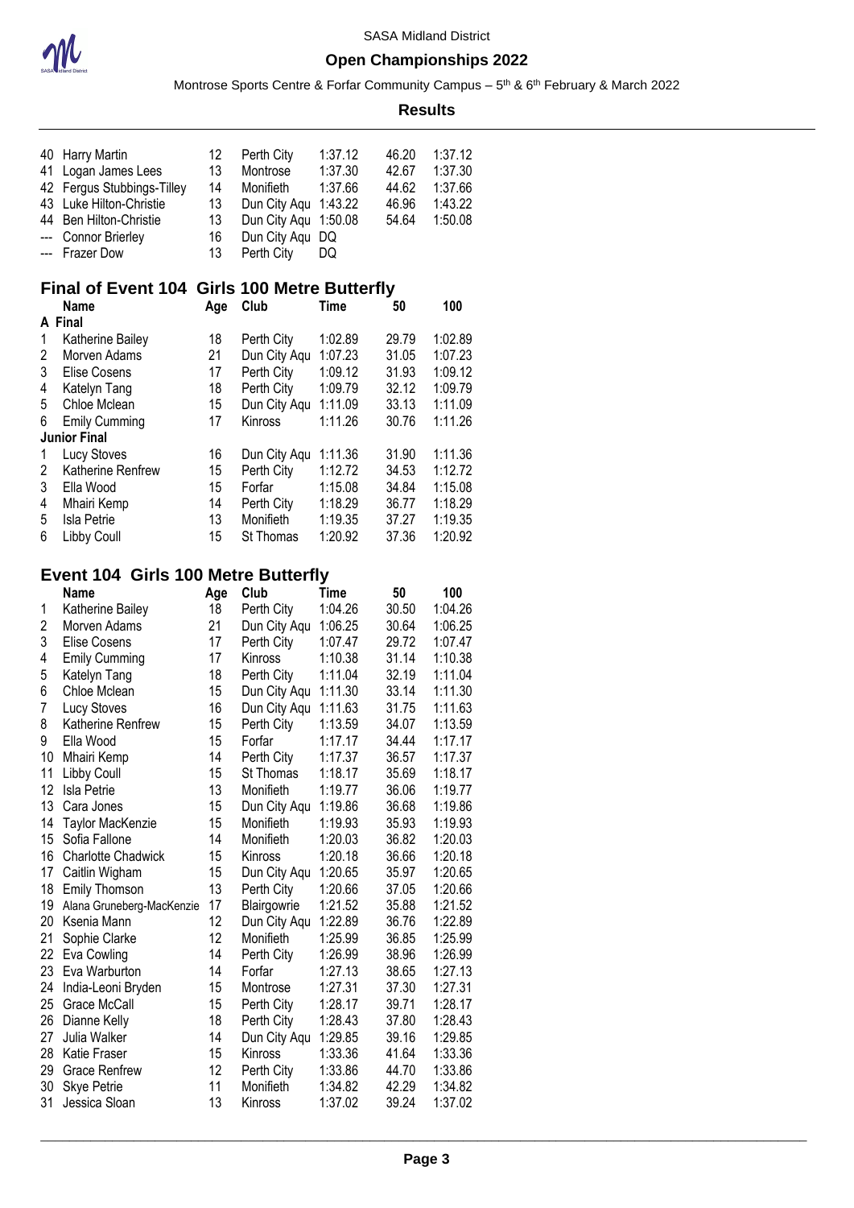| | | | | | | |
|---|---|---|---|---|---|---|
| 40 | Harry Martin | 12 | Perth City | 1:37.12 | 46.20 | 1:37.12 |
| 41 | Logan James Lees | 13 | Montrose | 1:37.30 | 42.67 | 1:37.30 |
| 42 | Fergus Stubbings-Tilley | 14 | Monifieth | 1:37.66 | 44.62 | 1:37.66 |
| 43 | Luke Hilton-Christie | 13 | Dun City Aqu | 1:43.22 | 46.96 | 1:43.22 |
| 44 | Ben Hilton-Christie | 13 | Dun City Aqu | 1:50.08 | 54.64 | 1:50.08 |
| --- | Connor Brierley | 16 | Dun City Aqu | DQ | | |
| --- | Frazer Dow | 13 | Perth City | DQ | | |

## Final of Event 104 Girls 100 Metre Butterfly

| | Name | Age | Club | Time | 50 | 100 |
|---|---|---|---|---|---|---|
| **A Final** | | | | | | |
| 1 | Katherine Bailey | 18 | Perth City | 1:02.89 | 29.79 | 1:02.89 |
| 2 | Morven Adams | 21 | Dun City Aqu | 1:07.23 | 31.05 | 1:07.23 |
| 3 | Elise Cosens | 17 | Perth City | 1:09.12 | 31.93 | 1:09.12 |
| 4 | Katelyn Tang | 18 | Perth City | 1:09.79 | 32.12 | 1:09.79 |
| 5 | Chloe Mclean | 15 | Dun City Aqu | 1:11.09 | 33.13 | 1:11.09 |
| 6 | Emily Cumming | 17 | Kinross | 1:11.26 | 30.76 | 1:11.26 |
| **Junior Final** | | | | | | |
| 1 | Lucy Stoves | 16 | Dun City Aqu | 1:11.36 | 31.90 | 1:11.36 |
| 2 | Katherine Renfrew | 15 | Perth City | 1:12.72 | 34.53 | 1:12.72 |
| 3 | Ella Wood | 15 | Forfar | 1:15.08 | 34.84 | 1:15.08 |
| 4 | Mhairi Kemp | 14 | Perth City | 1:18.29 | 36.77 | 1:18.29 |
| 5 | Isla Petrie | 13 | Monifieth | 1:19.35 | 37.27 | 1:19.35 |
| 6 | Libby Coull | 15 | St Thomas | 1:20.92 | 37.36 | 1:20.92 |

## Event 104 Girls 100 Metre Butterfly

| | Name | Age | Club | Time | 50 | 100 |
|---|---|---|---|---|---|---|
| 1 | Katherine Bailey | 18 | Perth City | 1:04.26 | 30.50 | 1:04.26 |
| 2 | Morven Adams | 21 | Dun City Aqu | 1:06.25 | 30.64 | 1:06.25 |
| 3 | Elise Cosens | 17 | Perth City | 1:07.47 | 29.72 | 1:07.47 |
| 4 | Emily Cumming | 17 | Kinross | 1:10.38 | 31.14 | 1:10.38 |
| 5 | Katelyn Tang | 18 | Perth City | 1:11.04 | 32.19 | 1:11.04 |
| 6 | Chloe Mclean | 15 | Dun City Aqu | 1:11.30 | 33.14 | 1:11.30 |
| 7 | Lucy Stoves | 16 | Dun City Aqu | 1:11.63 | 31.75 | 1:11.63 |
| 8 | Katherine Renfrew | 15 | Perth City | 1:13.59 | 34.07 | 1:13.59 |
| 9 | Ella Wood | 15 | Forfar | 1:17.17 | 34.44 | 1:17.17 |
| 10 | Mhairi Kemp | 14 | Perth City | 1:17.37 | 36.57 | 1:17.37 |
| 11 | Libby Coull | 15 | St Thomas | 1:18.17 | 35.69 | 1:18.17 |
| 12 | Isla Petrie | 13 | Monifieth | 1:19.77 | 36.06 | 1:19.77 |
| 13 | Cara Jones | 15 | Dun City Aqu | 1:19.86 | 36.68 | 1:19.86 |
| 14 | Taylor MacKenzie | 15 | Monifieth | 1:19.93 | 35.93 | 1:19.93 |
| 15 | Sofia Fallone | 14 | Monifieth | 1:20.03 | 36.82 | 1:20.03 |
| 16 | Charlotte Chadwick | 15 | Kinross | 1:20.18 | 36.66 | 1:20.18 |
| 17 | Caitlin Wigham | 15 | Dun City Aqu | 1:20.65 | 35.97 | 1:20.65 |
| 18 | Emily Thomson | 13 | Perth City | 1:20.66 | 37.05 | 1:20.66 |
| 19 | Alana Gruneberg-MacKenzie | 17 | Blairgowrie | 1:21.52 | 35.88 | 1:21.52 |
| 20 | Ksenia Mann | 12 | Dun City Aqu | 1:22.89 | 36.76 | 1:22.89 |
| 21 | Sophie Clarke | 12 | Monifieth | 1:25.99 | 36.85 | 1:25.99 |
| 22 | Eva Cowling | 14 | Perth City | 1:26.99 | 38.96 | 1:26.99 |
| 23 | Eva Warburton | 14 | Forfar | 1:27.13 | 38.65 | 1:27.13 |
| 24 | India-Leoni Bryden | 15 | Montrose | 1:27.31 | 37.30 | 1:27.31 |
| 25 | Grace McCall | 15 | Perth City | 1:28.17 | 39.71 | 1:28.17 |
| 26 | Dianne Kelly | 18 | Perth City | 1:28.43 | 37.80 | 1:28.43 |
| 27 | Julia Walker | 14 | Dun City Aqu | 1:29.85 | 39.16 | 1:29.85 |
| 28 | Katie Fraser | 15 | Kinross | 1:33.36 | 41.64 | 1:33.36 |
| 29 | Grace Renfrew | 12 | Perth City | 1:33.86 | 44.70 | 1:33.86 |
| 30 | Skye Petrie | 11 | Monifieth | 1:34.82 | 42.29 | 1:34.82 |
| 31 | Jessica Sloan | 13 | Kinross | 1:37.02 | 39.24 | 1:37.02 |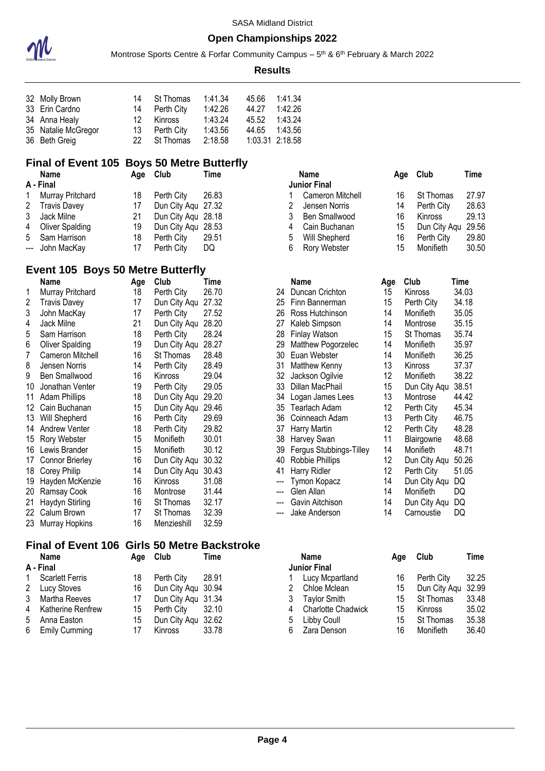| | | | | | | |
|---|---|---|---|---|---|---|
| 32 | Molly Brown | 14 | St Thomas | 1:41.34 | 45.66 | 1:41.34 |
| 33 | Erin Cardno | 14 | Perth City | 1:42.26 | 44.27 | 1:42.26 |
| 34 | Anna Healy | 12 | Kinross | 1:43.24 | 45.52 | 1:43.24 |
| 35 | Natalie McGregor | 13 | Perth City | 1:43.56 | 44.65 | 1:43.56 |
| 36 | Beth Greig | 22 | St Thomas | 2:18.58 | 1:03.31 | 2:18.58 |

## Final of Event 105 Boys 50 Metre Butterfly

**A - Final**

| | Name | Age | Club | Time |
|---|---|---|---|---|
| 1 | Murray Pritchard | 18 | Perth City | 26.83 |
| 2 | Travis Davey | 17 | Dun City Aqu | 27.32 |
| 3 | Jack Milne | 21 | Dun City Aqu | 28.18 |
| 4 | Oliver Spalding | 19 | Dun City Aqu | 28.53 |
| 5 | Sam Harrison | 18 | Perth City | 29.51 |
| --- | John MacKay | 17 | Perth City | DQ |

**Junior Final**

| | Name | Age | Club | Time |
|---|---|---|---|---|
| 1 | Cameron Mitchell | 16 | St Thomas | 27.97 |
| 2 | Jensen Norris | 14 | Perth City | 28.63 |
| 3 | Ben Smallwood | 16 | Kinross | 29.13 |
| 4 | Cain Buchanan | 15 | Dun City Aqu | 29.56 |
| 5 | Will Shepherd | 16 | Perth City | 29.80 |
| 6 | Rory Webster | 15 | Monifieth | 30.50 |

## Event 105 Boys 50 Metre Butterfly

| | Name | Age | Club | Time |
|---|---|---|---|---|
| 1 | Murray Pritchard | 18 | Perth City | 26.70 |
| 2 | Travis Davey | 17 | Dun City Aqu | 27.32 |
| 3 | John MacKay | 17 | Perth City | 27.52 |
| 4 | Jack Milne | 21 | Dun City Aqu | 28.20 |
| 5 | Sam Harrison | 18 | Perth City | 28.24 |
| 6 | Oliver Spalding | 19 | Dun City Aqu | 28.27 |
| 7 | Cameron Mitchell | 16 | St Thomas | 28.48 |
| 8 | Jensen Norris | 14 | Perth City | 28.49 |
| 9 | Ben Smallwood | 16 | Kinross | 29.04 |
| 10 | Jonathan Venter | 19 | Perth City | 29.05 |
| 11 | Adam Phillips | 18 | Dun City Aqu | 29.20 |
| 12 | Cain Buchanan | 15 | Dun City Aqu | 29.46 |
| 13 | Will Shepherd | 16 | Perth City | 29.69 |
| 14 | Andrew Venter | 18 | Perth City | 29.82 |
| 15 | Rory Webster | 15 | Monifieth | 30.01 |
| 16 | Lewis Brander | 15 | Monifieth | 30.12 |
| 17 | Connor Brierley | 16 | Dun City Aqu | 30.32 |
| 18 | Corey Philip | 14 | Dun City Aqu | 30.43 |
| 19 | Hayden McKenzie | 16 | Kinross | 31.08 |
| 20 | Ramsay Cook | 16 | Montrose | 31.44 |
| 21 | Haydyn Stirling | 16 | St Thomas | 32.17 |
| 22 | Calum Brown | 17 | St Thomas | 32.39 |
| 23 | Murray Hopkins | 16 | Menzieshill | 32.59 |
| 24 | Duncan Crichton | 15 | Kinross | 34.03 |
| 25 | Finn Bannerman | 15 | Perth City | 34.18 |
| 26 | Ross Hutchinson | 14 | Monifieth | 35.05 |
| 27 | Kaleb Simpson | 14 | Montrose | 35.15 |
| 28 | Finlay Watson | 15 | St Thomas | 35.74 |
| 29 | Matthew Pogorzelec | 14 | Monifieth | 35.97 |
| 30 | Euan Webster | 14 | Monifieth | 36.25 |
| 31 | Matthew Kenny | 13 | Kinross | 37.37 |
| 32 | Jackson Ogilvie | 12 | Monifieth | 38.22 |
| 33 | Dillan MacPhail | 15 | Dun City Aqu | 38.51 |
| 34 | Logan James Lees | 13 | Montrose | 44.42 |
| 35 | Tearlach Adam | 12 | Perth City | 45.34 |
| 36 | Coinneach Adam | 13 | Perth City | 46.75 |
| 37 | Harry Martin | 12 | Perth City | 48.28 |
| 38 | Harvey Swan | 11 | Blairgowrie | 48.68 |
| 39 | Fergus Stubbings-Tilley | 14 | Monifieth | 48.71 |
| 40 | Robbie Phillips | 12 | Dun City Aqu | 50.26 |
| 41 | Harry Ridler | 12 | Perth City | 51.05 |
| --- | Tymon Kopacz | 14 | Dun City Aqu | DQ |
| --- | Glen Allan | 14 | Monifieth | DQ |
| --- | Gavin Aitchison | 14 | Dun City Aqu | DQ |
| --- | Jake Anderson | 14 | Carnoustie | DQ |

## Final of Event 106 Girls 50 Metre Backstroke

**A - Final**

| | Name | Age | Club | Time |
|---|---|---|---|---|
| 1 | Scarlett Ferris | 18 | Perth City | 28.91 |
| 2 | Lucy Stoves | 16 | Dun City Aqu | 30.94 |
| 3 | Martha Reeves | 17 | Dun City Aqu | 31.34 |
| 4 | Katherine Renfrew | 15 | Perth City | 32.10 |
| 5 | Anna Easton | 15 | Dun City Aqu | 32.62 |
| 6 | Emily Cumming | 17 | Kinross | 33.78 |

**Junior Final**

| | Name | Age | Club | Time |
|---|---|---|---|---|
| 1 | Lucy Mcpartland | 16 | Perth City | 32.25 |
| 2 | Chloe Mclean | 15 | Dun City Aqu | 32.99 |
| 3 | Taylor Smith | 15 | St Thomas | 33.48 |
| 4 | Charlotte Chadwick | 15 | Kinross | 35.02 |
| 5 | Libby Coull | 15 | St Thomas | 35.38 |
| 6 | Zara Denson | 16 | Monifieth | 36.40 |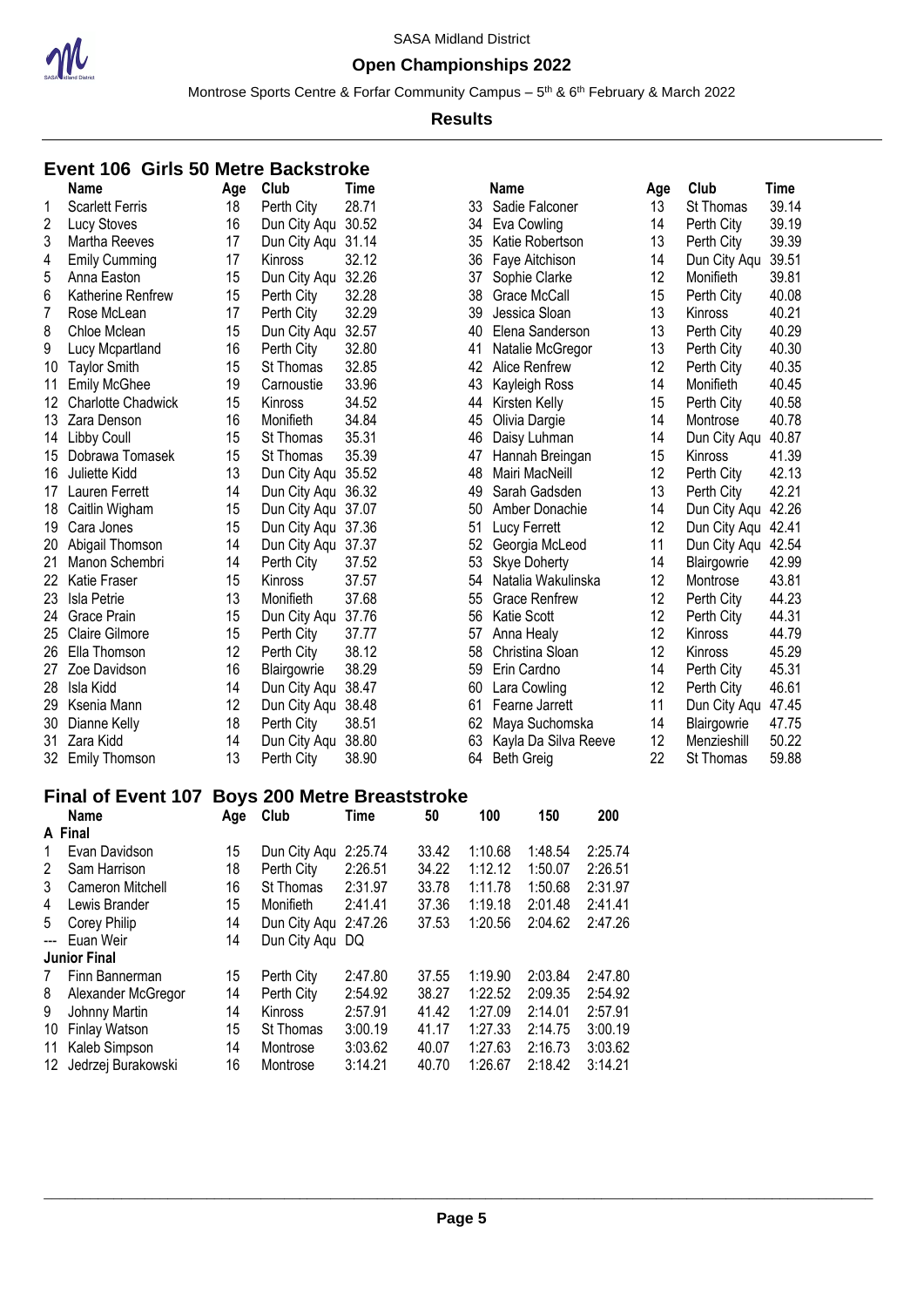SASA Midland District

**Open Championships 2022**

Montrose Sports Centre & Forfar Community Campus – 5th & 6th February & March 2022

**Results**

## Event 106 Girls 50 Metre Backstroke

| | Name | Age | Club | Time |
|---|---|---|---|---|
| 1 | Scarlett Ferris | 18 | Perth City | 28.71 |
| 2 | Lucy Stoves | 16 | Dun City Aqu | 30.52 |
| 3 | Martha Reeves | 17 | Dun City Aqu | 31.14 |
| 4 | Emily Cumming | 17 | Kinross | 32.12 |
| 5 | Anna Easton | 15 | Dun City Aqu | 32.26 |
| 6 | Katherine Renfrew | 15 | Perth City | 32.28 |
| 7 | Rose McLean | 17 | Perth City | 32.29 |
| 8 | Chloe Mclean | 15 | Dun City Aqu | 32.57 |
| 9 | Lucy Mcpartland | 16 | Perth City | 32.80 |
| 10 | Taylor Smith | 15 | St Thomas | 32.85 |
| 11 | Emily McGhee | 19 | Carnoustie | 33.96 |
| 12 | Charlotte Chadwick | 15 | Kinross | 34.52 |
| 13 | Zara Denson | 16 | Monifieth | 34.84 |
| 14 | Libby Coull | 15 | St Thomas | 35.31 |
| 15 | Dobrawa Tomasek | 15 | St Thomas | 35.39 |
| 16 | Juliette Kidd | 13 | Dun City Aqu | 35.52 |
| 17 | Lauren Ferrett | 14 | Dun City Aqu | 36.32 |
| 18 | Caitlin Wigham | 15 | Dun City Aqu | 37.07 |
| 19 | Cara Jones | 15 | Dun City Aqu | 37.36 |
| 20 | Abigail Thomson | 14 | Dun City Aqu | 37.37 |
| 21 | Manon Schembri | 14 | Perth City | 37.52 |
| 22 | Katie Fraser | 15 | Kinross | 37.57 |
| 23 | Isla Petrie | 13 | Monifieth | 37.68 |
| 24 | Grace Prain | 15 | Dun City Aqu | 37.76 |
| 25 | Claire Gilmore | 15 | Perth City | 37.77 |
| 26 | Ella Thomson | 12 | Perth City | 38.12 |
| 27 | Zoe Davidson | 16 | Blairgowrie | 38.29 |
| 28 | Isla Kidd | 14 | Dun City Aqu | 38.47 |
| 29 | Ksenia Mann | 12 | Dun City Aqu | 38.48 |
| 30 | Dianne Kelly | 18 | Perth City | 38.51 |
| 31 | Zara Kidd | 14 | Dun City Aqu | 38.80 |
| 32 | Emily Thomson | 13 | Perth City | 38.90 |
| 33 | Sadie Falconer | 13 | St Thomas | 39.14 |
| 34 | Eva Cowling | 14 | Perth City | 39.19 |
| 35 | Katie Robertson | 13 | Perth City | 39.39 |
| 36 | Faye Aitchison | 14 | Dun City Aqu | 39.51 |
| 37 | Sophie Clarke | 12 | Monifieth | 39.81 |
| 38 | Grace McCall | 15 | Perth City | 40.08 |
| 39 | Jessica Sloan | 13 | Kinross | 40.21 |
| 40 | Elena Sanderson | 13 | Perth City | 40.29 |
| 41 | Natalie McGregor | 13 | Perth City | 40.30 |
| 42 | Alice Renfrew | 12 | Perth City | 40.35 |
| 43 | Kayleigh Ross | 14 | Monifieth | 40.45 |
| 44 | Kirsten Kelly | 15 | Perth City | 40.58 |
| 45 | Olivia Dargie | 14 | Montrose | 40.78 |
| 46 | Daisy Luhman | 14 | Dun City Aqu | 40.87 |
| 47 | Hannah Breingan | 15 | Kinross | 41.39 |
| 48 | Mairi MacNeill | 12 | Perth City | 42.13 |
| 49 | Sarah Gadsden | 13 | Perth City | 42.21 |
| 50 | Amber Donachie | 14 | Dun City Aqu | 42.26 |
| 51 | Lucy Ferrett | 12 | Dun City Aqu | 42.41 |
| 52 | Georgia McLeod | 11 | Dun City Aqu | 42.54 |
| 53 | Skye Doherty | 14 | Blairgowrie | 42.99 |
| 54 | Natalia Wakulinska | 12 | Montrose | 43.81 |
| 55 | Grace Renfrew | 12 | Perth City | 44.23 |
| 56 | Katie Scott | 12 | Perth City | 44.31 |
| 57 | Anna Healy | 12 | Kinross | 44.79 |
| 58 | Christina Sloan | 12 | Kinross | 45.29 |
| 59 | Erin Cardno | 14 | Perth City | 45.31 |
| 60 | Lara Cowling | 12 | Perth City | 46.61 |
| 61 | Fearne Jarrett | 11 | Dun City Aqu | 47.45 |
| 62 | Maya Suchomska | 14 | Blairgowrie | 47.75 |
| 63 | Kayla Da Silva Reeve | 12 | Menzieshill | 50.22 |
| 64 | Beth Greig | 22 | St Thomas | 59.88 |

## Final of Event 107 Boys 200 Metre Breaststroke

| | Name | Age | Club | Time | 50 | 100 | 150 | 200 |
|---|---|---|---|---|---|---|---|---|
| **A Final** | | | | | | | | |
| 1 | Evan Davidson | 15 | Dun City Aqu | 2:25.74 | 33.42 | 1:10.68 | 1:48.54 | 2:25.74 |
| 2 | Sam Harrison | 18 | Perth City | 2:26.51 | 34.22 | 1:12.12 | 1:50.07 | 2:26.51 |
| 3 | Cameron Mitchell | 16 | St Thomas | 2:31.97 | 33.78 | 1:11.78 | 1:50.68 | 2:31.97 |
| 4 | Lewis Brander | 15 | Monifieth | 2:41.41 | 37.36 | 1:19.18 | 2:01.48 | 2:41.41 |
| 5 | Corey Philip | 14 | Dun City Aqu | 2:47.26 | 37.53 | 1:20.56 | 2:04.62 | 2:47.26 |
| --- | Euan Weir | 14 | Dun City Aqu | DQ | | | | |
| **Junior Final** | | | | | | | | |
| 7 | Finn Bannerman | 15 | Perth City | 2:47.80 | 37.55 | 1:19.90 | 2:03.84 | 2:47.80 |
| 8 | Alexander McGregor | 14 | Perth City | 2:54.92 | 38.27 | 1:22.52 | 2:09.35 | 2:54.92 |
| 9 | Johnny Martin | 14 | Kinross | 2:57.91 | 41.42 | 1:27.09 | 2:14.01 | 2:57.91 |
| 10 | Finlay Watson | 15 | St Thomas | 3:00.19 | 41.17 | 1:27.33 | 2:14.75 | 3:00.19 |
| 11 | Kaleb Simpson | 14 | Montrose | 3:03.62 | 40.07 | 1:27.63 | 2:16.73 | 3:03.62 |
| 12 | Jedrzej Burakowski | 16 | Montrose | 3:14.21 | 40.70 | 1:26.67 | 2:18.42 | 3:14.21 |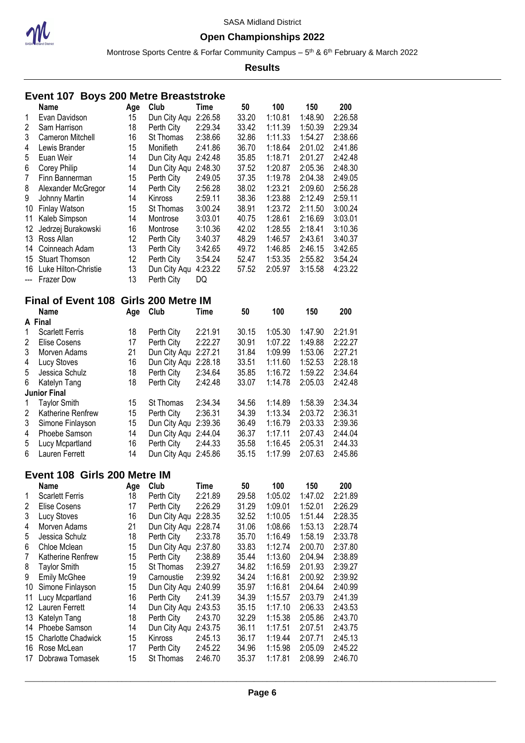SASA Midland District

**Open Championships 2022**

Montrose Sports Centre & Forfar Community Campus – 5th & 6th February & March 2022

**Results**

## Event 107 Boys 200 Metre Breaststroke

| | Name | Age | Club | Time | 50 | 100 | 150 | 200 |
|---|---|---|---|---|---|---|---|---|
| 1 | Evan Davidson | 15 | Dun City Aqu | 2:26.58 | 33.20 | 1:10.81 | 1:48.90 | 2:26.58 |
| 2 | Sam Harrison | 18 | Perth City | 2:29.34 | 33.42 | 1:11.39 | 1:50.39 | 2:29.34 |
| 3 | Cameron Mitchell | 16 | St Thomas | 2:38.66 | 32.86 | 1:11.33 | 1:54.27 | 2:38.66 |
| 4 | Lewis Brander | 15 | Monifieth | 2:41.86 | 36.70 | 1:18.64 | 2:01.02 | 2:41.86 |
| 5 | Euan Weir | 14 | Dun City Aqu | 2:42.48 | 35.85 | 1:18.71 | 2:01.27 | 2:42.48 |
| 6 | Corey Philip | 14 | Dun City Aqu | 2:48.30 | 37.52 | 1:20.87 | 2:05.36 | 2:48.30 |
| 7 | Finn Bannerman | 15 | Perth City | 2:49.05 | 37.35 | 1:19.78 | 2:04.38 | 2:49.05 |
| 8 | Alexander McGregor | 14 | Perth City | 2:56.28 | 38.02 | 1:23.21 | 2:09.60 | 2:56.28 |
| 9 | Johnny Martin | 14 | Kinross | 2:59.11 | 38.36 | 1:23.88 | 2:12.49 | 2:59.11 |
| 10 | Finlay Watson | 15 | St Thomas | 3:00.24 | 38.91 | 1:23.72 | 2:11.50 | 3:00.24 |
| 11 | Kaleb Simpson | 14 | Montrose | 3:03.01 | 40.75 | 1:28.61 | 2:16.69 | 3:03.01 |
| 12 | Jedrzej Burakowski | 16 | Montrose | 3:10.36 | 42.02 | 1:28.55 | 2:18.41 | 3:10.36 |
| 13 | Ross Allan | 12 | Perth City | 3:40.37 | 48.29 | 1:46.57 | 2:43.61 | 3:40.37 |
| 14 | Coinneach Adam | 13 | Perth City | 3:42.65 | 49.72 | 1:46.85 | 2:46.15 | 3:42.65 |
| 15 | Stuart Thomson | 12 | Perth City | 3:54.24 | 52.47 | 1:53.35 | 2:55.82 | 3:54.24 |
| 16 | Luke Hilton-Christie | 13 | Dun City Aqu | 4:23.22 | 57.52 | 2:05.97 | 3:15.58 | 4:23.22 |
| --- | Frazer Dow | 13 | Perth City | DQ | | | | |

## Final of Event 108 Girls 200 Metre IM

| | Name | Age | Club | Time | 50 | 100 | 150 | 200 |
|---|---|---|---|---|---|---|---|---|
| **A Final** | | | | | | | | |
| 1 | Scarlett Ferris | 18 | Perth City | 2:21.91 | 30.15 | 1:05.30 | 1:47.90 | 2:21.91 |
| 2 | Elise Cosens | 17 | Perth City | 2:22.27 | 30.91 | 1:07.22 | 1:49.88 | 2:22.27 |
| 3 | Morven Adams | 21 | Dun City Aqu | 2:27.21 | 31.84 | 1:09.99 | 1:53.06 | 2:27.21 |
| 4 | Lucy Stoves | 16 | Dun City Aqu | 2:28.18 | 33.51 | 1:11.60 | 1:52.53 | 2:28.18 |
| 5 | Jessica Schulz | 18 | Perth City | 2:34.64 | 35.85 | 1:16.72 | 1:59.22 | 2:34.64 |
| 6 | Katelyn Tang | 18 | Perth City | 2:42.48 | 33.07 | 1:14.78 | 2:05.03 | 2:42.48 |
| **Junior Final** | | | | | | | | |
| 1 | Taylor Smith | 15 | St Thomas | 2:34.34 | 34.56 | 1:14.89 | 1:58.39 | 2:34.34 |
| 2 | Katherine Renfrew | 15 | Perth City | 2:36.31 | 34.39 | 1:13.34 | 2:03.72 | 2:36.31 |
| 3 | Simone Finlayson | 15 | Dun City Aqu | 2:39.36 | 36.49 | 1:16.79 | 2:03.33 | 2:39.36 |
| 4 | Phoebe Samson | 14 | Dun City Aqu | 2:44.04 | 36.37 | 1:17.11 | 2:07.43 | 2:44.04 |
| 5 | Lucy Mcpartland | 16 | Perth City | 2:44.33 | 35.58 | 1:16.45 | 2:05.31 | 2:44.33 |
| 6 | Lauren Ferrett | 14 | Dun City Aqu | 2:45.86 | 35.15 | 1:17.99 | 2:07.63 | 2:45.86 |

## Event 108 Girls 200 Metre IM

| | Name | Age | Club | Time | 50 | 100 | 150 | 200 |
|---|---|---|---|---|---|---|---|---|
| 1 | Scarlett Ferris | 18 | Perth City | 2:21.89 | 29.58 | 1:05.02 | 1:47.02 | 2:21.89 |
| 2 | Elise Cosens | 17 | Perth City | 2:26.29 | 31.29 | 1:09.01 | 1:52.01 | 2:26.29 |
| 3 | Lucy Stoves | 16 | Dun City Aqu | 2:28.35 | 32.52 | 1:10.05 | 1:51.44 | 2:28.35 |
| 4 | Morven Adams | 21 | Dun City Aqu | 2:28.74 | 31.06 | 1:08.66 | 1:53.13 | 2:28.74 |
| 5 | Jessica Schulz | 18 | Perth City | 2:33.78 | 35.70 | 1:16.49 | 1:58.19 | 2:33.78 |
| 6 | Chloe Mclean | 15 | Dun City Aqu | 2:37.80 | 33.83 | 1:12.74 | 2:00.70 | 2:37.80 |
| 7 | Katherine Renfrew | 15 | Perth City | 2:38.89 | 35.44 | 1:13.60 | 2:04.94 | 2:38.89 |
| 8 | Taylor Smith | 15 | St Thomas | 2:39.27 | 34.82 | 1:16.59 | 2:01.93 | 2:39.27 |
| 9 | Emily McGhee | 19 | Carnoustie | 2:39.92 | 34.24 | 1:16.81 | 2:00.92 | 2:39.92 |
| 10 | Simone Finlayson | 15 | Dun City Aqu | 2:40.99 | 35.97 | 1:16.81 | 2:04.64 | 2:40.99 |
| 11 | Lucy Mcpartland | 16 | Perth City | 2:41.39 | 34.39 | 1:15.57 | 2:03.79 | 2:41.39 |
| 12 | Lauren Ferrett | 14 | Dun City Aqu | 2:43.53 | 35.15 | 1:17.10 | 2:06.33 | 2:43.53 |
| 13 | Katelyn Tang | 18 | Perth City | 2:43.70 | 32.29 | 1:15.38 | 2:05.86 | 2:43.70 |
| 14 | Phoebe Samson | 14 | Dun City Aqu | 2:43.75 | 36.11 | 1:17.51 | 2:07.51 | 2:43.75 |
| 15 | Charlotte Chadwick | 15 | Kinross | 2:45.13 | 36.17 | 1:19.44 | 2:07.71 | 2:45.13 |
| 16 | Rose McLean | 17 | Perth City | 2:45.22 | 34.96 | 1:15.98 | 2:05.09 | 2:45.22 |
| 17 | Dobrawa Tomasek | 15 | St Thomas | 2:46.70 | 35.37 | 1:17.81 | 2:08.99 | 2:46.70 |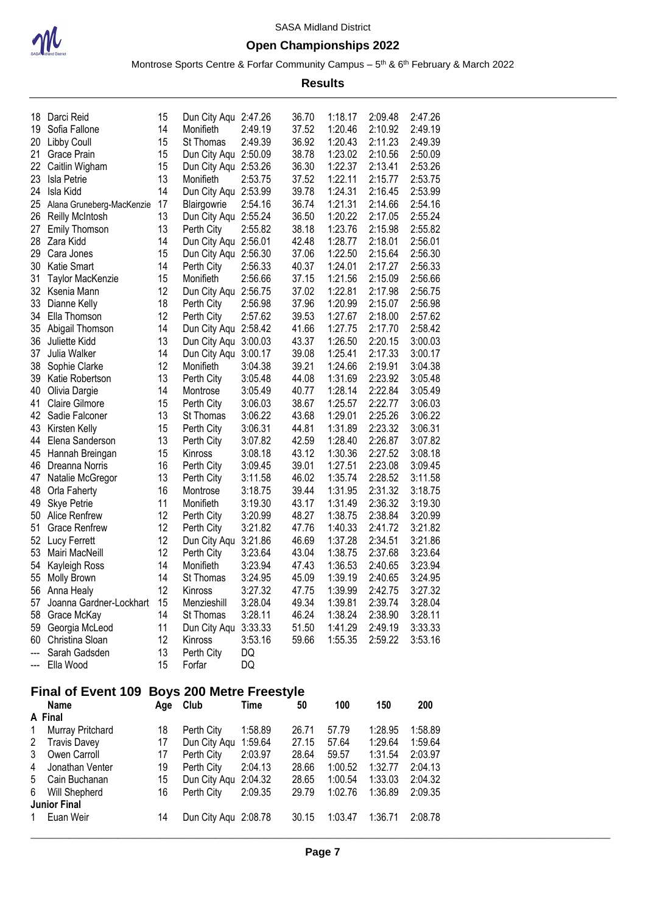| | Name | Age | Club | Time | 50 | 100 | 150 | 200 |
|---|---|---|---|---|---|---|---|---|
| 18 | Darci Reid | 15 | Dun City Aqu | 2:47.26 | 36.70 | 1:18.17 | 2:09.48 | 2:47.26 |
| 19 | Sofia Fallone | 14 | Monifieth | 2:49.19 | 37.52 | 1:20.46 | 2:10.92 | 2:49.19 |
| 20 | Libby Coull | 15 | St Thomas | 2:49.39 | 36.92 | 1:20.43 | 2:11.23 | 2:49.39 |
| 21 | Grace Prain | 15 | Dun City Aqu | 2:50.09 | 38.78 | 1:23.02 | 2:10.56 | 2:50.09 |
| 22 | Caitlin Wigham | 15 | Dun City Aqu | 2:53.26 | 36.30 | 1:22.37 | 2:13.41 | 2:53.26 |
| 23 | Isla Petrie | 13 | Monifieth | 2:53.75 | 37.52 | 1:22.11 | 2:15.77 | 2:53.75 |
| 24 | Isla Kidd | 14 | Dun City Aqu | 2:53.99 | 39.78 | 1:24.31 | 2:16.45 | 2:53.99 |
| 25 | Alana Gruneberg-MacKenzie | 17 | Blairgowrie | 2:54.16 | 36.74 | 1:21.31 | 2:14.66 | 2:54.16 |
| 26 | Reilly McIntosh | 13 | Dun City Aqu | 2:55.24 | 36.50 | 1:20.22 | 2:17.05 | 2:55.24 |
| 27 | Emily Thomson | 13 | Perth City | 2:55.82 | 38.18 | 1:23.76 | 2:15.98 | 2:55.82 |
| 28 | Zara Kidd | 14 | Dun City Aqu | 2:56.01 | 42.48 | 1:28.77 | 2:18.01 | 2:56.01 |
| 29 | Cara Jones | 15 | Dun City Aqu | 2:56.30 | 37.06 | 1:22.50 | 2:15.64 | 2:56.30 |
| 30 | Katie Smart | 14 | Perth City | 2:56.33 | 40.37 | 1:24.01 | 2:17.27 | 2:56.33 |
| 31 | Taylor MacKenzie | 15 | Monifieth | 2:56.66 | 37.15 | 1:21.56 | 2:15.09 | 2:56.66 |
| 32 | Ksenia Mann | 12 | Dun City Aqu | 2:56.75 | 37.02 | 1:22.81 | 2:17.98 | 2:56.75 |
| 33 | Dianne Kelly | 18 | Perth City | 2:56.98 | 37.96 | 1:20.99 | 2:15.07 | 2:56.98 |
| 34 | Ella Thomson | 12 | Perth City | 2:57.62 | 39.53 | 1:27.67 | 2:18.00 | 2:57.62 |
| 35 | Abigail Thomson | 14 | Dun City Aqu | 2:58.42 | 41.66 | 1:27.75 | 2:17.70 | 2:58.42 |
| 36 | Juliette Kidd | 13 | Dun City Aqu | 3:00.03 | 43.37 | 1:26.50 | 2:20.15 | 3:00.03 |
| 37 | Julia Walker | 14 | Dun City Aqu | 3:00.17 | 39.08 | 1:25.41 | 2:17.33 | 3:00.17 |
| 38 | Sophie Clarke | 12 | Monifieth | 3:04.38 | 39.21 | 1:24.66 | 2:19.91 | 3:04.38 |
| 39 | Katie Robertson | 13 | Perth City | 3:05.48 | 44.08 | 1:31.69 | 2:23.92 | 3:05.48 |
| 40 | Olivia Dargie | 14 | Montrose | 3:05.49 | 40.77 | 1:28.14 | 2:22.84 | 3:05.49 |
| 41 | Claire Gilmore | 15 | Perth City | 3:06.03 | 38.67 | 1:25.57 | 2:22.77 | 3:06.03 |
| 42 | Sadie Falconer | 13 | St Thomas | 3:06.22 | 43.68 | 1:29.01 | 2:25.26 | 3:06.22 |
| 43 | Kirsten Kelly | 15 | Perth City | 3:06.31 | 44.81 | 1:31.89 | 2:23.32 | 3:06.31 |
| 44 | Elena Sanderson | 13 | Perth City | 3:07.82 | 42.59 | 1:28.40 | 2:26.87 | 3:07.82 |
| 45 | Hannah Breingan | 15 | Kinross | 3:08.18 | 43.12 | 1:30.36 | 2:27.52 | 3:08.18 |
| 46 | Dreanna Norris | 16 | Perth City | 3:09.45 | 39.01 | 1:27.51 | 2:23.08 | 3:09.45 |
| 47 | Natalie McGregor | 13 | Perth City | 3:11.58 | 46.02 | 1:35.74 | 2:28.52 | 3:11.58 |
| 48 | Orla Faherty | 16 | Montrose | 3:18.75 | 39.44 | 1:31.95 | 2:31.32 | 3:18.75 |
| 49 | Skye Petrie | 11 | Monifieth | 3:19.30 | 43.17 | 1:31.49 | 2:36.32 | 3:19.30 |
| 50 | Alice Renfrew | 12 | Perth City | 3:20.99 | 48.27 | 1:38.75 | 2:38.84 | 3:20.99 |
| 51 | Grace Renfrew | 12 | Perth City | 3:21.82 | 47.76 | 1:40.33 | 2:41.72 | 3:21.82 |
| 52 | Lucy Ferrett | 12 | Dun City Aqu | 3:21.86 | 46.69 | 1:37.28 | 2:34.51 | 3:21.86 |
| 53 | Mairi MacNeill | 12 | Perth City | 3:23.64 | 43.04 | 1:38.75 | 2:37.68 | 3:23.64 |
| 54 | Kayleigh Ross | 14 | Monifieth | 3:23.94 | 47.43 | 1:36.53 | 2:40.65 | 3:23.94 |
| 55 | Molly Brown | 14 | St Thomas | 3:24.95 | 45.09 | 1:39.19 | 2:40.65 | 3:24.95 |
| 56 | Anna Healy | 12 | Kinross | 3:27.32 | 47.75 | 1:39.99 | 2:42.75 | 3:27.32 |
| 57 | Joanna Gardner-Lockhart | 15 | Menzieshill | 3:28.04 | 49.34 | 1:39.81 | 2:39.74 | 3:28.04 |
| 58 | Grace McKay | 14 | St Thomas | 3:28.11 | 46.24 | 1:38.24 | 2:38.90 | 3:28.11 |
| 59 | Georgia McLeod | 11 | Dun City Aqu | 3:33.33 | 51.50 | 1:41.29 | 2:49.19 | 3:33.33 |
| 60 | Christina Sloan | 12 | Kinross | 3:53.16 | 59.66 | 1:55.35 | 2:59.22 | 3:53.16 |
| --- | Sarah Gadsden | 13 | Perth City | DQ | | | | |
| --- | Ella Wood | 15 | Forfar | DQ | | | | |

## Final of Event 109 Boys 200 Metre Freestyle

| | Name | Age | Club | Time | 50 | 100 | 150 | 200 |
|---|---|---|---|---|---|---|---|---|
| **A Final** | | | | | | | | |
| 1 | Murray Pritchard | 18 | Perth City | 1:58.89 | 26.71 | 57.79 | 1:28.95 | 1:58.89 |
| 2 | Travis Davey | 17 | Dun City Aqu | 1:59.64 | 27.15 | 57.64 | 1:29.64 | 1:59.64 |
| 3 | Owen Carroll | 17 | Perth City | 2:03.97 | 28.64 | 59.57 | 1:31.54 | 2:03.97 |
| 4 | Jonathan Venter | 19 | Perth City | 2:04.13 | 28.66 | 1:00.52 | 1:32.77 | 2:04.13 |
| 5 | Cain Buchanan | 15 | Dun City Aqu | 2:04.32 | 28.65 | 1:00.54 | 1:33.03 | 2:04.32 |
| 6 | Will Shepherd | 16 | Perth City | 2:09.35 | 29.79 | 1:02.76 | 1:36.89 | 2:09.35 |
| **Junior Final** | | | | | | | | |
| 1 | Euan Weir | 14 | Dun City Aqu | 2:08.78 | 30.15 | 1:03.47 | 1:36.71 | 2:08.78 |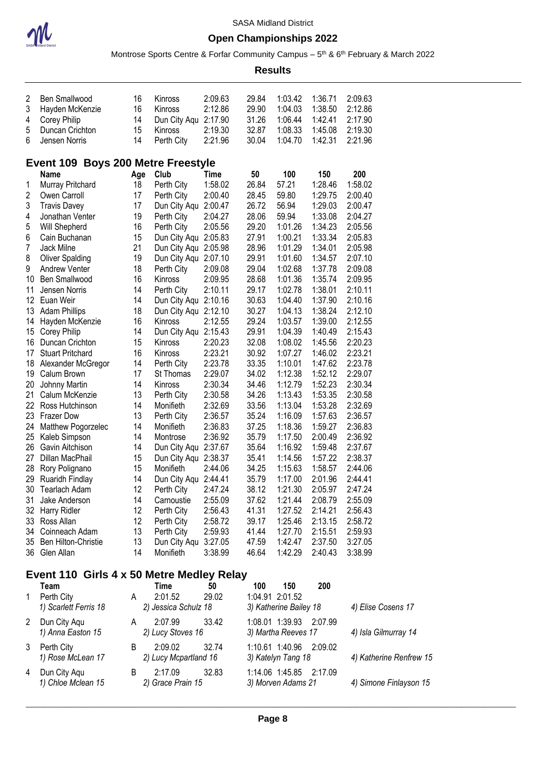| | | | | | | | | |
|---|---|---|---|---|---|---|---|---|
| 2 | Ben Smallwood | 16 | Kinross | 2:09.63 | 29.84 | 1:03.42 | 1:36.71 | 2:09.63 |
| 3 | Hayden McKenzie | 16 | Kinross | 2:12.86 | 29.90 | 1:04.03 | 1:38.50 | 2:12.86 |
| 4 | Corey Philip | 14 | Dun City Aqu | 2:17.90 | 31.26 | 1:06.44 | 1:42.41 | 2:17.90 |
| 5 | Duncan Crichton | 15 | Kinross | 2:19.30 | 32.87 | 1:08.33 | 1:45.08 | 2:19.30 |
| 6 | Jensen Norris | 14 | Perth City | 2:21.96 | 30.04 | 1:04.70 | 1:42.31 | 2:21.96 |

## Event 109 Boys 200 Metre Freestyle

| | Name | Age | Club | Time | 50 | 100 | 150 | 200 |
|---|---|---|---|---|---|---|---|---|
| 1 | Murray Pritchard | 18 | Perth City | 1:58.02 | 26.84 | 57.21 | 1:28.46 | 1:58.02 |
| 2 | Owen Carroll | 17 | Perth City | 2:00.40 | 28.45 | 59.80 | 1:29.75 | 2:00.40 |
| 3 | Travis Davey | 17 | Dun City Aqu | 2:00.47 | 26.72 | 56.94 | 1:29.03 | 2:00.47 |
| 4 | Jonathan Venter | 19 | Perth City | 2:04.27 | 28.06 | 59.94 | 1:33.08 | 2:04.27 |
| 5 | Will Shepherd | 16 | Perth City | 2:05.56 | 29.20 | 1:01.26 | 1:34.23 | 2:05.56 |
| 6 | Cain Buchanan | 15 | Dun City Aqu | 2:05.83 | 27.91 | 1:00.21 | 1:33.34 | 2:05.83 |
| 7 | Jack Milne | 21 | Dun City Aqu | 2:05.98 | 28.96 | 1:01.29 | 1:34.01 | 2:05.98 |
| 8 | Oliver Spalding | 19 | Dun City Aqu | 2:07.10 | 29.91 | 1:01.60 | 1:34.57 | 2:07.10 |
| 9 | Andrew Venter | 18 | Perth City | 2:09.08 | 29.04 | 1:02.68 | 1:37.78 | 2:09.08 |
| 10 | Ben Smallwood | 16 | Kinross | 2:09.95 | 28.68 | 1:01.36 | 1:35.74 | 2:09.95 |
| 11 | Jensen Norris | 14 | Perth City | 2:10.11 | 29.17 | 1:02.78 | 1:38.01 | 2:10.11 |
| 12 | Euan Weir | 14 | Dun City Aqu | 2:10.16 | 30.63 | 1:04.40 | 1:37.90 | 2:10.16 |
| 13 | Adam Phillips | 18 | Dun City Aqu | 2:12.10 | 30.27 | 1:04.13 | 1:38.24 | 2:12.10 |
| 14 | Hayden McKenzie | 16 | Kinross | 2:12.55 | 29.24 | 1:03.57 | 1:39.00 | 2:12.55 |
| 15 | Corey Philip | 14 | Dun City Aqu | 2:15.43 | 29.91 | 1:04.39 | 1:40.49 | 2:15.43 |
| 16 | Duncan Crichton | 15 | Kinross | 2:20.23 | 32.08 | 1:08.02 | 1:45.56 | 2:20.23 |
| 17 | Stuart Pritchard | 16 | Kinross | 2:23.21 | 30.92 | 1:07.27 | 1:46.02 | 2:23.21 |
| 18 | Alexander McGregor | 14 | Perth City | 2:23.78 | 33.35 | 1:10.01 | 1:47.62 | 2:23.78 |
| 19 | Calum Brown | 17 | St Thomas | 2:29.07 | 34.02 | 1:12.38 | 1:52.12 | 2:29.07 |
| 20 | Johnny Martin | 14 | Kinross | 2:30.34 | 34.46 | 1:12.79 | 1:52.23 | 2:30.34 |
| 21 | Calum McKenzie | 13 | Perth City | 2:30.58 | 34.26 | 1:13.43 | 1:53.35 | 2:30.58 |
| 22 | Ross Hutchinson | 14 | Monifieth | 2:32.69 | 33.56 | 1:13.04 | 1:53.28 | 2:32.69 |
| 23 | Frazer Dow | 13 | Perth City | 2:36.57 | 35.24 | 1:16.09 | 1:57.63 | 2:36.57 |
| 24 | Matthew Pogorzelec | 14 | Monifieth | 2:36.83 | 37.25 | 1:18.36 | 1:59.27 | 2:36.83 |
| 25 | Kaleb Simpson | 14 | Montrose | 2:36.92 | 35.79 | 1:17.50 | 2:00.49 | 2:36.92 |
| 26 | Gavin Aitchison | 14 | Dun City Aqu | 2:37.67 | 35.64 | 1:16.92 | 1:59.48 | 2:37.67 |
| 27 | Dillan MacPhail | 15 | Dun City Aqu | 2:38.37 | 35.41 | 1:14.56 | 1:57.22 | 2:38.37 |
| 28 | Rory Polignano | 15 | Monifieth | 2:44.06 | 34.25 | 1:15.63 | 1:58.57 | 2:44.06 |
| 29 | Ruaridh Findlay | 14 | Dun City Aqu | 2:44.41 | 35.79 | 1:17.00 | 2:01.96 | 2:44.41 |
| 30 | Tearlach Adam | 12 | Perth City | 2:47.24 | 38.12 | 1:21.30 | 2:05.97 | 2:47.24 |
| 31 | Jake Anderson | 14 | Carnoustie | 2:55.09 | 37.62 | 1:21.44 | 2:08.79 | 2:55.09 |
| 32 | Harry Ridler | 12 | Perth City | 2:56.43 | 41.31 | 1:27.52 | 2:14.21 | 2:56.43 |
| 33 | Ross Allan | 12 | Perth City | 2:58.72 | 39.17 | 1:25.46 | 2:13.15 | 2:58.72 |
| 34 | Coinneach Adam | 13 | Perth City | 2:59.93 | 41.44 | 1:27.70 | 2:15.51 | 2:59.93 |
| 35 | Ben Hilton-Christie | 13 | Dun City Aqu | 3:27.05 | 47.59 | 1:42.47 | 2:37.50 | 3:27.05 |
| 36 | Glen Allan | 14 | Monifieth | 3:38.99 | 46.64 | 1:42.29 | 2:40.43 | 3:38.99 |

## Event 110 Girls 4 x 50 Metre Medley Relay

| | Team | | Time | 50 | 100 | 150 | 200 | |
|---|---|---|---|---|---|---|---|---|
| 1 | Perth City | A | 2:01.52 | 29.02 | 1:04.91 | 2:01.52 | | |
| | *1) Scarlett Ferris 18* | | *2) Jessica Schulz 18* | | *3) Katherine Bailey 18* | | | *4) Elise Cosens 17* |
| 2 | Dun City Aqu | A | 2:07.99 | 33.42 | 1:08.01 | 1:39.93 | 2:07.99 | |
| | *1) Anna Easton 15* | | *2) Lucy Stoves 16* | | *3) Martha Reeves 17* | | | *4) Isla Gilmurray 14* |
| 3 | Perth City | B | 2:09.02 | 32.74 | 1:10.61 | 1:40.96 | 2:09.02 | |
| | *1) Rose McLean 17* | | *2) Lucy Mcpartland 16* | | *3) Katelyn Tang 18* | | | *4) Katherine Renfrew 15* |
| 4 | Dun City Aqu | B | 2:17.09 | 32.83 | 1:14.06 | 1:45.85 | 2:17.09 | |
| | *1) Chloe Mclean 15* | | *2) Grace Prain 15* | | *3) Morven Adams 21* | | | *4) Simone Finlayson 15* |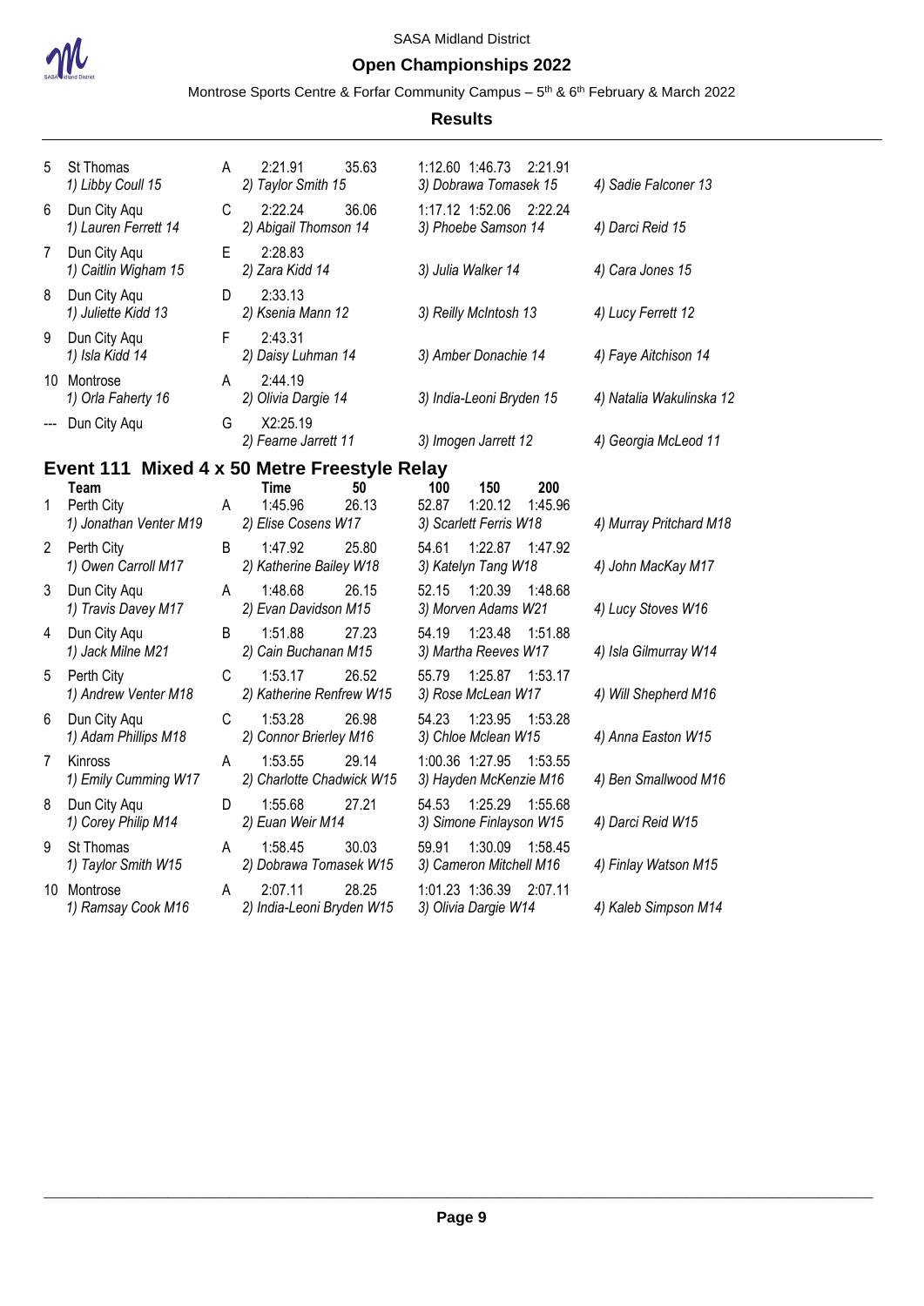SASA Midland District

**Open Championships 2022**

Montrose Sports Centre & Forfar Community Campus – 5th & 6th February & March 2022

**Results**

| | Team | | Time | 50 | 100 | 150 | 200 | |
|---|---|---|---|---|---|---|---|---|
| 5 | St Thomas | A | 2:21.91 | 35.63 | 1:12.60 | 1:46.73 | 2:21.91 | |
| | *1) Libby Coull 15* | | *2) Taylor Smith 15* | | *3) Dobrawa Tomasek 15* | | | *4) Sadie Falconer 13* |
| 6 | Dun City Aqu | C | 2:22.24 | 36.06 | 1:17.12 | 1:52.06 | 2:22.24 | |
| | *1) Lauren Ferrett 14* | | *2) Abigail Thomson 14* | | *3) Phoebe Samson 14* | | | *4) Darci Reid 15* |
| 7 | Dun City Aqu | E | 2:28.83 | | | | | |
| | *1) Caitlin Wigham 15* | | *2) Zara Kidd 14* | | *3) Julia Walker 14* | | | *4) Cara Jones 15* |
| 8 | Dun City Aqu | D | 2:33.13 | | | | | |
| | *1) Juliette Kidd 13* | | *2) Ksenia Mann 12* | | *3) Reilly McIntosh 13* | | | *4) Lucy Ferrett 12* |
| 9 | Dun City Aqu | F | 2:43.31 | | | | | |
| | *1) Isla Kidd 14* | | *2) Daisy Luhman 14* | | *3) Amber Donachie 14* | | | *4) Faye Aitchison 14* |
| 10 | Montrose | A | 2:44.19 | | | | | |
| | *1) Orla Faherty 16* | | *2) Olivia Dargie 14* | | *3) India-Leoni Bryden 15* | | | *4) Natalia Wakulinska 12* |
| --- | Dun City Aqu | G | X2:25.19 | | | | | |
| | | | *2) Fearne Jarrett 11* | | *3) Imogen Jarrett 12* | | | *4) Georgia McLeod 11* |

## Event 111 Mixed 4 x 50 Metre Freestyle Relay

| | Team | | Time | 50 | 100 | 150 | 200 | |
|---|---|---|---|---|---|---|---|---|
| 1 | Perth City | A | 1:45.96 | 26.13 | 52.87 | 1:20.12 | 1:45.96 | |
| | *1) Jonathan Venter M19* | | *2) Elise Cosens W17* | | *3) Scarlett Ferris W18* | | | *4) Murray Pritchard M18* |
| 2 | Perth City | B | 1:47.92 | 25.80 | 54.61 | 1:22.87 | 1:47.92 | |
| | *1) Owen Carroll M17* | | *2) Katherine Bailey W18* | | *3) Katelyn Tang W18* | | | *4) John MacKay M17* |
| 3 | Dun City Aqu | A | 1:48.68 | 26.15 | 52.15 | 1:20.39 | 1:48.68 | |
| | *1) Travis Davey M17* | | *2) Evan Davidson M15* | | *3) Morven Adams W21* | | | *4) Lucy Stoves W16* |
| 4 | Dun City Aqu | B | 1:51.88 | 27.23 | 54.19 | 1:23.48 | 1:51.88 | |
| | *1) Jack Milne M21* | | *2) Cain Buchanan M15* | | *3) Martha Reeves W17* | | | *4) Isla Gilmurray W14* |
| 5 | Perth City | C | 1:53.17 | 26.52 | 55.79 | 1:25.87 | 1:53.17 | |
| | *1) Andrew Venter M18* | | *2) Katherine Renfrew W15* | | *3) Rose McLean W17* | | | *4) Will Shepherd M16* |
| 6 | Dun City Aqu | C | 1:53.28 | 26.98 | 54.23 | 1:23.95 | 1:53.28 | |
| | *1) Adam Phillips M18* | | *2) Connor Brierley M16* | | *3) Chloe Mclean W15* | | | *4) Anna Easton W15* |
| 7 | Kinross | A | 1:53.55 | 29.14 | 1:00.36 | 1:27.95 | 1:53.55 | |
| | *1) Emily Cumming W17* | | *2) Charlotte Chadwick W15* | | *3) Hayden McKenzie M16* | | | *4) Ben Smallwood M16* |
| 8 | Dun City Aqu | D | 1:55.68 | 27.21 | 54.53 | 1:25.29 | 1:55.68 | |
| | *1) Corey Philip M14* | | *2) Euan Weir M14* | | *3) Simone Finlayson W15* | | | *4) Darci Reid W15* |
| 9 | St Thomas | A | 1:58.45 | 30.03 | 59.91 | 1:30.09 | 1:58.45 | |
| | *1) Taylor Smith W15* | | *2) Dobrawa Tomasek W15* | | *3) Cameron Mitchell M16* | | | *4) Finlay Watson M15* |
| 10 | Montrose | A | 2:07.11 | 28.25 | 1:01.23 | 1:36.39 | 2:07.11 | |
| | *1) Ramsay Cook M16* | | *2) India-Leoni Bryden W15* | | *3) Olivia Dargie W14* | | | *4) Kaleb Simpson M14* |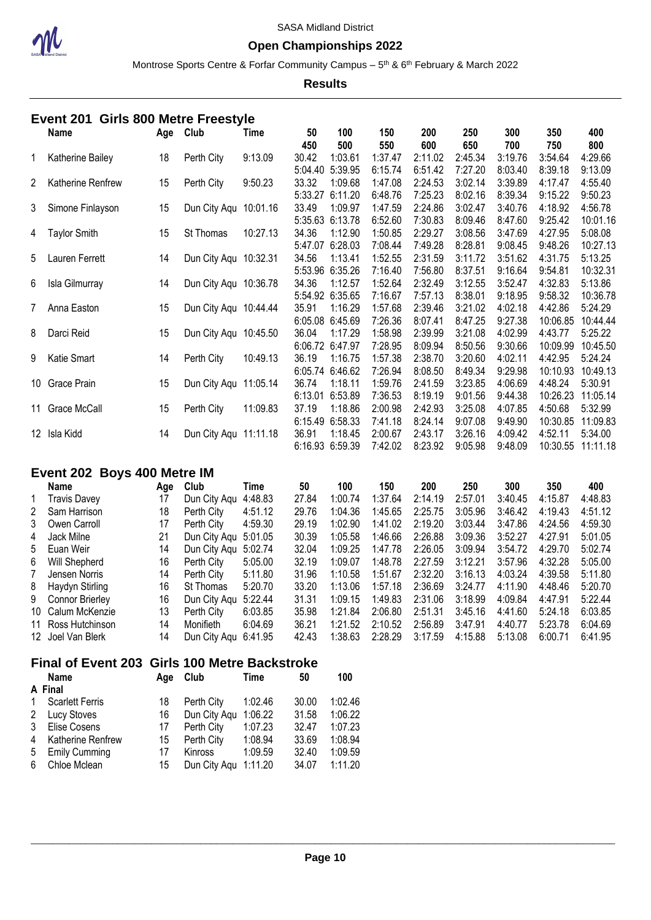SASA Midland District

**Open Championships 2022**

Montrose Sports Centre & Forfar Community Campus – 5th & 6th February & March 2022

**Results**

## Event 201 Girls 800 Metre Freestyle

| | Name | Age | Club | Time | 50 / 450 | 100 / 500 | 150 / 550 | 200 / 600 | 250 / 650 | 300 / 700 | 350 / 750 | 400 / 800 |
|---|---|---|---|---|---|---|---|---|---|---|---|---|
| 1 | Katherine Bailey | 18 | Perth City | 9:13.09 | 30.42 | 1:03.61 | 1:37.47 | 2:11.02 | 2:45.34 | 3:19.76 | 3:54.64 | 4:29.66 |
| | | | | | 5:04.40 | 5:39.95 | 6:15.74 | 6:51.42 | 7:27.20 | 8:03.40 | 8:39.18 | 9:13.09 |
| 2 | Katherine Renfrew | 15 | Perth City | 9:50.23 | 33.32 | 1:09.68 | 1:47.08 | 2:24.53 | 3:02.14 | 3:39.89 | 4:17.47 | 4:55.40 |
| | | | | | 5:33.27 | 6:11.20 | 6:48.76 | 7:25.23 | 8:02.16 | 8:39.34 | 9:15.22 | 9:50.23 |
| 3 | Simone Finlayson | 15 | Dun City Aqu | 10:01.16 | 33.49 | 1:09.97 | 1:47.59 | 2:24.86 | 3:02.47 | 3:40.76 | 4:18.92 | 4:56.78 |
| | | | | | 5:35.63 | 6:13.78 | 6:52.60 | 7:30.83 | 8:09.46 | 8:47.60 | 9:25.42 | 10:01.16 |
| 4 | Taylor Smith | 15 | St Thomas | 10:27.13 | 34.36 | 1:12.90 | 1:50.85 | 2:29.27 | 3:08.56 | 3:47.69 | 4:27.95 | 5:08.08 |
| | | | | | 5:47.07 | 6:28.03 | 7:08.44 | 7:49.28 | 8:28.81 | 9:08.45 | 9:48.26 | 10:27.13 |
| 5 | Lauren Ferrett | 14 | Dun City Aqu | 10:32.31 | 34.56 | 1:13.41 | 1:52.55 | 2:31.59 | 3:11.72 | 3:51.62 | 4:31.75 | 5:13.25 |
| | | | | | 5:53.96 | 6:35.26 | 7:16.40 | 7:56.80 | 8:37.51 | 9:16.64 | 9:54.81 | 10:32.31 |
| 6 | Isla Gilmurray | 14 | Dun City Aqu | 10:36.78 | 34.36 | 1:12.57 | 1:52.64 | 2:32.49 | 3:12.55 | 3:52.47 | 4:32.83 | 5:13.86 |
| | | | | | 5:54.92 | 6:35.65 | 7:16.67 | 7:57.13 | 8:38.01 | 9:18.95 | 9:58.32 | 10:36.78 |
| 7 | Anna Easton | 15 | Dun City Aqu | 10:44.44 | 35.91 | 1:16.29 | 1:57.68 | 2:39.46 | 3:21.02 | 4:02.18 | 4:42.86 | 5:24.29 |
| | | | | | 6:05.08 | 6:45.69 | 7:26.36 | 8:07.41 | 8:47.25 | 9:27.38 | 10:06.85 | 10:44.44 |
| 8 | Darci Reid | 15 | Dun City Aqu | 10:45.50 | 36.04 | 1:17.29 | 1:58.98 | 2:39.99 | 3:21.08 | 4:02.99 | 4:43.77 | 5:25.22 |
| | | | | | 6:06.72 | 6:47.97 | 7:28.95 | 8:09.94 | 8:50.56 | 9:30.66 | 10:09.99 | 10:45.50 |
| 9 | Katie Smart | 14 | Perth City | 10:49.13 | 36.19 | 1:16.75 | 1:57.38 | 2:38.70 | 3:20.60 | 4:02.11 | 4:42.95 | 5:24.24 |
| | | | | | 6:05.74 | 6:46.62 | 7:26.94 | 8:08.50 | 8:49.34 | 9:29.98 | 10:10.93 | 10:49.13 |
| 10 | Grace Prain | 15 | Dun City Aqu | 11:05.14 | 36.74 | 1:18.11 | 1:59.76 | 2:41.59 | 3:23.85 | 4:06.69 | 4:48.24 | 5:30.91 |
| | | | | | 6:13.01 | 6:53.89 | 7:36.53 | 8:19.19 | 9:01.56 | 9:44.38 | 10:26.23 | 11:05.14 |
| 11 | Grace McCall | 15 | Perth City | 11:09.83 | 37.19 | 1:18.86 | 2:00.98 | 2:42.93 | 3:25.08 | 4:07.85 | 4:50.68 | 5:32.99 |
| | | | | | 6:15.49 | 6:58.33 | 7:41.18 | 8:24.14 | 9:07.08 | 9:49.90 | 10:30.85 | 11:09.83 |
| 12 | Isla Kidd | 14 | Dun City Aqu | 11:11.18 | 36.91 | 1:18.45 | 2:00.67 | 2:43.17 | 3:26.16 | 4:09.42 | 4:52.11 | 5:34.00 |
| | | | | | 6:16.93 | 6:59.39 | 7:42.02 | 8:23.92 | 9:05.98 | 9:48.09 | 10:30.55 | 11:11.18 |

## Event 202 Boys 400 Metre IM

| | Name | Age | Club | Time | 50 | 100 | 150 | 200 | 250 | 300 | 350 | 400 |
|---|---|---|---|---|---|---|---|---|---|---|---|---|
| 1 | Travis Davey | 17 | Dun City Aqu | 4:48.83 | 27.84 | 1:00.74 | 1:37.64 | 2:14.19 | 2:57.01 | 3:40.45 | 4:15.87 | 4:48.83 |
| 2 | Sam Harrison | 18 | Perth City | 4:51.12 | 29.76 | 1:04.36 | 1:45.65 | 2:25.75 | 3:05.96 | 3:46.42 | 4:19.43 | 4:51.12 |
| 3 | Owen Carroll | 17 | Perth City | 4:59.30 | 29.19 | 1:02.90 | 1:41.02 | 2:19.20 | 3:03.44 | 3:47.86 | 4:24.56 | 4:59.30 |
| 4 | Jack Milne | 21 | Dun City Aqu | 5:01.05 | 30.39 | 1:05.58 | 1:46.66 | 2:26.88 | 3:09.36 | 3:52.27 | 4:27.91 | 5:01.05 |
| 5 | Euan Weir | 14 | Dun City Aqu | 5:02.74 | 32.04 | 1:09.25 | 1:47.78 | 2:26.05 | 3:09.94 | 3:54.72 | 4:29.70 | 5:02.74 |
| 6 | Will Shepherd | 16 | Perth City | 5:05.00 | 32.19 | 1:09.07 | 1:48.78 | 2:27.59 | 3:12.21 | 3:57.96 | 4:32.28 | 5:05.00 |
| 7 | Jensen Norris | 14 | Perth City | 5:11.80 | 31.96 | 1:10.58 | 1:51.67 | 2:32.20 | 3:16.13 | 4:03.24 | 4:39.58 | 5:11.80 |
| 8 | Haydyn Stirling | 16 | St Thomas | 5:20.70 | 33.20 | 1:13.06 | 1:57.18 | 2:36.69 | 3:24.77 | 4:11.90 | 4:48.46 | 5:20.70 |
| 9 | Connor Brierley | 16 | Dun City Aqu | 5:22.44 | 31.31 | 1:09.15 | 1:49.83 | 2:31.06 | 3:18.99 | 4:09.84 | 4:47.91 | 5:22.44 |
| 10 | Calum McKenzie | 13 | Perth City | 6:03.85 | 35.98 | 1:21.84 | 2:06.80 | 2:51.31 | 3:45.16 | 4:41.60 | 5:24.18 | 6:03.85 |
| 11 | Ross Hutchinson | 14 | Monifieth | 6:04.69 | 36.21 | 1:21.52 | 2:10.52 | 2:56.89 | 3:47.91 | 4:40.77 | 5:23.78 | 6:04.69 |
| 12 | Joel Van Blerk | 14 | Dun City Aqu | 6:41.95 | 42.43 | 1:38.63 | 2:28.29 | 3:17.59 | 4:15.88 | 5:13.08 | 6:00.71 | 6:41.95 |

## Final of Event 203 Girls 100 Metre Backstroke

**A Final**

| | Name | Age | Club | Time | 50 | 100 |
|---|---|---|---|---|---|---|
| 1 | Scarlett Ferris | 18 | Perth City | 1:02.46 | 30.00 | 1:02.46 |
| 2 | Lucy Stoves | 16 | Dun City Aqu | 1:06.22 | 31.58 | 1:06.22 |
| 3 | Elise Cosens | 17 | Perth City | 1:07.23 | 32.47 | 1:07.23 |
| 4 | Katherine Renfrew | 15 | Perth City | 1:08.94 | 33.69 | 1:08.94 |
| 5 | Emily Cumming | 17 | Kinross | 1:09.59 | 32.40 | 1:09.59 |
| 6 | Chloe Mclean | 15 | Dun City Aqu | 1:11.20 | 34.07 | 1:11.20 |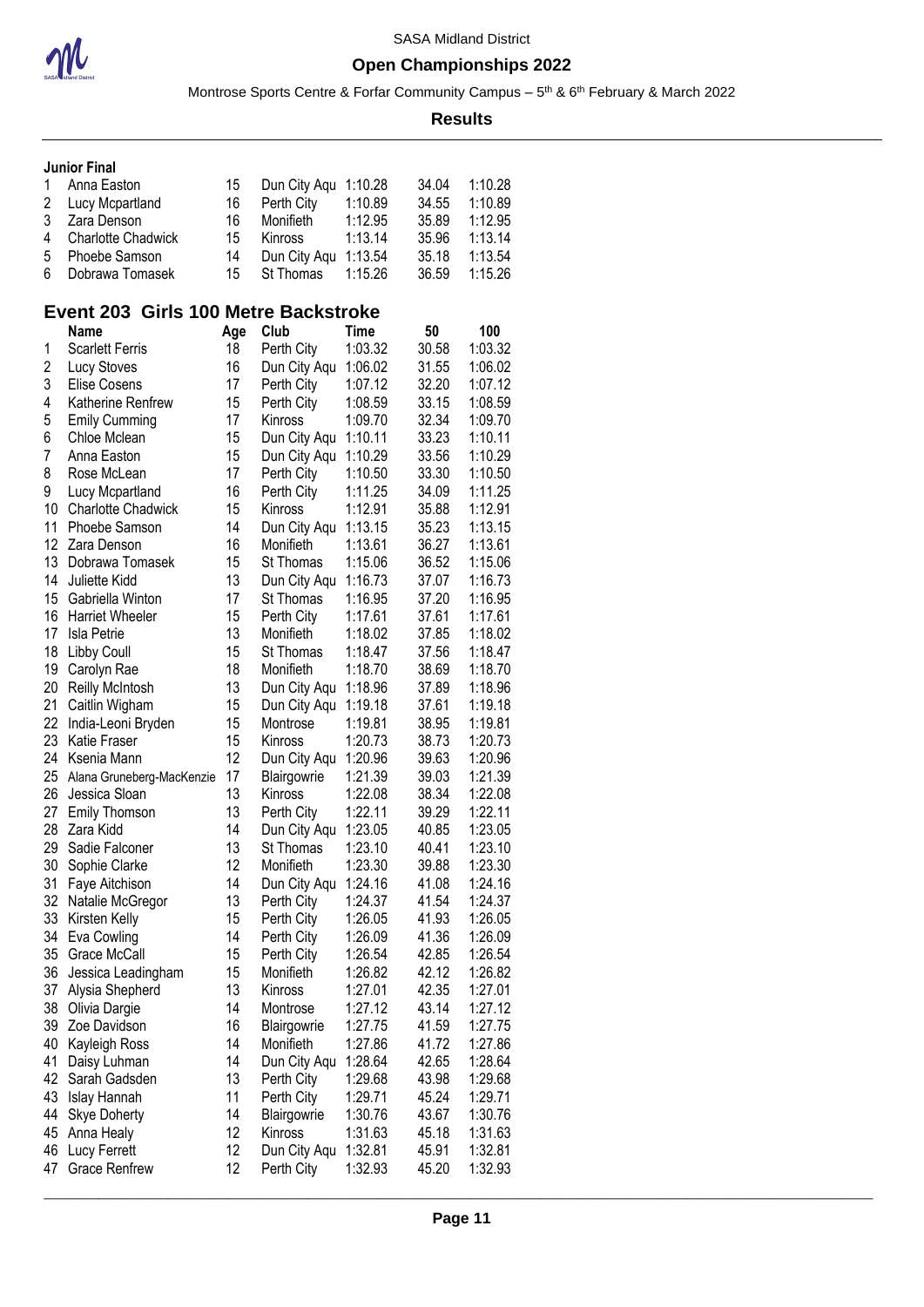**Junior Final**

| | Name | Age | Club | Time | 50 | 100 |
|---|---|---|---|---|---|---|
| 1 | Anna Easton | 15 | Dun City Aqu | 1:10.28 | 34.04 | 1:10.28 |
| 2 | Lucy Mcpartland | 16 | Perth City | 1:10.89 | 34.55 | 1:10.89 |
| 3 | Zara Denson | 16 | Monifieth | 1:12.95 | 35.89 | 1:12.95 |
| 4 | Charlotte Chadwick | 15 | Kinross | 1:13.14 | 35.96 | 1:13.14 |
| 5 | Phoebe Samson | 14 | Dun City Aqu | 1:13.54 | 35.18 | 1:13.54 |
| 6 | Dobrawa Tomasek | 15 | St Thomas | 1:15.26 | 36.59 | 1:15.26 |

## Event 203 Girls 100 Metre Backstroke

| | Name | Age | Club | Time | 50 | 100 |
|---|---|---|---|---|---|---|
| 1 | Scarlett Ferris | 18 | Perth City | 1:03.32 | 30.58 | 1:03.32 |
| 2 | Lucy Stoves | 16 | Dun City Aqu | 1:06.02 | 31.55 | 1:06.02 |
| 3 | Elise Cosens | 17 | Perth City | 1:07.12 | 32.20 | 1:07.12 |
| 4 | Katherine Renfrew | 15 | Perth City | 1:08.59 | 33.15 | 1:08.59 |
| 5 | Emily Cumming | 17 | Kinross | 1:09.70 | 32.34 | 1:09.70 |
| 6 | Chloe Mclean | 15 | Dun City Aqu | 1:10.11 | 33.23 | 1:10.11 |
| 7 | Anna Easton | 15 | Dun City Aqu | 1:10.29 | 33.56 | 1:10.29 |
| 8 | Rose McLean | 17 | Perth City | 1:10.50 | 33.30 | 1:10.50 |
| 9 | Lucy Mcpartland | 16 | Perth City | 1:11.25 | 34.09 | 1:11.25 |
| 10 | Charlotte Chadwick | 15 | Kinross | 1:12.91 | 35.88 | 1:12.91 |
| 11 | Phoebe Samson | 14 | Dun City Aqu | 1:13.15 | 35.23 | 1:13.15 |
| 12 | Zara Denson | 16 | Monifieth | 1:13.61 | 36.27 | 1:13.61 |
| 13 | Dobrawa Tomasek | 15 | St Thomas | 1:15.06 | 36.52 | 1:15.06 |
| 14 | Juliette Kidd | 13 | Dun City Aqu | 1:16.73 | 37.07 | 1:16.73 |
| 15 | Gabriella Winton | 17 | St Thomas | 1:16.95 | 37.20 | 1:16.95 |
| 16 | Harriet Wheeler | 15 | Perth City | 1:17.61 | 37.61 | 1:17.61 |
| 17 | Isla Petrie | 13 | Monifieth | 1:18.02 | 37.85 | 1:18.02 |
| 18 | Libby Coull | 15 | St Thomas | 1:18.47 | 37.56 | 1:18.47 |
| 19 | Carolyn Rae | 18 | Monifieth | 1:18.70 | 38.69 | 1:18.70 |
| 20 | Reilly McIntosh | 13 | Dun City Aqu | 1:18.96 | 37.89 | 1:18.96 |
| 21 | Caitlin Wigham | 15 | Dun City Aqu | 1:19.18 | 37.61 | 1:19.18 |
| 22 | India-Leoni Bryden | 15 | Montrose | 1:19.81 | 38.95 | 1:19.81 |
| 23 | Katie Fraser | 15 | Kinross | 1:20.73 | 38.73 | 1:20.73 |
| 24 | Ksenia Mann | 12 | Dun City Aqu | 1:20.96 | 39.63 | 1:20.96 |
| 25 | Alana Gruneberg-MacKenzie | 17 | Blairgowrie | 1:21.39 | 39.03 | 1:21.39 |
| 26 | Jessica Sloan | 13 | Kinross | 1:22.08 | 38.34 | 1:22.08 |
| 27 | Emily Thomson | 13 | Perth City | 1:22.11 | 39.29 | 1:22.11 |
| 28 | Zara Kidd | 14 | Dun City Aqu | 1:23.05 | 40.85 | 1:23.05 |
| 29 | Sadie Falconer | 13 | St Thomas | 1:23.10 | 40.41 | 1:23.10 |
| 30 | Sophie Clarke | 12 | Monifieth | 1:23.30 | 39.88 | 1:23.30 |
| 31 | Faye Aitchison | 14 | Dun City Aqu | 1:24.16 | 41.08 | 1:24.16 |
| 32 | Natalie McGregor | 13 | Perth City | 1:24.37 | 41.54 | 1:24.37 |
| 33 | Kirsten Kelly | 15 | Perth City | 1:26.05 | 41.93 | 1:26.05 |
| 34 | Eva Cowling | 14 | Perth City | 1:26.09 | 41.36 | 1:26.09 |
| 35 | Grace McCall | 15 | Perth City | 1:26.54 | 42.85 | 1:26.54 |
| 36 | Jessica Leadingham | 15 | Monifieth | 1:26.82 | 42.12 | 1:26.82 |
| 37 | Alysia Shepherd | 13 | Kinross | 1:27.01 | 42.35 | 1:27.01 |
| 38 | Olivia Dargie | 14 | Montrose | 1:27.12 | 43.14 | 1:27.12 |
| 39 | Zoe Davidson | 16 | Blairgowrie | 1:27.75 | 41.59 | 1:27.75 |
| 40 | Kayleigh Ross | 14 | Monifieth | 1:27.86 | 41.72 | 1:27.86 |
| 41 | Daisy Luhman | 14 | Dun City Aqu | 1:28.64 | 42.65 | 1:28.64 |
| 42 | Sarah Gadsden | 13 | Perth City | 1:29.68 | 43.98 | 1:29.68 |
| 43 | Islay Hannah | 11 | Perth City | 1:29.71 | 45.24 | 1:29.71 |
| 44 | Skye Doherty | 14 | Blairgowrie | 1:30.76 | 43.67 | 1:30.76 |
| 45 | Anna Healy | 12 | Kinross | 1:31.63 | 45.18 | 1:31.63 |
| 46 | Lucy Ferrett | 12 | Dun City Aqu | 1:32.81 | 45.91 | 1:32.81 |
| 47 | Grace Renfrew | 12 | Perth City | 1:32.93 | 45.20 | 1:32.93 |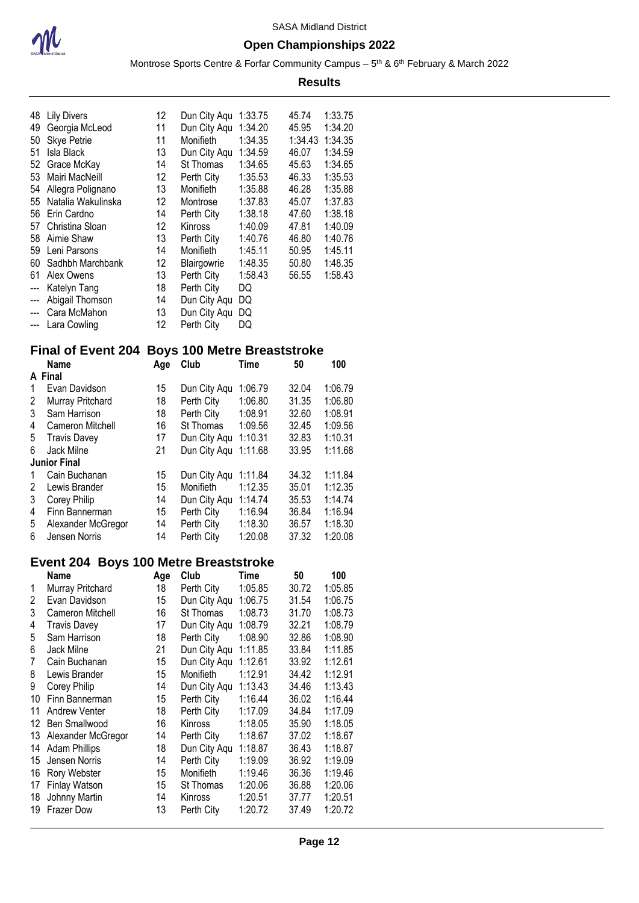| | Name | Age | Club | Time | 50 | 100 |
|---|---|---|---|---|---|---|
| 48 | Lily Divers | 12 | Dun City Aqu | 1:33.75 | 45.74 | 1:33.75 |
| 49 | Georgia McLeod | 11 | Dun City Aqu | 1:34.20 | 45.95 | 1:34.20 |
| 50 | Skye Petrie | 11 | Monifieth | 1:34.35 | 1:34.43 | 1:34.35 |
| 51 | Isla Black | 13 | Dun City Aqu | 1:34.59 | 46.07 | 1:34.59 |
| 52 | Grace McKay | 14 | St Thomas | 1:34.65 | 45.63 | 1:34.65 |
| 53 | Mairi MacNeill | 12 | Perth City | 1:35.53 | 46.33 | 1:35.53 |
| 54 | Allegra Polignano | 13 | Monifieth | 1:35.88 | 46.28 | 1:35.88 |
| 55 | Natalia Wakulinska | 12 | Montrose | 1:37.83 | 45.07 | 1:37.83 |
| 56 | Erin Cardno | 14 | Perth City | 1:38.18 | 47.60 | 1:38.18 |
| 57 | Christina Sloan | 12 | Kinross | 1:40.09 | 47.81 | 1:40.09 |
| 58 | Aimie Shaw | 13 | Perth City | 1:40.76 | 46.80 | 1:40.76 |
| 59 | Leni Parsons | 14 | Monifieth | 1:45.11 | 50.95 | 1:45.11 |
| 60 | Sadhbh Marchbank | 12 | Blairgowrie | 1:48.35 | 50.80 | 1:48.35 |
| 61 | Alex Owens | 13 | Perth City | 1:58.43 | 56.55 | 1:58.43 |
| --- | Katelyn Tang | 18 | Perth City | DQ | | |
| --- | Abigail Thomson | 14 | Dun City Aqu | DQ | | |
| --- | Cara McMahon | 13 | Dun City Aqu | DQ | | |
| --- | Lara Cowling | 12 | Perth City | DQ | | |

## Final of Event 204 Boys 100 Metre Breaststroke

| | Name | Age | Club | Time | 50 | 100 |
|---|---|---|---|---|---|---|
| **A Final** | | | | | | |
| 1 | Evan Davidson | 15 | Dun City Aqu | 1:06.79 | 32.04 | 1:06.79 |
| 2 | Murray Pritchard | 18 | Perth City | 1:06.80 | 31.35 | 1:06.80 |
| 3 | Sam Harrison | 18 | Perth City | 1:08.91 | 32.60 | 1:08.91 |
| 4 | Cameron Mitchell | 16 | St Thomas | 1:09.56 | 32.45 | 1:09.56 |
| 5 | Travis Davey | 17 | Dun City Aqu | 1:10.31 | 32.83 | 1:10.31 |
| 6 | Jack Milne | 21 | Dun City Aqu | 1:11.68 | 33.95 | 1:11.68 |
| **Junior Final** | | | | | | |
| 1 | Cain Buchanan | 15 | Dun City Aqu | 1:11.84 | 34.32 | 1:11.84 |
| 2 | Lewis Brander | 15 | Monifieth | 1:12.35 | 35.01 | 1:12.35 |
| 3 | Corey Philip | 14 | Dun City Aqu | 1:14.74 | 35.53 | 1:14.74 |
| 4 | Finn Bannerman | 15 | Perth City | 1:16.94 | 36.84 | 1:16.94 |
| 5 | Alexander McGregor | 14 | Perth City | 1:18.30 | 36.57 | 1:18.30 |
| 6 | Jensen Norris | 14 | Perth City | 1:20.08 | 37.32 | 1:20.08 |

## Event 204 Boys 100 Metre Breaststroke

| | Name | Age | Club | Time | 50 | 100 |
|---|---|---|---|---|---|---|
| 1 | Murray Pritchard | 18 | Perth City | 1:05.85 | 30.72 | 1:05.85 |
| 2 | Evan Davidson | 15 | Dun City Aqu | 1:06.75 | 31.54 | 1:06.75 |
| 3 | Cameron Mitchell | 16 | St Thomas | 1:08.73 | 31.70 | 1:08.73 |
| 4 | Travis Davey | 17 | Dun City Aqu | 1:08.79 | 32.21 | 1:08.79 |
| 5 | Sam Harrison | 18 | Perth City | 1:08.90 | 32.86 | 1:08.90 |
| 6 | Jack Milne | 21 | Dun City Aqu | 1:11.85 | 33.84 | 1:11.85 |
| 7 | Cain Buchanan | 15 | Dun City Aqu | 1:12.61 | 33.92 | 1:12.61 |
| 8 | Lewis Brander | 15 | Monifieth | 1:12.91 | 34.42 | 1:12.91 |
| 9 | Corey Philip | 14 | Dun City Aqu | 1:13.43 | 34.46 | 1:13.43 |
| 10 | Finn Bannerman | 15 | Perth City | 1:16.44 | 36.02 | 1:16.44 |
| 11 | Andrew Venter | 18 | Perth City | 1:17.09 | 34.84 | 1:17.09 |
| 12 | Ben Smallwood | 16 | Kinross | 1:18.05 | 35.90 | 1:18.05 |
| 13 | Alexander McGregor | 14 | Perth City | 1:18.67 | 37.02 | 1:18.67 |
| 14 | Adam Phillips | 18 | Dun City Aqu | 1:18.87 | 36.43 | 1:18.87 |
| 15 | Jensen Norris | 14 | Perth City | 1:19.09 | 36.92 | 1:19.09 |
| 16 | Rory Webster | 15 | Monifieth | 1:19.46 | 36.36 | 1:19.46 |
| 17 | Finlay Watson | 15 | St Thomas | 1:20.06 | 36.88 | 1:20.06 |
| 18 | Johnny Martin | 14 | Kinross | 1:20.51 | 37.77 | 1:20.51 |
| 19 | Frazer Dow | 13 | Perth City | 1:20.72 | 37.49 | 1:20.72 |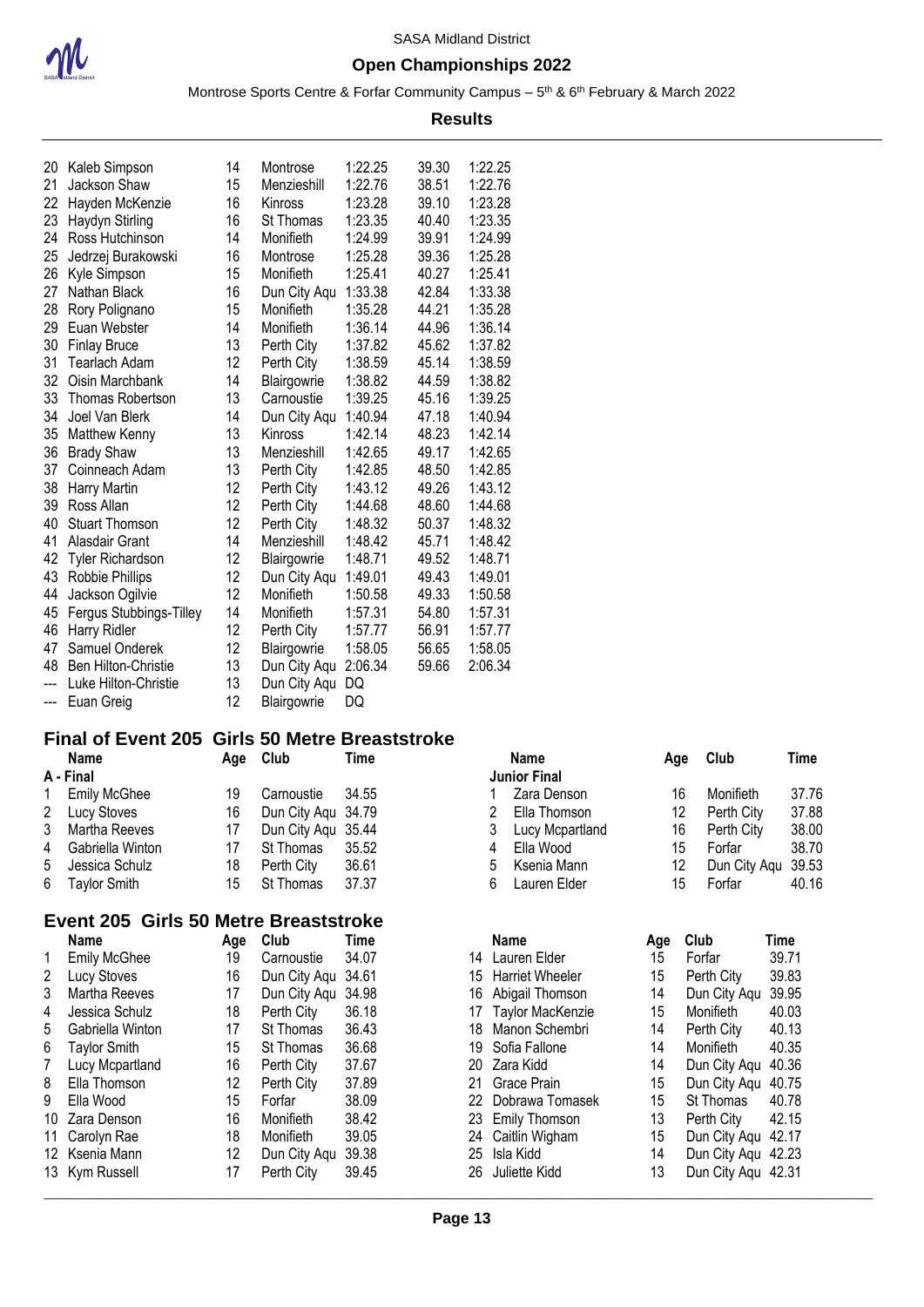| Place | Name | Age | Club | Time | Split | Final |
|---|---|---|---|---|---|---|
| 20 | Kaleb Simpson | 14 | Montrose | 1:22.25 | 39.30 | 1:22.25 |
| 21 | Jackson Shaw | 15 | Menzieshill | 1:22.76 | 38.51 | 1:22.76 |
| 22 | Hayden McKenzie | 16 | Kinross | 1:23.28 | 39.10 | 1:23.28 |
| 23 | Haydyn Stirling | 16 | St Thomas | 1:23.35 | 40.40 | 1:23.35 |
| 24 | Ross Hutchinson | 14 | Monifieth | 1:24.99 | 39.91 | 1:24.99 |
| 25 | Jedrzej Burakowski | 16 | Montrose | 1:25.28 | 39.36 | 1:25.28 |
| 26 | Kyle Simpson | 15 | Monifieth | 1:25.41 | 40.27 | 1:25.41 |
| 27 | Nathan Black | 16 | Dun City Aqu | 1:33.38 | 42.84 | 1:33.38 |
| 28 | Rory Polignano | 15 | Monifieth | 1:35.28 | 44.21 | 1:35.28 |
| 29 | Euan Webster | 14 | Monifieth | 1:36.14 | 44.96 | 1:36.14 |
| 30 | Finlay Bruce | 13 | Perth City | 1:37.82 | 45.62 | 1:37.82 |
| 31 | Tearlach Adam | 12 | Perth City | 1:38.59 | 45.14 | 1:38.59 |
| 32 | Oisin Marchbank | 14 | Blairgowrie | 1:38.82 | 44.59 | 1:38.82 |
| 33 | Thomas Robertson | 13 | Carnoustie | 1:39.25 | 45.16 | 1:39.25 |
| 34 | Joel Van Blerk | 14 | Dun City Aqu | 1:40.94 | 47.18 | 1:40.94 |
| 35 | Matthew Kenny | 13 | Kinross | 1:42.14 | 48.23 | 1:42.14 |
| 36 | Brady Shaw | 13 | Menzieshill | 1:42.65 | 49.17 | 1:42.65 |
| 37 | Coinneach Adam | 13 | Perth City | 1:42.85 | 48.50 | 1:42.85 |
| 38 | Harry Martin | 12 | Perth City | 1:43.12 | 49.26 | 1:43.12 |
| 39 | Ross Allan | 12 | Perth City | 1:44.68 | 48.60 | 1:44.68 |
| 40 | Stuart Thomson | 12 | Perth City | 1:48.32 | 50.37 | 1:48.32 |
| 41 | Alasdair Grant | 14 | Menzieshill | 1:48.42 | 45.71 | 1:48.42 |
| 42 | Tyler Richardson | 12 | Blairgowrie | 1:48.71 | 49.52 | 1:48.71 |
| 43 | Robbie Phillips | 12 | Dun City Aqu | 1:49.01 | 49.43 | 1:49.01 |
| 44 | Jackson Ogilvie | 12 | Monifieth | 1:50.58 | 49.33 | 1:50.58 |
| 45 | Fergus Stubbings-Tilley | 14 | Monifieth | 1:57.31 | 54.80 | 1:57.31 |
| 46 | Harry Ridler | 12 | Perth City | 1:57.77 | 56.91 | 1:57.77 |
| 47 | Samuel Onderek | 12 | Blairgowrie | 1:58.05 | 56.65 | 1:58.05 |
| 48 | Ben Hilton-Christie | 13 | Dun City Aqu | 2:06.34 | 59.66 | 2:06.34 |
| --- | Luke Hilton-Christie | 13 | Dun City Aqu | DQ | | |
| --- | Euan Greig | 12 | Blairgowrie | DQ | | |

## Final of Event 205 Girls 50 Metre Breaststroke

**A - Final**

| Place | Name | Age | Club | Time |
|---|---|---|---|---|
| 1 | Emily McGhee | 19 | Carnoustie | 34.55 |
| 2 | Lucy Stoves | 16 | Dun City Aqu | 34.79 |
| 3 | Martha Reeves | 17 | Dun City Aqu | 35.44 |
| 4 | Gabriella Winton | 17 | St Thomas | 35.52 |
| 5 | Jessica Schulz | 18 | Perth City | 36.61 |
| 6 | Taylor Smith | 15 | St Thomas | 37.37 |

**Junior Final**

| Place | Name | Age | Club | Time |
|---|---|---|---|---|
| 1 | Zara Denson | 16 | Monifieth | 37.76 |
| 2 | Ella Thomson | 12 | Perth City | 37.88 |
| 3 | Lucy Mcpartland | 16 | Perth City | 38.00 |
| 4 | Ella Wood | 15 | Forfar | 38.70 |
| 5 | Ksenia Mann | 12 | Dun City Aqu | 39.53 |
| 6 | Lauren Elder | 15 | Forfar | 40.16 |

## Event 205 Girls 50 Metre Breaststroke

| Place | Name | Age | Club | Time |
|---|---|---|---|---|
| 1 | Emily McGhee | 19 | Carnoustie | 34.07 |
| 2 | Lucy Stoves | 16 | Dun City Aqu | 34.61 |
| 3 | Martha Reeves | 17 | Dun City Aqu | 34.98 |
| 4 | Jessica Schulz | 18 | Perth City | 36.18 |
| 5 | Gabriella Winton | 17 | St Thomas | 36.43 |
| 6 | Taylor Smith | 15 | St Thomas | 36.68 |
| 7 | Lucy Mcpartland | 16 | Perth City | 37.67 |
| 8 | Ella Thomson | 12 | Perth City | 37.89 |
| 9 | Ella Wood | 15 | Forfar | 38.09 |
| 10 | Zara Denson | 16 | Monifieth | 38.42 |
| 11 | Carolyn Rae | 18 | Monifieth | 39.05 |
| 12 | Ksenia Mann | 12 | Dun City Aqu | 39.38 |
| 13 | Kym Russell | 17 | Perth City | 39.45 |
| 14 | Lauren Elder | 15 | Forfar | 39.71 |
| 15 | Harriet Wheeler | 15 | Perth City | 39.83 |
| 16 | Abigail Thomson | 14 | Dun City Aqu | 39.95 |
| 17 | Taylor MacKenzie | 15 | Monifieth | 40.03 |
| 18 | Manon Schembri | 14 | Perth City | 40.13 |
| 19 | Sofia Fallone | 14 | Monifieth | 40.35 |
| 20 | Zara Kidd | 14 | Dun City Aqu | 40.36 |
| 21 | Grace Prain | 15 | Dun City Aqu | 40.75 |
| 22 | Dobrawa Tomasek | 15 | St Thomas | 40.78 |
| 23 | Emily Thomson | 13 | Perth City | 42.15 |
| 24 | Caitlin Wigham | 15 | Dun City Aqu | 42.17 |
| 25 | Isla Kidd | 14 | Dun City Aqu | 42.23 |
| 26 | Juliette Kidd | 13 | Dun City Aqu | 42.31 |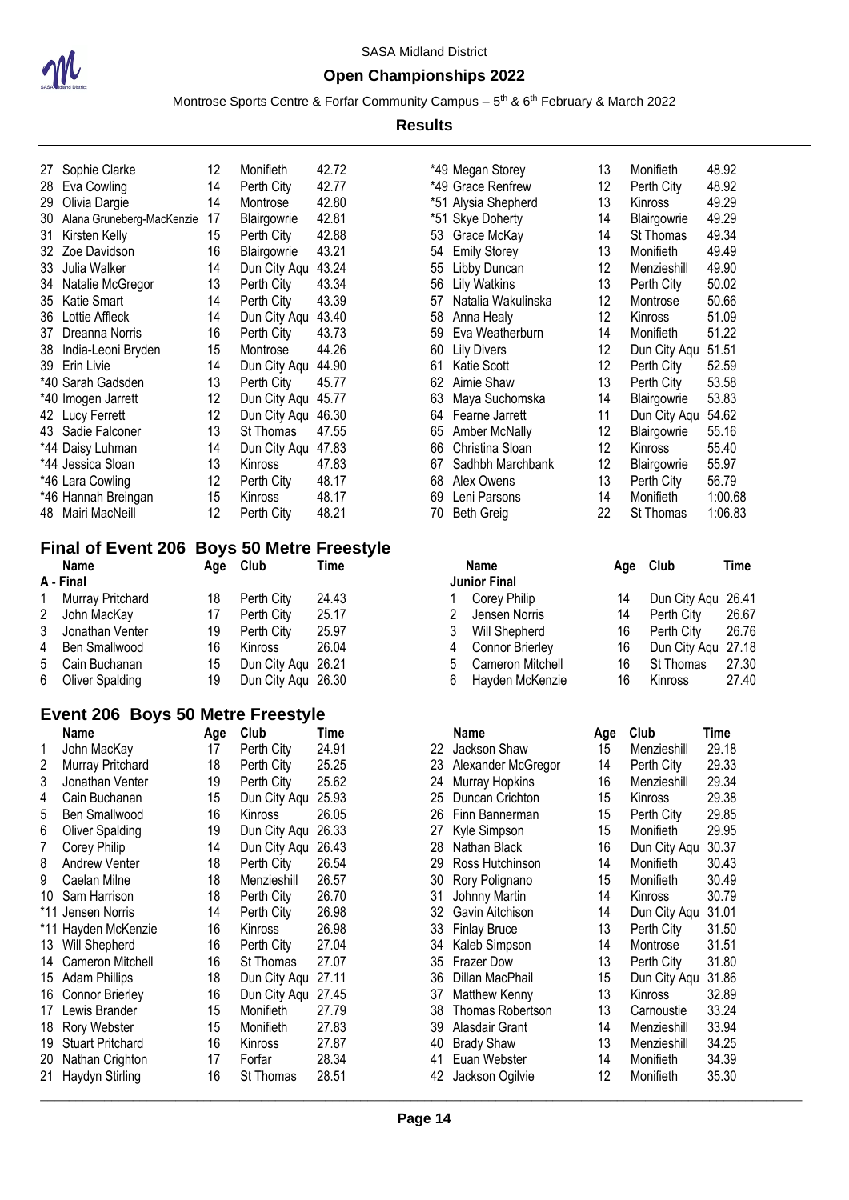| Place | Name | Age | Club | Time |
|---|---|---|---|---|
| 27 | Sophie Clarke | 12 | Monifieth | 42.72 |
| 28 | Eva Cowling | 14 | Perth City | 42.77 |
| 29 | Olivia Dargie | 14 | Montrose | 42.80 |
| 30 | Alana Gruneberg-MacKenzie | 17 | Blairgowrie | 42.81 |
| 31 | Kirsten Kelly | 15 | Perth City | 42.88 |
| 32 | Zoe Davidson | 16 | Blairgowrie | 43.21 |
| 33 | Julia Walker | 14 | Dun City Aqu | 43.24 |
| 34 | Natalie McGregor | 13 | Perth City | 43.34 |
| 35 | Katie Smart | 14 | Perth City | 43.39 |
| 36 | Lottie Affleck | 14 | Dun City Aqu | 43.40 |
| 37 | Dreanna Norris | 16 | Perth City | 43.73 |
| 38 | India-Leoni Bryden | 15 | Montrose | 44.26 |
| 39 | Erin Livie | 14 | Dun City Aqu | 44.90 |
| *40 | Sarah Gadsden | 13 | Perth City | 45.77 |
| *40 | Imogen Jarrett | 12 | Dun City Aqu | 45.77 |
| 42 | Lucy Ferrett | 12 | Dun City Aqu | 46.30 |
| 43 | Sadie Falconer | 13 | St Thomas | 47.55 |
| *44 | Daisy Luhman | 14 | Dun City Aqu | 47.83 |
| *44 | Jessica Sloan | 13 | Kinross | 47.83 |
| *46 | Lara Cowling | 12 | Perth City | 48.17 |
| *46 | Hannah Breingan | 15 | Kinross | 48.17 |
| 48 | Mairi MacNeill | 12 | Perth City | 48.21 |
| *49 | Megan Storey | 13 | Monifieth | 48.92 |
| *49 | Grace Renfrew | 12 | Perth City | 48.92 |
| *51 | Alysia Shepherd | 13 | Kinross | 49.29 |
| *51 | Skye Doherty | 14 | Blairgowrie | 49.29 |
| 53 | Grace McKay | 14 | St Thomas | 49.34 |
| 54 | Emily Storey | 13 | Monifieth | 49.49 |
| 55 | Libby Duncan | 12 | Menzieshill | 49.90 |
| 56 | Lily Watkins | 13 | Perth City | 50.02 |
| 57 | Natalia Wakulinska | 12 | Montrose | 50.66 |
| 58 | Anna Healy | 12 | Kinross | 51.09 |
| 59 | Eva Weatherburn | 14 | Monifieth | 51.22 |
| 60 | Lily Divers | 12 | Dun City Aqu | 51.51 |
| 61 | Katie Scott | 12 | Perth City | 52.59 |
| 62 | Aimie Shaw | 13 | Perth City | 53.58 |
| 63 | Maya Suchomska | 14 | Blairgowrie | 53.83 |
| 64 | Fearne Jarrett | 11 | Dun City Aqu | 54.62 |
| 65 | Amber McNally | 12 | Blairgowrie | 55.16 |
| 66 | Christina Sloan | 12 | Kinross | 55.40 |
| 67 | Sadhbh Marchbank | 12 | Blairgowrie | 55.97 |
| 68 | Alex Owens | 13 | Perth City | 56.79 |
| 69 | Leni Parsons | 14 | Monifieth | 1:00.68 |
| 70 | Beth Greig | 22 | St Thomas | 1:06.83 |

## Final of Event 206 Boys 50 Metre Freestyle

**A - Final**

| Place | Name | Age | Club | Time |
|---|---|---|---|---|
| 1 | Murray Pritchard | 18 | Perth City | 24.43 |
| 2 | John MacKay | 17 | Perth City | 25.17 |
| 3 | Jonathan Venter | 19 | Perth City | 25.97 |
| 4 | Ben Smallwood | 16 | Kinross | 26.04 |
| 5 | Cain Buchanan | 15 | Dun City Aqu | 26.21 |
| 6 | Oliver Spalding | 19 | Dun City Aqu | 26.30 |

**Junior Final**

| Place | Name | Age | Club | Time |
|---|---|---|---|---|
| 1 | Corey Philip | 14 | Dun City Aqu | 26.41 |
| 2 | Jensen Norris | 14 | Perth City | 26.67 |
| 3 | Will Shepherd | 16 | Perth City | 26.76 |
| 4 | Connor Brierley | 16 | Dun City Aqu | 27.18 |
| 5 | Cameron Mitchell | 16 | St Thomas | 27.30 |
| 6 | Hayden McKenzie | 16 | Kinross | 27.40 |

## Event 206 Boys 50 Metre Freestyle

| Place | Name | Age | Club | Time |
|---|---|---|---|---|
| 1 | John MacKay | 17 | Perth City | 24.91 |
| 2 | Murray Pritchard | 18 | Perth City | 25.25 |
| 3 | Jonathan Venter | 19 | Perth City | 25.62 |
| 4 | Cain Buchanan | 15 | Dun City Aqu | 25.93 |
| 5 | Ben Smallwood | 16 | Kinross | 26.05 |
| 6 | Oliver Spalding | 19 | Dun City Aqu | 26.33 |
| 7 | Corey Philip | 14 | Dun City Aqu | 26.43 |
| 8 | Andrew Venter | 18 | Perth City | 26.54 |
| 9 | Caelan Milne | 18 | Menzieshill | 26.57 |
| 10 | Sam Harrison | 18 | Perth City | 26.70 |
| *11 | Jensen Norris | 14 | Perth City | 26.98 |
| *11 | Hayden McKenzie | 16 | Kinross | 26.98 |
| 13 | Will Shepherd | 16 | Perth City | 27.04 |
| 14 | Cameron Mitchell | 16 | St Thomas | 27.07 |
| 15 | Adam Phillips | 18 | Dun City Aqu | 27.11 |
| 16 | Connor Brierley | 16 | Dun City Aqu | 27.45 |
| 17 | Lewis Brander | 15 | Monifieth | 27.79 |
| 18 | Rory Webster | 15 | Monifieth | 27.83 |
| 19 | Stuart Pritchard | 16 | Kinross | 27.87 |
| 20 | Nathan Crighton | 17 | Forfar | 28.34 |
| 21 | Haydyn Stirling | 16 | St Thomas | 28.51 |
| 22 | Jackson Shaw | 15 | Menzieshill | 29.18 |
| 23 | Alexander McGregor | 14 | Perth City | 29.33 |
| 24 | Murray Hopkins | 16 | Menzieshill | 29.34 |
| 25 | Duncan Crichton | 15 | Kinross | 29.38 |
| 26 | Finn Bannerman | 15 | Perth City | 29.85 |
| 27 | Kyle Simpson | 15 | Monifieth | 29.95 |
| 28 | Nathan Black | 16 | Dun City Aqu | 30.37 |
| 29 | Ross Hutchinson | 14 | Monifieth | 30.43 |
| 30 | Rory Polignano | 15 | Monifieth | 30.49 |
| 31 | Johnny Martin | 14 | Kinross | 30.79 |
| 32 | Gavin Aitchison | 14 | Dun City Aqu | 31.01 |
| 33 | Finlay Bruce | 13 | Perth City | 31.50 |
| 34 | Kaleb Simpson | 14 | Montrose | 31.51 |
| 35 | Frazer Dow | 13 | Perth City | 31.80 |
| 36 | Dillan MacPhail | 15 | Dun City Aqu | 31.86 |
| 37 | Matthew Kenny | 13 | Kinross | 32.89 |
| 38 | Thomas Robertson | 13 | Carnoustie | 33.24 |
| 39 | Alasdair Grant | 14 | Menzieshill | 33.94 |
| 40 | Brady Shaw | 13 | Menzieshill | 34.25 |
| 41 | Euan Webster | 14 | Monifieth | 34.39 |
| 42 | Jackson Ogilvie | 12 | Monifieth | 35.30 |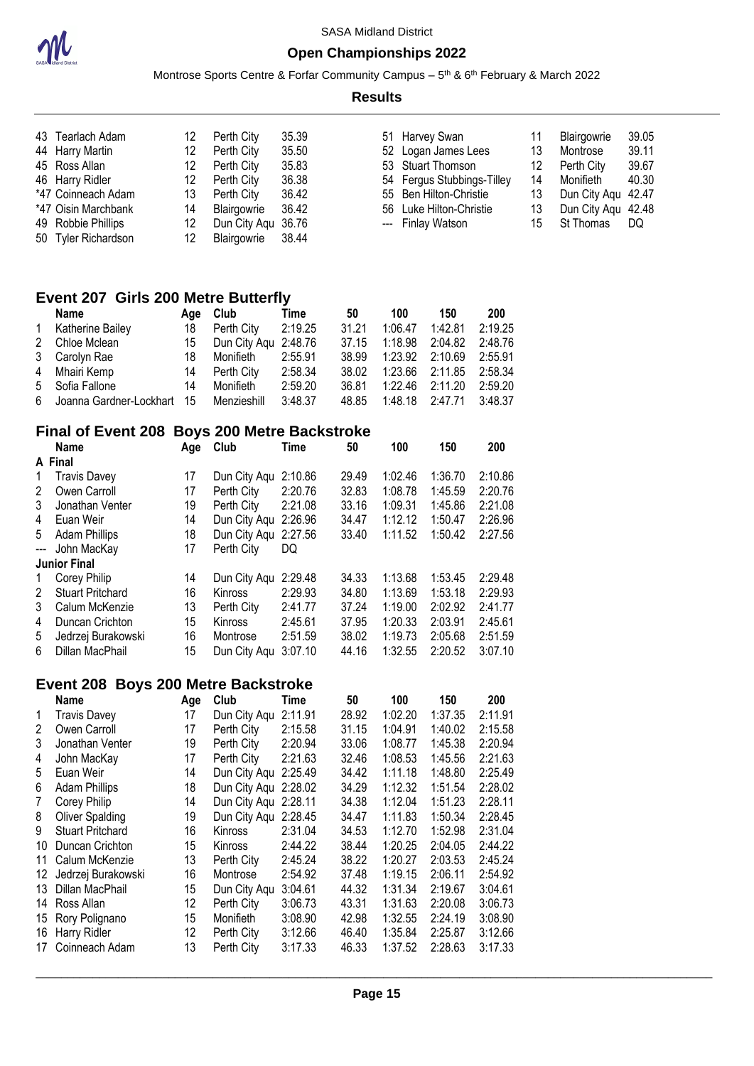| Place | Name | Age | Club | Time |
|---|---|---|---|---|
| 43 | Tearlach Adam | 12 | Perth City | 35.39 |
| 44 | Harry Martin | 12 | Perth City | 35.50 |
| 45 | Ross Allan | 12 | Perth City | 35.83 |
| 46 | Harry Ridler | 12 | Perth City | 36.38 |
| *47 | Coinneach Adam | 13 | Perth City | 36.42 |
| *47 | Oisin Marchbank | 14 | Blairgowrie | 36.42 |
| 49 | Robbie Phillips | 12 | Dun City Aqu | 36.76 |
| 50 | Tyler Richardson | 12 | Blairgowrie | 38.44 |
| 51 | Harvey Swan | 11 | Blairgowrie | 39.05 |
| 52 | Logan James Lees | 13 | Montrose | 39.11 |
| 53 | Stuart Thomson | 12 | Perth City | 39.67 |
| 54 | Fergus Stubbings-Tilley | 14 | Monifieth | 40.30 |
| 55 | Ben Hilton-Christie | 13 | Dun City Aqu | 42.47 |
| 56 | Luke Hilton-Christie | 13 | Dun City Aqu | 42.48 |
| --- | Finlay Watson | 15 | St Thomas | DQ |

## Event 207 Girls 200 Metre Butterfly

| | Name | Age | Club | Time | 50 | 100 | 150 | 200 |
|---|---|---|---|---|---|---|---|---|
| 1 | Katherine Bailey | 18 | Perth City | 2:19.25 | 31.21 | 1:06.47 | 1:42.81 | 2:19.25 |
| 2 | Chloe Mclean | 15 | Dun City Aqu | 2:48.76 | 37.15 | 1:18.98 | 2:04.82 | 2:48.76 |
| 3 | Carolyn Rae | 18 | Monifieth | 2:55.91 | 38.99 | 1:23.92 | 2:10.69 | 2:55.91 |
| 4 | Mhairi Kemp | 14 | Perth City | 2:58.34 | 38.02 | 1:23.66 | 2:11.85 | 2:58.34 |
| 5 | Sofia Fallone | 14 | Monifieth | 2:59.20 | 36.81 | 1:22.46 | 2:11.20 | 2:59.20 |
| 6 | Joanna Gardner-Lockhart | 15 | Menzieshill | 3:48.37 | 48.85 | 1:48.18 | 2:47.71 | 3:48.37 |

## Final of Event 208 Boys 200 Metre Backstroke

| | Name | Age | Club | Time | 50 | 100 | 150 | 200 |
|---|---|---|---|---|---|---|---|---|
| **A Final** | | | | | | | | |
| 1 | Travis Davey | 17 | Dun City Aqu | 2:10.86 | 29.49 | 1:02.46 | 1:36.70 | 2:10.86 |
| 2 | Owen Carroll | 17 | Perth City | 2:20.76 | 32.83 | 1:08.78 | 1:45.59 | 2:20.76 |
| 3 | Jonathan Venter | 19 | Perth City | 2:21.08 | 33.16 | 1:09.31 | 1:45.86 | 2:21.08 |
| 4 | Euan Weir | 14 | Dun City Aqu | 2:26.96 | 34.47 | 1:12.12 | 1:50.47 | 2:26.96 |
| 5 | Adam Phillips | 18 | Dun City Aqu | 2:27.56 | 33.40 | 1:11.52 | 1:50.42 | 2:27.56 |
| --- | John MacKay | 17 | Perth City | DQ | | | | |
| **Junior Final** | | | | | | | | |
| 1 | Corey Philip | 14 | Dun City Aqu | 2:29.48 | 34.33 | 1:13.68 | 1:53.45 | 2:29.48 |
| 2 | Stuart Pritchard | 16 | Kinross | 2:29.93 | 34.80 | 1:13.69 | 1:53.18 | 2:29.93 |
| 3 | Calum McKenzie | 13 | Perth City | 2:41.77 | 37.24 | 1:19.00 | 2:02.92 | 2:41.77 |
| 4 | Duncan Crichton | 15 | Kinross | 2:45.61 | 37.95 | 1:20.33 | 2:03.91 | 2:45.61 |
| 5 | Jedrzej Burakowski | 16 | Montrose | 2:51.59 | 38.02 | 1:19.73 | 2:05.68 | 2:51.59 |
| 6 | Dillan MacPhail | 15 | Dun City Aqu | 3:07.10 | 44.16 | 1:32.55 | 2:20.52 | 3:07.10 |

## Event 208 Boys 200 Metre Backstroke

| | Name | Age | Club | Time | 50 | 100 | 150 | 200 |
|---|---|---|---|---|---|---|---|---|
| 1 | Travis Davey | 17 | Dun City Aqu | 2:11.91 | 28.92 | 1:02.20 | 1:37.35 | 2:11.91 |
| 2 | Owen Carroll | 17 | Perth City | 2:15.58 | 31.15 | 1:04.91 | 1:40.02 | 2:15.58 |
| 3 | Jonathan Venter | 19 | Perth City | 2:20.94 | 33.06 | 1:08.77 | 1:45.38 | 2:20.94 |
| 4 | John MacKay | 17 | Perth City | 2:21.63 | 32.46 | 1:08.53 | 1:45.56 | 2:21.63 |
| 5 | Euan Weir | 14 | Dun City Aqu | 2:25.49 | 34.42 | 1:11.18 | 1:48.80 | 2:25.49 |
| 6 | Adam Phillips | 18 | Dun City Aqu | 2:28.02 | 34.29 | 1:12.32 | 1:51.54 | 2:28.02 |
| 7 | Corey Philip | 14 | Dun City Aqu | 2:28.11 | 34.38 | 1:12.04 | 1:51.23 | 2:28.11 |
| 8 | Oliver Spalding | 19 | Dun City Aqu | 2:28.45 | 34.47 | 1:11.83 | 1:50.34 | 2:28.45 |
| 9 | Stuart Pritchard | 16 | Kinross | 2:31.04 | 34.53 | 1:12.70 | 1:52.98 | 2:31.04 |
| 10 | Duncan Crichton | 15 | Kinross | 2:44.22 | 38.44 | 1:20.25 | 2:04.05 | 2:44.22 |
| 11 | Calum McKenzie | 13 | Perth City | 2:45.24 | 38.22 | 1:20.27 | 2:03.53 | 2:45.24 |
| 12 | Jedrzej Burakowski | 16 | Montrose | 2:54.92 | 37.48 | 1:19.15 | 2:06.11 | 2:54.92 |
| 13 | Dillan MacPhail | 15 | Dun City Aqu | 3:04.61 | 44.32 | 1:31.34 | 2:19.67 | 3:04.61 |
| 14 | Ross Allan | 12 | Perth City | 3:06.73 | 43.31 | 1:31.63 | 2:20.08 | 3:06.73 |
| 15 | Rory Polignano | 15 | Monifieth | 3:08.90 | 42.98 | 1:32.55 | 2:24.19 | 3:08.90 |
| 16 | Harry Ridler | 12 | Perth City | 3:12.66 | 46.40 | 1:35.84 | 2:25.87 | 3:12.66 |
| 17 | Coinneach Adam | 13 | Perth City | 3:17.33 | 46.33 | 1:37.52 | 2:28.63 | 3:17.33 |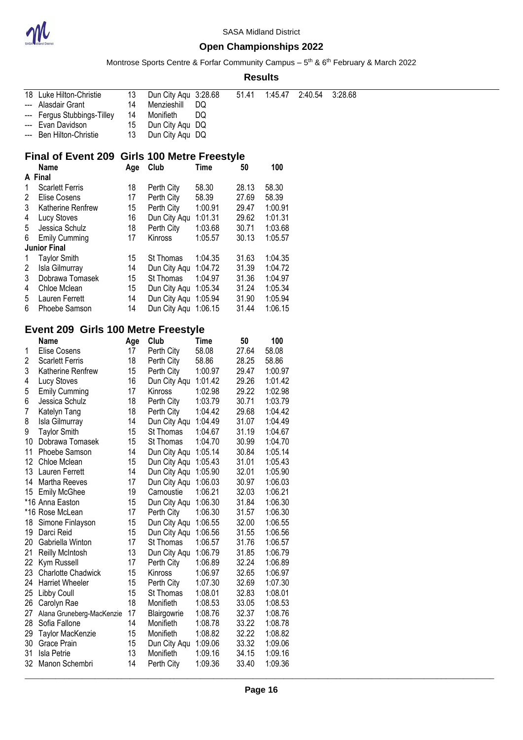SASA Midland District

**Open Championships 2022**

Montrose Sports Centre & Forfar Community Campus – 5th & 6th February & March 2022

**Results**

| | | | | | | | | |
|---|---|---|---|---|---|---|---|---|
| 18 | Luke Hilton-Christie | 13 | Dun City Aqu | 3:28.68 | 51.41 | 1:45.47 | 2:40.54 | 3:28.68 |
| --- | Alasdair Grant | 14 | Menzieshill | DQ | | | | |
| --- | Fergus Stubbings-Tilley | 14 | Monifieth | DQ | | | | |
| --- | Evan Davidson | 15 | Dun City Aqu | DQ | | | | |
| --- | Ben Hilton-Christie | 13 | Dun City Aqu | DQ | | | | |

## Final of Event 209 Girls 100 Metre Freestyle

| | Name | Age | Club | Time | 50 | 100 |
|---|---|---|---|---|---|---|
| **A Final** | | | | | | |
| 1 | Scarlett Ferris | 18 | Perth City | 58.30 | 28.13 | 58.30 |
| 2 | Elise Cosens | 17 | Perth City | 58.39 | 27.69 | 58.39 |
| 3 | Katherine Renfrew | 15 | Perth City | 1:00.91 | 29.47 | 1:00.91 |
| 4 | Lucy Stoves | 16 | Dun City Aqu | 1:01.31 | 29.62 | 1:01.31 |
| 5 | Jessica Schulz | 18 | Perth City | 1:03.68 | 30.71 | 1:03.68 |
| 6 | Emily Cumming | 17 | Kinross | 1:05.57 | 30.13 | 1:05.57 |
| **Junior Final** | | | | | | |
| 1 | Taylor Smith | 15 | St Thomas | 1:04.35 | 31.63 | 1:04.35 |
| 2 | Isla Gilmurray | 14 | Dun City Aqu | 1:04.72 | 31.39 | 1:04.72 |
| 3 | Dobrawa Tomasek | 15 | St Thomas | 1:04.97 | 31.36 | 1:04.97 |
| 4 | Chloe Mclean | 15 | Dun City Aqu | 1:05.34 | 31.24 | 1:05.34 |
| 5 | Lauren Ferrett | 14 | Dun City Aqu | 1:05.94 | 31.90 | 1:05.94 |
| 6 | Phoebe Samson | 14 | Dun City Aqu | 1:06.15 | 31.44 | 1:06.15 |

## Event 209 Girls 100 Metre Freestyle

| | Name | Age | Club | Time | 50 | 100 |
|---|---|---|---|---|---|---|
| 1 | Elise Cosens | 17 | Perth City | 58.08 | 27.64 | 58.08 |
| 2 | Scarlett Ferris | 18 | Perth City | 58.86 | 28.25 | 58.86 |
| 3 | Katherine Renfrew | 15 | Perth City | 1:00.97 | 29.47 | 1:00.97 |
| 4 | Lucy Stoves | 16 | Dun City Aqu | 1:01.42 | 29.26 | 1:01.42 |
| 5 | Emily Cumming | 17 | Kinross | 1:02.98 | 29.22 | 1:02.98 |
| 6 | Jessica Schulz | 18 | Perth City | 1:03.79 | 30.71 | 1:03.79 |
| 7 | Katelyn Tang | 18 | Perth City | 1:04.42 | 29.68 | 1:04.42 |
| 8 | Isla Gilmurray | 14 | Dun City Aqu | 1:04.49 | 31.07 | 1:04.49 |
| 9 | Taylor Smith | 15 | St Thomas | 1:04.67 | 31.19 | 1:04.67 |
| 10 | Dobrawa Tomasek | 15 | St Thomas | 1:04.70 | 30.99 | 1:04.70 |
| 11 | Phoebe Samson | 14 | Dun City Aqu | 1:05.14 | 30.84 | 1:05.14 |
| 12 | Chloe Mclean | 15 | Dun City Aqu | 1:05.43 | 31.01 | 1:05.43 |
| 13 | Lauren Ferrett | 14 | Dun City Aqu | 1:05.90 | 32.01 | 1:05.90 |
| 14 | Martha Reeves | 17 | Dun City Aqu | 1:06.03 | 30.97 | 1:06.03 |
| 15 | Emily McGhee | 19 | Carnoustie | 1:06.21 | 32.03 | 1:06.21 |
| *16 | Anna Easton | 15 | Dun City Aqu | 1:06.30 | 31.84 | 1:06.30 |
| *16 | Rose McLean | 17 | Perth City | 1:06.30 | 31.57 | 1:06.30 |
| 18 | Simone Finlayson | 15 | Dun City Aqu | 1:06.55 | 32.00 | 1:06.55 |
| 19 | Darci Reid | 15 | Dun City Aqu | 1:06.56 | 31.55 | 1:06.56 |
| 20 | Gabriella Winton | 17 | St Thomas | 1:06.57 | 31.76 | 1:06.57 |
| 21 | Reilly McIntosh | 13 | Dun City Aqu | 1:06.79 | 31.85 | 1:06.79 |
| 22 | Kym Russell | 17 | Perth City | 1:06.89 | 32.24 | 1:06.89 |
| 23 | Charlotte Chadwick | 15 | Kinross | 1:06.97 | 32.65 | 1:06.97 |
| 24 | Harriet Wheeler | 15 | Perth City | 1:07.30 | 32.69 | 1:07.30 |
| 25 | Libby Coull | 15 | St Thomas | 1:08.01 | 32.83 | 1:08.01 |
| 26 | Carolyn Rae | 18 | Monifieth | 1:08.53 | 33.05 | 1:08.53 |
| 27 | Alana Gruneberg-MacKenzie | 17 | Blairgowrie | 1:08.76 | 32.37 | 1:08.76 |
| 28 | Sofia Fallone | 14 | Monifieth | 1:08.78 | 33.22 | 1:08.78 |
| 29 | Taylor MacKenzie | 15 | Monifieth | 1:08.82 | 32.22 | 1:08.82 |
| 30 | Grace Prain | 15 | Dun City Aqu | 1:09.06 | 33.32 | 1:09.06 |
| 31 | Isla Petrie | 13 | Monifieth | 1:09.16 | 34.15 | 1:09.16 |
| 32 | Manon Schembri | 14 | Perth City | 1:09.36 | 33.40 | 1:09.36 |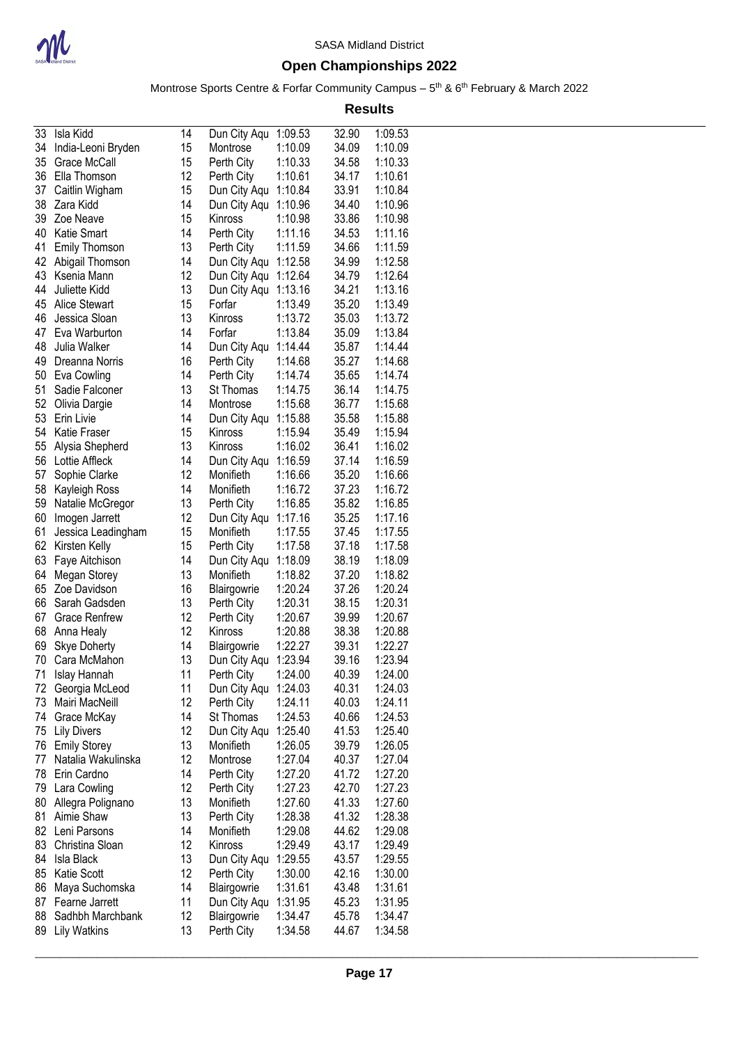SASA Midland District

# Open Championships 2022

Montrose Sports Centre & Forfar Community Campus – 5th & 6th February & March 2022

## Results

| | | | | | | |
|---|---|---|---|---|---|---|
| 33 | Isla Kidd | 14 | Dun City Aqu | 1:09.53 | 32.90 | 1:09.53 |
| 34 | India-Leoni Bryden | 15 | Montrose | 1:10.09 | 34.09 | 1:10.09 |
| 35 | Grace McCall | 15 | Perth City | 1:10.33 | 34.58 | 1:10.33 |
| 36 | Ella Thomson | 12 | Perth City | 1:10.61 | 34.17 | 1:10.61 |
| 37 | Caitlin Wigham | 15 | Dun City Aqu | 1:10.84 | 33.91 | 1:10.84 |
| 38 | Zara Kidd | 14 | Dun City Aqu | 1:10.96 | 34.40 | 1:10.96 |
| 39 | Zoe Neave | 15 | Kinross | 1:10.98 | 33.86 | 1:10.98 |
| 40 | Katie Smart | 14 | Perth City | 1:11.16 | 34.53 | 1:11.16 |
| 41 | Emily Thomson | 13 | Perth City | 1:11.59 | 34.66 | 1:11.59 |
| 42 | Abigail Thomson | 14 | Dun City Aqu | 1:12.58 | 34.99 | 1:12.58 |
| 43 | Ksenia Mann | 12 | Dun City Aqu | 1:12.64 | 34.79 | 1:12.64 |
| 44 | Juliette Kidd | 13 | Dun City Aqu | 1:13.16 | 34.21 | 1:13.16 |
| 45 | Alice Stewart | 15 | Forfar | 1:13.49 | 35.20 | 1:13.49 |
| 46 | Jessica Sloan | 13 | Kinross | 1:13.72 | 35.03 | 1:13.72 |
| 47 | Eva Warburton | 14 | Forfar | 1:13.84 | 35.09 | 1:13.84 |
| 48 | Julia Walker | 14 | Dun City Aqu | 1:14.44 | 35.87 | 1:14.44 |
| 49 | Dreanna Norris | 16 | Perth City | 1:14.68 | 35.27 | 1:14.68 |
| 50 | Eva Cowling | 14 | Perth City | 1:14.74 | 35.65 | 1:14.74 |
| 51 | Sadie Falconer | 13 | St Thomas | 1:14.75 | 36.14 | 1:14.75 |
| 52 | Olivia Dargie | 14 | Montrose | 1:15.68 | 36.77 | 1:15.68 |
| 53 | Erin Livie | 14 | Dun City Aqu | 1:15.88 | 35.58 | 1:15.88 |
| 54 | Katie Fraser | 15 | Kinross | 1:15.94 | 35.49 | 1:15.94 |
| 55 | Alysia Shepherd | 13 | Kinross | 1:16.02 | 36.41 | 1:16.02 |
| 56 | Lottie Affleck | 14 | Dun City Aqu | 1:16.59 | 37.14 | 1:16.59 |
| 57 | Sophie Clarke | 12 | Monifieth | 1:16.66 | 35.20 | 1:16.66 |
| 58 | Kayleigh Ross | 14 | Monifieth | 1:16.72 | 37.23 | 1:16.72 |
| 59 | Natalie McGregor | 13 | Perth City | 1:16.85 | 35.82 | 1:16.85 |
| 60 | Imogen Jarrett | 12 | Dun City Aqu | 1:17.16 | 35.25 | 1:17.16 |
| 61 | Jessica Leadingham | 15 | Monifieth | 1:17.55 | 37.45 | 1:17.55 |
| 62 | Kirsten Kelly | 15 | Perth City | 1:17.58 | 37.18 | 1:17.58 |
| 63 | Faye Aitchison | 14 | Dun City Aqu | 1:18.09 | 38.19 | 1:18.09 |
| 64 | Megan Storey | 13 | Monifieth | 1:18.82 | 37.20 | 1:18.82 |
| 65 | Zoe Davidson | 16 | Blairgowrie | 1:20.24 | 37.26 | 1:20.24 |
| 66 | Sarah Gadsden | 13 | Perth City | 1:20.31 | 38.15 | 1:20.31 |
| 67 | Grace Renfrew | 12 | Perth City | 1:20.67 | 39.99 | 1:20.67 |
| 68 | Anna Healy | 12 | Kinross | 1:20.88 | 38.38 | 1:20.88 |
| 69 | Skye Doherty | 14 | Blairgowrie | 1:22.27 | 39.31 | 1:22.27 |
| 70 | Cara McMahon | 13 | Dun City Aqu | 1:23.94 | 39.16 | 1:23.94 |
| 71 | Islay Hannah | 11 | Perth City | 1:24.00 | 40.39 | 1:24.00 |
| 72 | Georgia McLeod | 11 | Dun City Aqu | 1:24.03 | 40.31 | 1:24.03 |
| 73 | Mairi MacNeill | 12 | Perth City | 1:24.11 | 40.03 | 1:24.11 |
| 74 | Grace McKay | 14 | St Thomas | 1:24.53 | 40.66 | 1:24.53 |
| 75 | Lily Divers | 12 | Dun City Aqu | 1:25.40 | 41.53 | 1:25.40 |
| 76 | Emily Storey | 13 | Monifieth | 1:26.05 | 39.79 | 1:26.05 |
| 77 | Natalia Wakulinska | 12 | Montrose | 1:27.04 | 40.37 | 1:27.04 |
| 78 | Erin Cardno | 14 | Perth City | 1:27.20 | 41.72 | 1:27.20 |
| 79 | Lara Cowling | 12 | Perth City | 1:27.23 | 42.70 | 1:27.23 |
| 80 | Allegra Polignano | 13 | Monifieth | 1:27.60 | 41.33 | 1:27.60 |
| 81 | Aimie Shaw | 13 | Perth City | 1:28.38 | 41.32 | 1:28.38 |
| 82 | Leni Parsons | 14 | Monifieth | 1:29.08 | 44.62 | 1:29.08 |
| 83 | Christina Sloan | 12 | Kinross | 1:29.49 | 43.17 | 1:29.49 |
| 84 | Isla Black | 13 | Dun City Aqu | 1:29.55 | 43.57 | 1:29.55 |
| 85 | Katie Scott | 12 | Perth City | 1:30.00 | 42.16 | 1:30.00 |
| 86 | Maya Suchomska | 14 | Blairgowrie | 1:31.61 | 43.48 | 1:31.61 |
| 87 | Fearne Jarrett | 11 | Dun City Aqu | 1:31.95 | 45.23 | 1:31.95 |
| 88 | Sadhbh Marchbank | 12 | Blairgowrie | 1:34.47 | 45.78 | 1:34.47 |
| 89 | Lily Watkins | 13 | Perth City | 1:34.58 | 44.67 | 1:34.58 |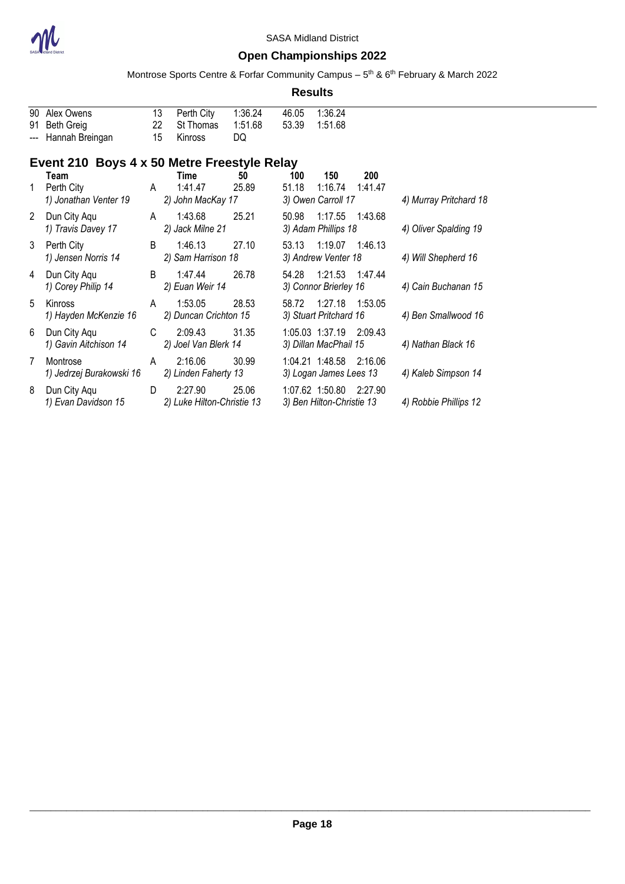SASA Midland District

## Open Championships 2022

Montrose Sports Centre & Forfar Community Campus – 5th & 6th February & March 2022

**Results**

| | | | | | | |
|---|---|---|---|---|---|---|
| 90 | Alex Owens | 13 | Perth City | 1:36.24 | 46.05 | 1:36.24 |
| 91 | Beth Greig | 22 | St Thomas | 1:51.68 | 53.39 | 1:51.68 |
| --- | Hannah Breingan | 15 | Kinross | DQ | | |

### Event 210 Boys 4 x 50 Metre Freestyle Relay

| | Team | | Time | 50 | 100 | 150 | 200 | |
|---|---|---|---|---|---|---|---|---|
| 1 | Perth City | A | 1:41.47 | 25.89 | 51.18 | 1:16.74 | 1:41.47 | |
| | *1) Jonathan Venter 19* | | *2) John MacKay 17* | | *3) Owen Carroll 17* | | | *4) Murray Pritchard 18* |
| 2 | Dun City Aqu | A | 1:43.68 | 25.21 | 50.98 | 1:17.55 | 1:43.68 | |
| | *1) Travis Davey 17* | | *2) Jack Milne 21* | | *3) Adam Phillips 18* | | | *4) Oliver Spalding 19* |
| 3 | Perth City | B | 1:46.13 | 27.10 | 53.13 | 1:19.07 | 1:46.13 | |
| | *1) Jensen Norris 14* | | *2) Sam Harrison 18* | | *3) Andrew Venter 18* | | | *4) Will Shepherd 16* |
| 4 | Dun City Aqu | B | 1:47.44 | 26.78 | 54.28 | 1:21.53 | 1:47.44 | |
| | *1) Corey Philip 14* | | *2) Euan Weir 14* | | *3) Connor Brierley 16* | | | *4) Cain Buchanan 15* |
| 5 | Kinross | A | 1:53.05 | 28.53 | 58.72 | 1:27.18 | 1:53.05 | |
| | *1) Hayden McKenzie 16* | | *2) Duncan Crichton 15* | | *3) Stuart Pritchard 16* | | | *4) Ben Smallwood 16* |
| 6 | Dun City Aqu | C | 2:09.43 | 31.35 | 1:05.03 | 1:37.19 | 2:09.43 | |
| | *1) Gavin Aitchison 14* | | *2) Joel Van Blerk 14* | | *3) Dillan MacPhail 15* | | | *4) Nathan Black 16* |
| 7 | Montrose | A | 2:16.06 | 30.99 | 1:04.21 | 1:48.58 | 2:16.06 | |
| | *1) Jedrzej Burakowski 16* | | *2) Linden Faherty 13* | | *3) Logan James Lees 13* | | | *4) Kaleb Simpson 14* |
| 8 | Dun City Aqu | D | 2:27.90 | 25.06 | 1:07.62 | 1:50.80 | 2:27.90 | |
| | *1) Evan Davidson 15* | | *2) Luke Hilton-Christie 13* | | *3) Ben Hilton-Christie 13* | | | *4) Robbie Phillips 12* |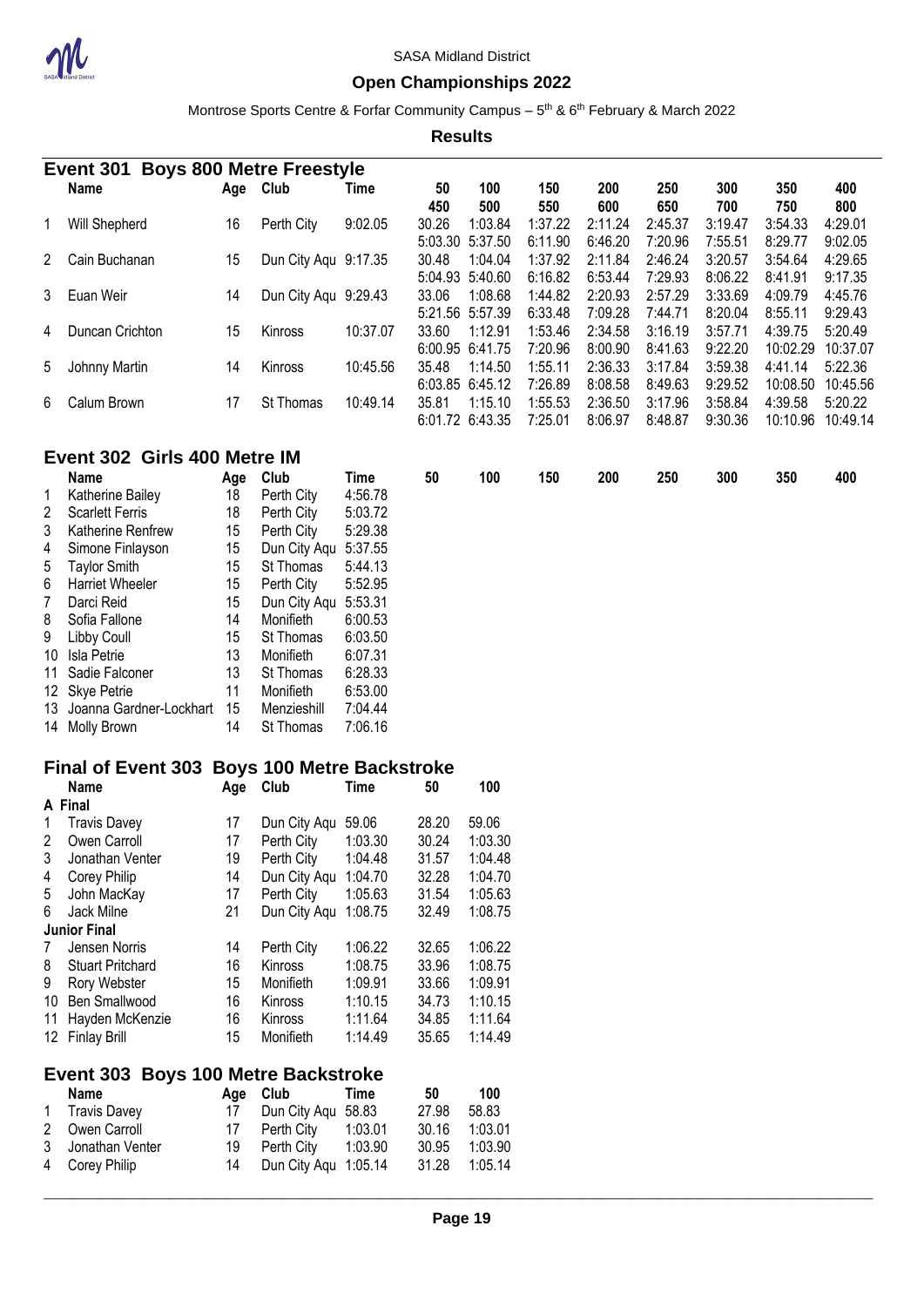SASA Midland District

## Open Championships 2022

Montrose Sports Centre & Forfar Community Campus – 5th & 6th February & March 2022

**Results**

### Event 301 Boys 800 Metre Freestyle

| | Name | Age | Club | Time | 50 / 450 | 100 / 500 | 150 / 550 | 200 / 600 | 250 / 650 | 300 / 700 | 350 / 750 | 400 / 800 |
|---|---|---|---|---|---|---|---|---|---|---|---|---|
| 1 | Will Shepherd | 16 | Perth City | 9:02.05 | 30.26 | 1:03.84 | 1:37.22 | 2:11.24 | 2:45.37 | 3:19.47 | 3:54.33 | 4:29.01 |
| | | | | | 5:03.30 | 5:37.50 | 6:11.90 | 6:46.20 | 7:20.96 | 7:55.51 | 8:29.77 | 9:02.05 |
| 2 | Cain Buchanan | 15 | Dun City Aqu | 9:17.35 | 30.48 | 1:04.04 | 1:37.92 | 2:11.84 | 2:46.24 | 3:20.57 | 3:54.64 | 4:29.65 |
| | | | | | 5:04.93 | 5:40.60 | 6:16.82 | 6:53.44 | 7:29.93 | 8:06.22 | 8:41.91 | 9:17.35 |
| 3 | Euan Weir | 14 | Dun City Aqu | 9:29.43 | 33.06 | 1:08.68 | 1:44.82 | 2:20.93 | 2:57.29 | 3:33.69 | 4:09.79 | 4:45.76 |
| | | | | | 5:21.56 | 5:57.39 | 6:33.48 | 7:09.28 | 7:44.71 | 8:20.04 | 8:55.11 | 9:29.43 |
| 4 | Duncan Crichton | 15 | Kinross | 10:37.07 | 33.60 | 1:12.91 | 1:53.46 | 2:34.58 | 3:16.19 | 3:57.71 | 4:39.75 | 5:20.49 |
| | | | | | 6:00.95 | 6:41.75 | 7:20.96 | 8:00.90 | 8:41.63 | 9:22.20 | 10:02.29 | 10:37.07 |
| 5 | Johnny Martin | 14 | Kinross | 10:45.56 | 35.48 | 1:14.50 | 1:55.11 | 2:36.33 | 3:17.84 | 3:59.38 | 4:41.14 | 5:22.36 |
| | | | | | 6:03.85 | 6:45.12 | 7:26.89 | 8:08.58 | 8:49.63 | 9:29.52 | 10:08.50 | 10:45.56 |
| 6 | Calum Brown | 17 | St Thomas | 10:49.14 | 35.81 | 1:15.10 | 1:55.53 | 2:36.50 | 3:17.96 | 3:58.84 | 4:39.58 | 5:20.22 |
| | | | | | 6:01.72 | 6:43.35 | 7:25.01 | 8:06.97 | 8:48.87 | 9:30.36 | 10:10.96 | 10:49.14 |

### Event 302 Girls 400 Metre IM

| | Name | Age | Club | Time | 50 | 100 | 150 | 200 | 250 | 300 | 350 | 400 |
|---|---|---|---|---|---|---|---|---|---|---|---|---|
| 1 | Katherine Bailey | 18 | Perth City | 4:56.78 | | | | | | | | |
| 2 | Scarlett Ferris | 18 | Perth City | 5:03.72 | | | | | | | | |
| 3 | Katherine Renfrew | 15 | Perth City | 5:29.38 | | | | | | | | |
| 4 | Simone Finlayson | 15 | Dun City Aqu | 5:37.55 | | | | | | | | |
| 5 | Taylor Smith | 15 | St Thomas | 5:44.13 | | | | | | | | |
| 6 | Harriet Wheeler | 15 | Perth City | 5:52.95 | | | | | | | | |
| 7 | Darci Reid | 15 | Dun City Aqu | 5:53.31 | | | | | | | | |
| 8 | Sofia Fallone | 14 | Monifieth | 6:00.53 | | | | | | | | |
| 9 | Libby Coull | 15 | St Thomas | 6:03.50 | | | | | | | | |
| 10 | Isla Petrie | 13 | Monifieth | 6:07.31 | | | | | | | | |
| 11 | Sadie Falconer | 13 | St Thomas | 6:28.33 | | | | | | | | |
| 12 | Skye Petrie | 11 | Monifieth | 6:53.00 | | | | | | | | |
| 13 | Joanna Gardner-Lockhart | 15 | Menzieshill | 7:04.44 | | | | | | | | |
| 14 | Molly Brown | 14 | St Thomas | 7:06.16 | | | | | | | | |

### Final of Event 303 Boys 100 Metre Backstroke

| | Name | Age | Club | Time | 50 | 100 |
|---|---|---|---|---|---|---|
| **A Final** | | | | | | |
| 1 | Travis Davey | 17 | Dun City Aqu | 59.06 | 28.20 | 59.06 |
| 2 | Owen Carroll | 17 | Perth City | 1:03.30 | 30.24 | 1:03.30 |
| 3 | Jonathan Venter | 19 | Perth City | 1:04.48 | 31.57 | 1:04.48 |
| 4 | Corey Philip | 14 | Dun City Aqu | 1:04.70 | 32.28 | 1:04.70 |
| 5 | John MacKay | 17 | Perth City | 1:05.63 | 31.54 | 1:05.63 |
| 6 | Jack Milne | 21 | Dun City Aqu | 1:08.75 | 32.49 | 1:08.75 |
| **Junior Final** | | | | | | |
| 7 | Jensen Norris | 14 | Perth City | 1:06.22 | 32.65 | 1:06.22 |
| 8 | Stuart Pritchard | 16 | Kinross | 1:08.75 | 33.96 | 1:08.75 |
| 9 | Rory Webster | 15 | Monifieth | 1:09.91 | 33.66 | 1:09.91 |
| 10 | Ben Smallwood | 16 | Kinross | 1:10.15 | 34.73 | 1:10.15 |
| 11 | Hayden McKenzie | 16 | Kinross | 1:11.64 | 34.85 | 1:11.64 |
| 12 | Finlay Brill | 15 | Monifieth | 1:14.49 | 35.65 | 1:14.49 |

### Event 303 Boys 100 Metre Backstroke

| | Name | Age | Club | Time | 50 | 100 |
|---|---|---|---|---|---|---|
| 1 | Travis Davey | 17 | Dun City Aqu | 58.83 | 27.98 | 58.83 |
| 2 | Owen Carroll | 17 | Perth City | 1:03.01 | 30.16 | 1:03.01 |
| 3 | Jonathan Venter | 19 | Perth City | 1:03.90 | 30.95 | 1:03.90 |
| 4 | Corey Philip | 14 | Dun City Aqu | 1:05.14 | 31.28 | 1:05.14 |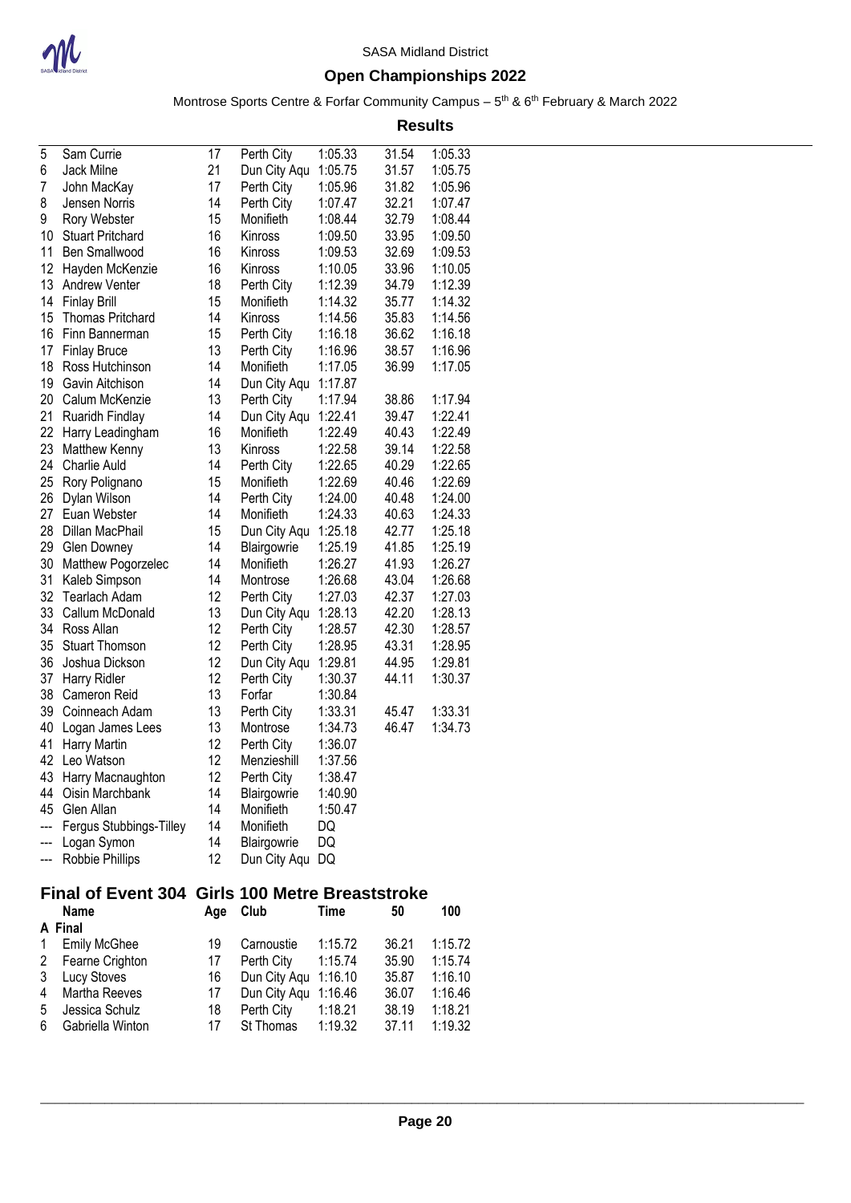| | Name | Age | Club | Time | 50 | 100 |
|---|---|---|---|---|---|---|
| 5 | Sam Currie | 17 | Perth City | 1:05.33 | 31.54 | 1:05.33 |
| 6 | Jack Milne | 21 | Dun City Aqu | 1:05.75 | 31.57 | 1:05.75 |
| 7 | John MacKay | 17 | Perth City | 1:05.96 | 31.82 | 1:05.96 |
| 8 | Jensen Norris | 14 | Perth City | 1:07.47 | 32.21 | 1:07.47 |
| 9 | Rory Webster | 15 | Monifieth | 1:08.44 | 32.79 | 1:08.44 |
| 10 | Stuart Pritchard | 16 | Kinross | 1:09.50 | 33.95 | 1:09.50 |
| 11 | Ben Smallwood | 16 | Kinross | 1:09.53 | 32.69 | 1:09.53 |
| 12 | Hayden McKenzie | 16 | Kinross | 1:10.05 | 33.96 | 1:10.05 |
| 13 | Andrew Venter | 18 | Perth City | 1:12.39 | 34.79 | 1:12.39 |
| 14 | Finlay Brill | 15 | Monifieth | 1:14.32 | 35.77 | 1:14.32 |
| 15 | Thomas Pritchard | 14 | Kinross | 1:14.56 | 35.83 | 1:14.56 |
| 16 | Finn Bannerman | 15 | Perth City | 1:16.18 | 36.62 | 1:16.18 |
| 17 | Finlay Bruce | 13 | Perth City | 1:16.96 | 38.57 | 1:16.96 |
| 18 | Ross Hutchinson | 14 | Monifieth | 1:17.05 | 36.99 | 1:17.05 |
| 19 | Gavin Aitchison | 14 | Dun City Aqu | 1:17.87 | | |
| 20 | Calum McKenzie | 13 | Perth City | 1:17.94 | 38.86 | 1:17.94 |
| 21 | Ruaridh Findlay | 14 | Dun City Aqu | 1:22.41 | 39.47 | 1:22.41 |
| 22 | Harry Leadingham | 16 | Monifieth | 1:22.49 | 40.43 | 1:22.49 |
| 23 | Matthew Kenny | 13 | Kinross | 1:22.58 | 39.14 | 1:22.58 |
| 24 | Charlie Auld | 14 | Perth City | 1:22.65 | 40.29 | 1:22.65 |
| 25 | Rory Polignano | 15 | Monifieth | 1:22.69 | 40.46 | 1:22.69 |
| 26 | Dylan Wilson | 14 | Perth City | 1:24.00 | 40.48 | 1:24.00 |
| 27 | Euan Webster | 14 | Monifieth | 1:24.33 | 40.63 | 1:24.33 |
| 28 | Dillan MacPhail | 15 | Dun City Aqu | 1:25.18 | 42.77 | 1:25.18 |
| 29 | Glen Downey | 14 | Blairgowrie | 1:25.19 | 41.85 | 1:25.19 |
| 30 | Matthew Pogorzelec | 14 | Monifieth | 1:26.27 | 41.93 | 1:26.27 |
| 31 | Kaleb Simpson | 14 | Montrose | 1:26.68 | 43.04 | 1:26.68 |
| 32 | Tearlach Adam | 12 | Perth City | 1:27.03 | 42.37 | 1:27.03 |
| 33 | Callum McDonald | 13 | Dun City Aqu | 1:28.13 | 42.20 | 1:28.13 |
| 34 | Ross Allan | 12 | Perth City | 1:28.57 | 42.30 | 1:28.57 |
| 35 | Stuart Thomson | 12 | Perth City | 1:28.95 | 43.31 | 1:28.95 |
| 36 | Joshua Dickson | 12 | Dun City Aqu | 1:29.81 | 44.95 | 1:29.81 |
| 37 | Harry Ridler | 12 | Perth City | 1:30.37 | 44.11 | 1:30.37 |
| 38 | Cameron Reid | 13 | Forfar | 1:30.84 | | |
| 39 | Coinneach Adam | 13 | Perth City | 1:33.31 | 45.47 | 1:33.31 |
| 40 | Logan James Lees | 13 | Montrose | 1:34.73 | 46.47 | 1:34.73 |
| 41 | Harry Martin | 12 | Perth City | 1:36.07 | | |
| 42 | Leo Watson | 12 | Menzieshill | 1:37.56 | | |
| 43 | Harry Macnaughton | 12 | Perth City | 1:38.47 | | |
| 44 | Oisin Marchbank | 14 | Blairgowrie | 1:40.90 | | |
| 45 | Glen Allan | 14 | Monifieth | 1:50.47 | | |
| --- | Fergus Stubbings-Tilley | 14 | Monifieth | DQ | | |
| --- | Logan Symon | 14 | Blairgowrie | DQ | | |
| --- | Robbie Phillips | 12 | Dun City Aqu | DQ | | |

## Final of Event 304 Girls 100 Metre Breaststroke

| | Name | Age | Club | Time | 50 | 100 |
|---|---|---|---|---|---|---|
| **A Final** | | | | | | |
| 1 | Emily McGhee | 19 | Carnoustie | 1:15.72 | 36.21 | 1:15.72 |
| 2 | Fearne Crighton | 17 | Perth City | 1:15.74 | 35.90 | 1:15.74 |
| 3 | Lucy Stoves | 16 | Dun City Aqu | 1:16.10 | 35.87 | 1:16.10 |
| 4 | Martha Reeves | 17 | Dun City Aqu | 1:16.46 | 36.07 | 1:16.46 |
| 5 | Jessica Schulz | 18 | Perth City | 1:18.21 | 38.19 | 1:18.21 |
| 6 | Gabriella Winton | 17 | St Thomas | 1:19.32 | 37.11 | 1:19.32 |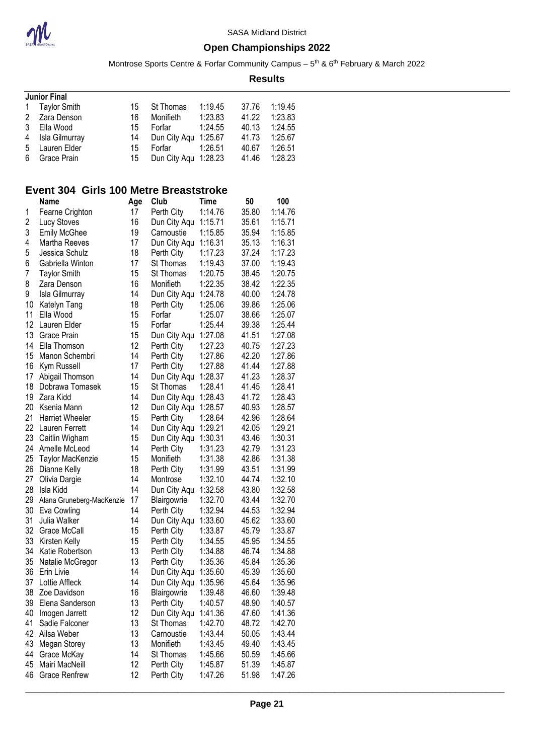SASA Midland District

## Open Championships 2022

Montrose Sports Centre & Forfar Community Campus – 5th & 6th February & March 2022

**Results**

**Junior Final**

| | Name | Age | Club | Time | 50 | 100 |
|---|---|---|---|---|---|---|
| 1 | Taylor Smith | 15 | St Thomas | 1:19.45 | 37.76 | 1:19.45 |
| 2 | Zara Denson | 16 | Monifieth | 1:23.83 | 41.22 | 1:23.83 |
| 3 | Ella Wood | 15 | Forfar | 1:24.55 | 40.13 | 1:24.55 |
| 4 | Isla Gilmurray | 14 | Dun City Aqu | 1:25.67 | 41.73 | 1:25.67 |
| 5 | Lauren Elder | 15 | Forfar | 1:26.51 | 40.67 | 1:26.51 |
| 6 | Grace Prain | 15 | Dun City Aqu | 1:28.23 | 41.46 | 1:28.23 |

### Event 304 Girls 100 Metre Breaststroke

| | Name | Age | Club | Time | 50 | 100 |
|---|---|---|---|---|---|---|
| 1 | Fearne Crighton | 17 | Perth City | 1:14.76 | 35.80 | 1:14.76 |
| 2 | Lucy Stoves | 16 | Dun City Aqu | 1:15.71 | 35.61 | 1:15.71 |
| 3 | Emily McGhee | 19 | Carnoustie | 1:15.85 | 35.94 | 1:15.85 |
| 4 | Martha Reeves | 17 | Dun City Aqu | 1:16.31 | 35.13 | 1:16.31 |
| 5 | Jessica Schulz | 18 | Perth City | 1:17.23 | 37.24 | 1:17.23 |
| 6 | Gabriella Winton | 17 | St Thomas | 1:19.43 | 37.00 | 1:19.43 |
| 7 | Taylor Smith | 15 | St Thomas | 1:20.75 | 38.45 | 1:20.75 |
| 8 | Zara Denson | 16 | Monifieth | 1:22.35 | 38.42 | 1:22.35 |
| 9 | Isla Gilmurray | 14 | Dun City Aqu | 1:24.78 | 40.00 | 1:24.78 |
| 10 | Katelyn Tang | 18 | Perth City | 1:25.06 | 39.86 | 1:25.06 |
| 11 | Ella Wood | 15 | Forfar | 1:25.07 | 38.66 | 1:25.07 |
| 12 | Lauren Elder | 15 | Forfar | 1:25.44 | 39.38 | 1:25.44 |
| 13 | Grace Prain | 15 | Dun City Aqu | 1:27.08 | 41.51 | 1:27.08 |
| 14 | Ella Thomson | 12 | Perth City | 1:27.23 | 40.75 | 1:27.23 |
| 15 | Manon Schembri | 14 | Perth City | 1:27.86 | 42.20 | 1:27.86 |
| 16 | Kym Russell | 17 | Perth City | 1:27.88 | 41.44 | 1:27.88 |
| 17 | Abigail Thomson | 14 | Dun City Aqu | 1:28.37 | 41.23 | 1:28.37 |
| 18 | Dobrawa Tomasek | 15 | St Thomas | 1:28.41 | 41.45 | 1:28.41 |
| 19 | Zara Kidd | 14 | Dun City Aqu | 1:28.43 | 41.72 | 1:28.43 |
| 20 | Ksenia Mann | 12 | Dun City Aqu | 1:28.57 | 40.93 | 1:28.57 |
| 21 | Harriet Wheeler | 15 | Perth City | 1:28.64 | 42.96 | 1:28.64 |
| 22 | Lauren Ferrett | 14 | Dun City Aqu | 1:29.21 | 42.05 | 1:29.21 |
| 23 | Caitlin Wigham | 15 | Dun City Aqu | 1:30.31 | 43.46 | 1:30.31 |
| 24 | Amelle McLeod | 14 | Perth City | 1:31.23 | 42.79 | 1:31.23 |
| 25 | Taylor MacKenzie | 15 | Monifieth | 1:31.38 | 42.86 | 1:31.38 |
| 26 | Dianne Kelly | 18 | Perth City | 1:31.99 | 43.51 | 1:31.99 |
| 27 | Olivia Dargie | 14 | Montrose | 1:32.10 | 44.74 | 1:32.10 |
| 28 | Isla Kidd | 14 | Dun City Aqu | 1:32.58 | 43.80 | 1:32.58 |
| 29 | Alana Gruneberg-MacKenzie | 17 | Blairgowrie | 1:32.70 | 43.44 | 1:32.70 |
| 30 | Eva Cowling | 14 | Perth City | 1:32.94 | 44.53 | 1:32.94 |
| 31 | Julia Walker | 14 | Dun City Aqu | 1:33.60 | 45.62 | 1:33.60 |
| 32 | Grace McCall | 15 | Perth City | 1:33.87 | 45.79 | 1:33.87 |
| 33 | Kirsten Kelly | 15 | Perth City | 1:34.55 | 45.95 | 1:34.55 |
| 34 | Katie Robertson | 13 | Perth City | 1:34.88 | 46.74 | 1:34.88 |
| 35 | Natalie McGregor | 13 | Perth City | 1:35.36 | 45.84 | 1:35.36 |
| 36 | Erin Livie | 14 | Dun City Aqu | 1:35.60 | 45.39 | 1:35.60 |
| 37 | Lottie Affleck | 14 | Dun City Aqu | 1:35.96 | 45.64 | 1:35.96 |
| 38 | Zoe Davidson | 16 | Blairgowrie | 1:39.48 | 46.60 | 1:39.48 |
| 39 | Elena Sanderson | 13 | Perth City | 1:40.57 | 48.90 | 1:40.57 |
| 40 | Imogen Jarrett | 12 | Dun City Aqu | 1:41.36 | 47.60 | 1:41.36 |
| 41 | Sadie Falconer | 13 | St Thomas | 1:42.70 | 48.72 | 1:42.70 |
| 42 | Ailsa Weber | 13 | Carnoustie | 1:43.44 | 50.05 | 1:43.44 |
| 43 | Megan Storey | 13 | Monifieth | 1:43.45 | 49.40 | 1:43.45 |
| 44 | Grace McKay | 14 | St Thomas | 1:45.66 | 50.59 | 1:45.66 |
| 45 | Mairi MacNeill | 12 | Perth City | 1:45.87 | 51.39 | 1:45.87 |
| 46 | Grace Renfrew | 12 | Perth City | 1:47.26 | 51.98 | 1:47.26 |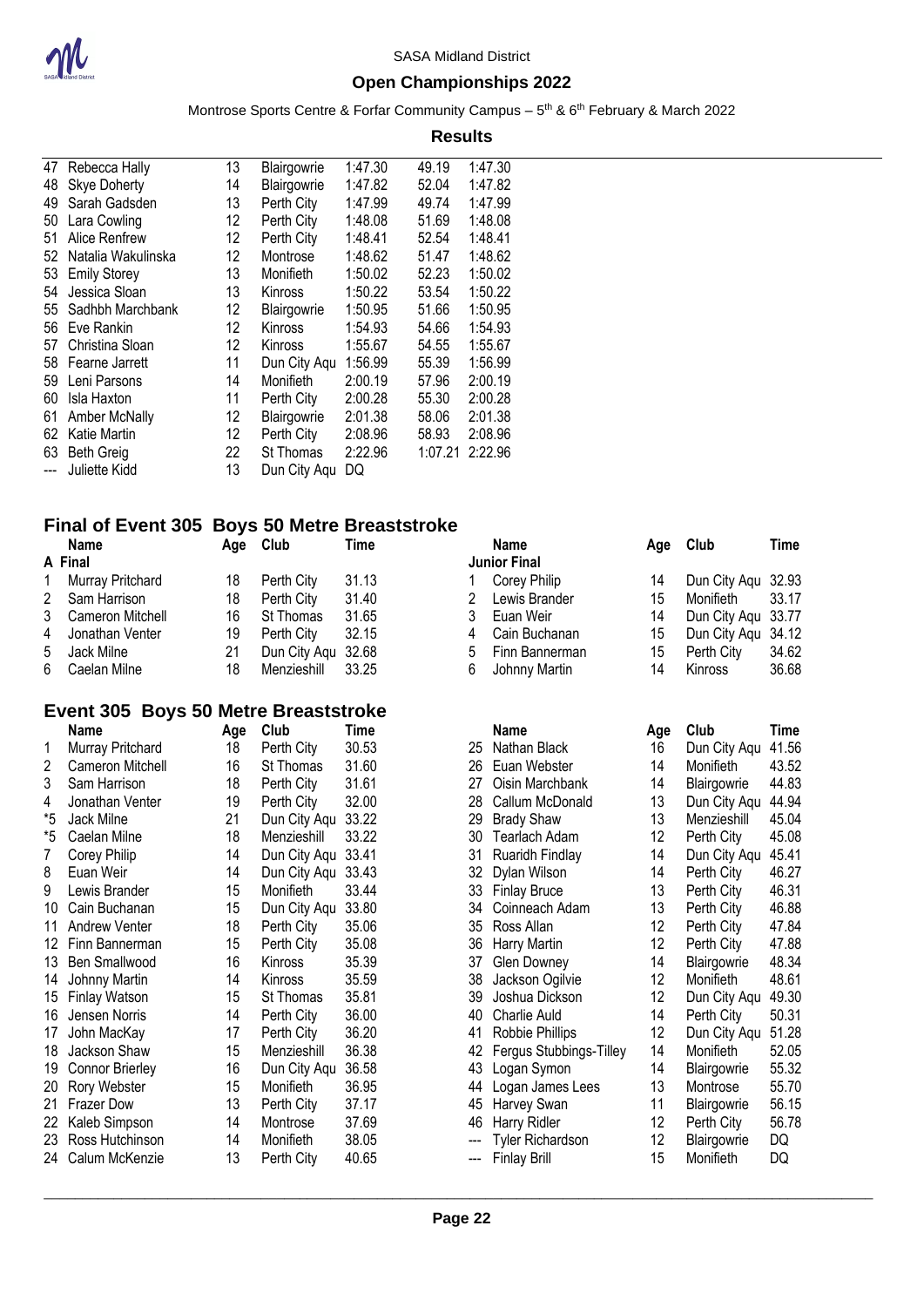| | | | | | | |
|---|---|---|---|---|---|---|
| 47 | Rebecca Hally | 13 | Blairgowrie | 1:47.30 | 49.19 | 1:47.30 |
| 48 | Skye Doherty | 14 | Blairgowrie | 1:47.82 | 52.04 | 1:47.82 |
| 49 | Sarah Gadsden | 13 | Perth City | 1:47.99 | 49.74 | 1:47.99 |
| 50 | Lara Cowling | 12 | Perth City | 1:48.08 | 51.69 | 1:48.08 |
| 51 | Alice Renfrew | 12 | Perth City | 1:48.41 | 52.54 | 1:48.41 |
| 52 | Natalia Wakulinska | 12 | Montrose | 1:48.62 | 51.47 | 1:48.62 |
| 53 | Emily Storey | 13 | Monifieth | 1:50.02 | 52.23 | 1:50.02 |
| 54 | Jessica Sloan | 13 | Kinross | 1:50.22 | 53.54 | 1:50.22 |
| 55 | Sadhbh Marchbank | 12 | Blairgowrie | 1:50.95 | 51.66 | 1:50.95 |
| 56 | Eve Rankin | 12 | Kinross | 1:54.93 | 54.66 | 1:54.93 |
| 57 | Christina Sloan | 12 | Kinross | 1:55.67 | 54.55 | 1:55.67 |
| 58 | Fearne Jarrett | 11 | Dun City Aqu | 1:56.99 | 55.39 | 1:56.99 |
| 59 | Leni Parsons | 14 | Monifieth | 2:00.19 | 57.96 | 2:00.19 |
| 60 | Isla Haxton | 11 | Perth City | 2:00.28 | 55.30 | 2:00.28 |
| 61 | Amber McNally | 12 | Blairgowrie | 2:01.38 | 58.06 | 2:01.38 |
| 62 | Katie Martin | 12 | Perth City | 2:08.96 | 58.93 | 2:08.96 |
| 63 | Beth Greig | 22 | St Thomas | 2:22.96 | 1:07.21 | 2:22.96 |
| --- | Juliette Kidd | 13 | Dun City Aqu | DQ | | |

## Final of Event 305 Boys 50 Metre Breaststroke

**A Final**

| | Name | Age | Club | Time |
|---|---|---|---|---|
| 1 | Murray Pritchard | 18 | Perth City | 31.13 |
| 2 | Sam Harrison | 18 | Perth City | 31.40 |
| 3 | Cameron Mitchell | 16 | St Thomas | 31.65 |
| 4 | Jonathan Venter | 19 | Perth City | 32.15 |
| 5 | Jack Milne | 21 | Dun City Aqu | 32.68 |
| 6 | Caelan Milne | 18 | Menzieshill | 33.25 |

**Junior Final**

| | Name | Age | Club | Time |
|---|---|---|---|---|
| 1 | Corey Philip | 14 | Dun City Aqu | 32.93 |
| 2 | Lewis Brander | 15 | Monifieth | 33.17 |
| 3 | Euan Weir | 14 | Dun City Aqu | 33.77 |
| 4 | Cain Buchanan | 15 | Dun City Aqu | 34.12 |
| 5 | Finn Bannerman | 15 | Perth City | 34.62 |
| 6 | Johnny Martin | 14 | Kinross | 36.68 |

## Event 305 Boys 50 Metre Breaststroke

| | Name | Age | Club | Time |
|---|---|---|---|---|
| 1 | Murray Pritchard | 18 | Perth City | 30.53 |
| 2 | Cameron Mitchell | 16 | St Thomas | 31.60 |
| 3 | Sam Harrison | 18 | Perth City | 31.61 |
| 4 | Jonathan Venter | 19 | Perth City | 32.00 |
| *5 | Jack Milne | 21 | Dun City Aqu | 33.22 |
| *5 | Caelan Milne | 18 | Menzieshill | 33.22 |
| 7 | Corey Philip | 14 | Dun City Aqu | 33.41 |
| 8 | Euan Weir | 14 | Dun City Aqu | 33.43 |
| 9 | Lewis Brander | 15 | Monifieth | 33.44 |
| 10 | Cain Buchanan | 15 | Dun City Aqu | 33.80 |
| 11 | Andrew Venter | 18 | Perth City | 35.06 |
| 12 | Finn Bannerman | 15 | Perth City | 35.08 |
| 13 | Ben Smallwood | 16 | Kinross | 35.39 |
| 14 | Johnny Martin | 14 | Kinross | 35.59 |
| 15 | Finlay Watson | 15 | St Thomas | 35.81 |
| 16 | Jensen Norris | 14 | Perth City | 36.00 |
| 17 | John MacKay | 17 | Perth City | 36.20 |
| 18 | Jackson Shaw | 15 | Menzieshill | 36.38 |
| 19 | Connor Brierley | 16 | Dun City Aqu | 36.58 |
| 20 | Rory Webster | 15 | Monifieth | 36.95 |
| 21 | Frazer Dow | 13 | Perth City | 37.17 |
| 22 | Kaleb Simpson | 14 | Montrose | 37.69 |
| 23 | Ross Hutchinson | 14 | Monifieth | 38.05 |
| 24 | Calum McKenzie | 13 | Perth City | 40.65 |
| 25 | Nathan Black | 16 | Dun City Aqu | 41.56 |
| 26 | Euan Webster | 14 | Monifieth | 43.52 |
| 27 | Oisin Marchbank | 14 | Blairgowrie | 44.83 |
| 28 | Callum McDonald | 13 | Dun City Aqu | 44.94 |
| 29 | Brady Shaw | 13 | Menzieshill | 45.04 |
| 30 | Tearlach Adam | 12 | Perth City | 45.08 |
| 31 | Ruaridh Findlay | 14 | Dun City Aqu | 45.41 |
| 32 | Dylan Wilson | 14 | Perth City | 46.27 |
| 33 | Finlay Bruce | 13 | Perth City | 46.31 |
| 34 | Coinneach Adam | 13 | Perth City | 46.88 |
| 35 | Ross Allan | 12 | Perth City | 47.84 |
| 36 | Harry Martin | 12 | Perth City | 47.88 |
| 37 | Glen Downey | 14 | Blairgowrie | 48.34 |
| 38 | Jackson Ogilvie | 12 | Monifieth | 48.61 |
| 39 | Joshua Dickson | 12 | Dun City Aqu | 49.30 |
| 40 | Charlie Auld | 14 | Perth City | 50.31 |
| 41 | Robbie Phillips | 12 | Dun City Aqu | 51.28 |
| 42 | Fergus Stubbings-Tilley | 14 | Monifieth | 52.05 |
| 43 | Logan Symon | 14 | Blairgowrie | 55.32 |
| 44 | Logan James Lees | 13 | Montrose | 55.70 |
| 45 | Harvey Swan | 11 | Blairgowrie | 56.15 |
| 46 | Harry Ridler | 12 | Perth City | 56.78 |
| --- | Tyler Richardson | 12 | Blairgowrie | DQ |
| --- | Finlay Brill | 15 | Monifieth | DQ |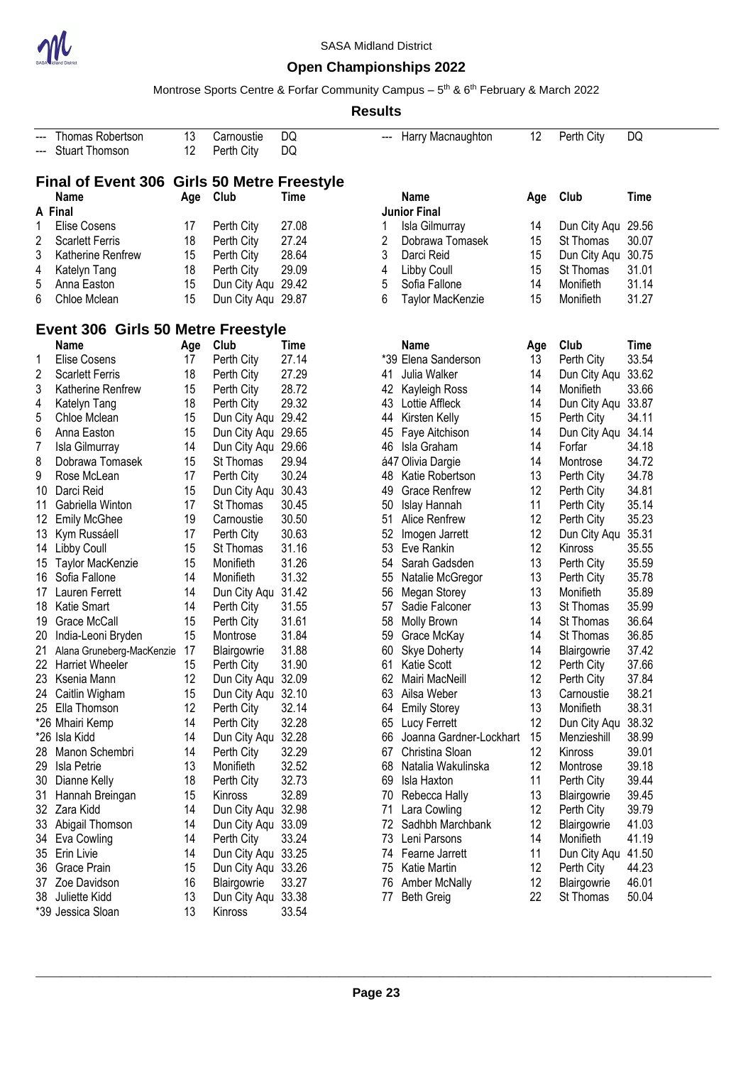SASA Midland District

## Open Championships 2022

Montrose Sports Centre & Forfar Community Campus – 5th & 6th February & March 2022

**Results**

| | Name | Age | Club | Time |
|---|---|---|---|---|
| --- | Thomas Robertson | 13 | Carnoustie | DQ |
| --- | Stuart Thomson | 12 | Perth City | DQ |
| --- | Harry Macnaughton | 12 | Perth City | DQ |

### Final of Event 306 Girls 50 Metre Freestyle

| | Name | Age | Club | Time |
|---|---|---|---|---|
| **A Final** | | | | |
| 1 | Elise Cosens | 17 | Perth City | 27.08 |
| 2 | Scarlett Ferris | 18 | Perth City | 27.24 |
| 3 | Katherine Renfrew | 15 | Perth City | 28.64 |
| 4 | Katelyn Tang | 18 | Perth City | 29.09 |
| 5 | Anna Easton | 15 | Dun City Aqu | 29.42 |
| 6 | Chloe Mclean | 15 | Dun City Aqu | 29.87 |
| **Junior Final** | | | | |
| 1 | Isla Gilmurray | 14 | Dun City Aqu | 29.56 |
| 2 | Dobrawa Tomasek | 15 | St Thomas | 30.07 |
| 3 | Darci Reid | 15 | Dun City Aqu | 30.75 |
| 4 | Libby Coull | 15 | St Thomas | 31.01 |
| 5 | Sofia Fallone | 14 | Monifieth | 31.14 |
| 6 | Taylor MacKenzie | 15 | Monifieth | 31.27 |

### Event 306 Girls 50 Metre Freestyle

| | Name | Age | Club | Time |
|---|---|---|---|---|
| 1 | Elise Cosens | 17 | Perth City | 27.14 |
| 2 | Scarlett Ferris | 18 | Perth City | 27.29 |
| 3 | Katherine Renfrew | 15 | Perth City | 28.72 |
| 4 | Katelyn Tang | 18 | Perth City | 29.32 |
| 5 | Chloe Mclean | 15 | Dun City Aqu | 29.42 |
| 6 | Anna Easton | 15 | Dun City Aqu | 29.65 |
| 7 | Isla Gilmurray | 14 | Dun City Aqu | 29.66 |
| 8 | Dobrawa Tomasek | 15 | St Thomas | 29.94 |
| 9 | Rose McLean | 17 | Perth City | 30.24 |
| 10 | Darci Reid | 15 | Dun City Aqu | 30.43 |
| 11 | Gabriella Winton | 17 | St Thomas | 30.45 |
| 12 | Emily McGhee | 19 | Carnoustie | 30.50 |
| 13 | Kym Russáell | 17 | Perth City | 30.63 |
| 14 | Libby Coull | 15 | St Thomas | 31.16 |
| 15 | Taylor MacKenzie | 15 | Monifieth | 31.26 |
| 16 | Sofia Fallone | 14 | Monifieth | 31.32 |
| 17 | Lauren Ferrett | 14 | Dun City Aqu | 31.42 |
| 18 | Katie Smart | 14 | Perth City | 31.55 |
| 19 | Grace McCall | 15 | Perth City | 31.61 |
| 20 | India-Leoni Bryden | 15 | Montrose | 31.84 |
| 21 | Alana Gruneberg-MacKenzie | 17 | Blairgowrie | 31.88 |
| 22 | Harriet Wheeler | 15 | Perth City | 31.90 |
| 23 | Ksenia Mann | 12 | Dun City Aqu | 32.09 |
| 24 | Caitlin Wigham | 15 | Dun City Aqu | 32.10 |
| 25 | Ella Thomson | 12 | Perth City | 32.14 |
| *26 | Mhairi Kemp | 14 | Perth City | 32.28 |
| *26 | Isla Kidd | 14 | Dun City Aqu | 32.28 |
| 28 | Manon Schembri | 14 | Perth City | 32.29 |
| 29 | Isla Petrie | 13 | Monifieth | 32.52 |
| 30 | Dianne Kelly | 18 | Perth City | 32.73 |
| 31 | Hannah Breingan | 15 | Kinross | 32.89 |
| 32 | Zara Kidd | 14 | Dun City Aqu | 32.98 |
| 33 | Abigail Thomson | 14 | Dun City Aqu | 33.09 |
| 34 | Eva Cowling | 14 | Perth City | 33.24 |
| 35 | Erin Livie | 14 | Dun City Aqu | 33.25 |
| 36 | Grace Prain | 15 | Dun City Aqu | 33.26 |
| 37 | Zoe Davidson | 16 | Blairgowrie | 33.27 |
| 38 | Juliette Kidd | 13 | Dun City Aqu | 33.38 |
| *39 | Jessica Sloan | 13 | Kinross | 33.54 |
| *39 | Elena Sanderson | 13 | Perth City | 33.54 |
| 41 | Julia Walker | 14 | Dun City Aqu | 33.62 |
| 42 | Kayleigh Ross | 14 | Monifieth | 33.66 |
| 43 | Lottie Affleck | 14 | Dun City Aqu | 33.87 |
| 44 | Kirsten Kelly | 15 | Perth City | 34.11 |
| 45 | Faye Aitchison | 14 | Dun City Aqu | 34.14 |
| 46 | Isla Graham | 14 | Forfar | 34.18 |
| á47 | Olivia Dargie | 14 | Montrose | 34.72 |
| 48 | Katie Robertson | 13 | Perth City | 34.78 |
| 49 | Grace Renfrew | 12 | Perth City | 34.81 |
| 50 | Islay Hannah | 11 | Perth City | 35.14 |
| 51 | Alice Renfrew | 12 | Perth City | 35.23 |
| 52 | Imogen Jarrett | 12 | Dun City Aqu | 35.31 |
| 53 | Eve Rankin | 12 | Kinross | 35.55 |
| 54 | Sarah Gadsden | 13 | Perth City | 35.59 |
| 55 | Natalie McGregor | 13 | Perth City | 35.78 |
| 56 | Megan Storey | 13 | Monifieth | 35.89 |
| 57 | Sadie Falconer | 13 | St Thomas | 35.99 |
| 58 | Molly Brown | 14 | St Thomas | 36.64 |
| 59 | Grace McKay | 14 | St Thomas | 36.85 |
| 60 | Skye Doherty | 14 | Blairgowrie | 37.42 |
| 61 | Katie Scott | 12 | Perth City | 37.66 |
| 62 | Mairi MacNeill | 12 | Perth City | 37.84 |
| 63 | Ailsa Weber | 13 | Carnoustie | 38.21 |
| 64 | Emily Storey | 13 | Monifieth | 38.31 |
| 65 | Lucy Ferrett | 12 | Dun City Aqu | 38.32 |
| 66 | Joanna Gardner-Lockhart | 15 | Menzieshill | 38.99 |
| 67 | Christina Sloan | 12 | Kinross | 39.01 |
| 68 | Natalia Wakulinska | 12 | Montrose | 39.18 |
| 69 | Isla Haxton | 11 | Perth City | 39.44 |
| 70 | Rebecca Hally | 13 | Blairgowrie | 39.45 |
| 71 | Lara Cowling | 12 | Perth City | 39.79 |
| 72 | Sadhbh Marchbank | 12 | Blairgowrie | 41.03 |
| 73 | Leni Parsons | 14 | Monifieth | 41.19 |
| 74 | Fearne Jarrett | 11 | Dun City Aqu | 41.50 |
| 75 | Katie Martin | 12 | Perth City | 44.23 |
| 76 | Amber McNally | 12 | Blairgowrie | 46.01 |
| 77 | Beth Greig | 22 | St Thomas | 50.04 |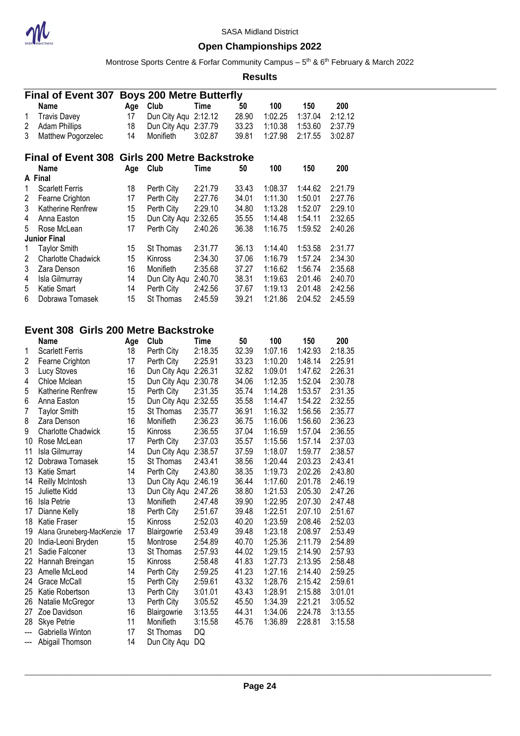SASA Midland District

## Open Championships 2022

Montrose Sports Centre & Forfar Community Campus – 5th & 6th February & March 2022

**Results**

### Final of Event 307 Boys 200 Metre Butterfly

| | Name | Age | Club | Time | 50 | 100 | 150 | 200 |
|---|---|---|---|---|---|---|---|---|
| 1 | Travis Davey | 17 | Dun City Aqu | 2:12.12 | 28.90 | 1:02.25 | 1:37.04 | 2:12.12 |
| 2 | Adam Phillips | 18 | Dun City Aqu | 2:37.79 | 33.23 | 1:10.38 | 1:53.60 | 2:37.79 |
| 3 | Matthew Pogorzelec | 14 | Monifieth | 3:02.87 | 39.81 | 1:27.98 | 2:17.55 | 3:02.87 |

### Final of Event 308 Girls 200 Metre Backstroke

| | Name | Age | Club | Time | 50 | 100 | 150 | 200 |
|---|---|---|---|---|---|---|---|---|
| **A Final** | | | | | | | | |
| 1 | Scarlett Ferris | 18 | Perth City | 2:21.79 | 33.43 | 1:08.37 | 1:44.62 | 2:21.79 |
| 2 | Fearne Crighton | 17 | Perth City | 2:27.76 | 34.01 | 1:11.30 | 1:50.01 | 2:27.76 |
| 3 | Katherine Renfrew | 15 | Perth City | 2:29.10 | 34.80 | 1:13.28 | 1:52.07 | 2:29.10 |
| 4 | Anna Easton | 15 | Dun City Aqu | 2:32.65 | 35.55 | 1:14.48 | 1:54.11 | 2:32.65 |
| 5 | Rose McLean | 17 | Perth City | 2:40.26 | 36.38 | 1:16.75 | 1:59.52 | 2:40.26 |
| **Junior Final** | | | | | | | | |
| 1 | Taylor Smith | 15 | St Thomas | 2:31.77 | 36.13 | 1:14.40 | 1:53.58 | 2:31.77 |
| 2 | Charlotte Chadwick | 15 | Kinross | 2:34.30 | 37.06 | 1:16.79 | 1:57.24 | 2:34.30 |
| 3 | Zara Denson | 16 | Monifieth | 2:35.68 | 37.27 | 1:16.62 | 1:56.74 | 2:35.68 |
| 4 | Isla Gilmurray | 14 | Dun City Aqu | 2:40.70 | 38.31 | 1:19.63 | 2:01.46 | 2:40.70 |
| 5 | Katie Smart | 14 | Perth City | 2:42.56 | 37.67 | 1:19.13 | 2:01.48 | 2:42.56 |
| 6 | Dobrawa Tomasek | 15 | St Thomas | 2:45.59 | 39.21 | 1:21.86 | 2:04.52 | 2:45.59 |

### Event 308 Girls 200 Metre Backstroke

| | Name | Age | Club | Time | 50 | 100 | 150 | 200 |
|---|---|---|---|---|---|---|---|---|
| 1 | Scarlett Ferris | 18 | Perth City | 2:18.35 | 32.39 | 1:07.16 | 1:42.93 | 2:18.35 |
| 2 | Fearne Crighton | 17 | Perth City | 2:25.91 | 33.23 | 1:10.20 | 1:48.14 | 2:25.91 |
| 3 | Lucy Stoves | 16 | Dun City Aqu | 2:26.31 | 32.82 | 1:09.01 | 1:47.62 | 2:26.31 |
| 4 | Chloe Mclean | 15 | Dun City Aqu | 2:30.78 | 34.06 | 1:12.35 | 1:52.04 | 2:30.78 |
| 5 | Katherine Renfrew | 15 | Perth City | 2:31.35 | 35.74 | 1:14.28 | 1:53.57 | 2:31.35 |
| 6 | Anna Easton | 15 | Dun City Aqu | 2:32.55 | 35.58 | 1:14.47 | 1:54.22 | 2:32.55 |
| 7 | Taylor Smith | 15 | St Thomas | 2:35.77 | 36.91 | 1:16.32 | 1:56.56 | 2:35.77 |
| 8 | Zara Denson | 16 | Monifieth | 2:36.23 | 36.75 | 1:16.06 | 1:56.60 | 2:36.23 |
| 9 | Charlotte Chadwick | 15 | Kinross | 2:36.55 | 37.04 | 1:16.59 | 1:57.04 | 2:36.55 |
| 10 | Rose McLean | 17 | Perth City | 2:37.03 | 35.57 | 1:15.56 | 1:57.14 | 2:37.03 |
| 11 | Isla Gilmurray | 14 | Dun City Aqu | 2:38.57 | 37.59 | 1:18.07 | 1:59.77 | 2:38.57 |
| 12 | Dobrawa Tomasek | 15 | St Thomas | 2:43.41 | 38.56 | 1:20.44 | 2:03.23 | 2:43.41 |
| 13 | Katie Smart | 14 | Perth City | 2:43.80 | 38.35 | 1:19.73 | 2:02.26 | 2:43.80 |
| 14 | Reilly McIntosh | 13 | Dun City Aqu | 2:46.19 | 36.44 | 1:17.60 | 2:01.78 | 2:46.19 |
| 15 | Juliette Kidd | 13 | Dun City Aqu | 2:47.26 | 38.80 | 1:21.53 | 2:05.30 | 2:47.26 |
| 16 | Isla Petrie | 13 | Monifieth | 2:47.48 | 39.90 | 1:22.95 | 2:07.30 | 2:47.48 |
| 17 | Dianne Kelly | 18 | Perth City | 2:51.67 | 39.48 | 1:22.51 | 2:07.10 | 2:51.67 |
| 18 | Katie Fraser | 15 | Kinross | 2:52.03 | 40.20 | 1:23.59 | 2:08.46 | 2:52.03 |
| 19 | Alana Gruneberg-MacKenzie | 17 | Blairgowrie | 2:53.49 | 39.48 | 1:23.18 | 2:08.97 | 2:53.49 |
| 20 | India-Leoni Bryden | 15 | Montrose | 2:54.89 | 40.70 | 1:25.36 | 2:11.79 | 2:54.89 |
| 21 | Sadie Falconer | 13 | St Thomas | 2:57.93 | 44.02 | 1:29.15 | 2:14.90 | 2:57.93 |
| 22 | Hannah Breingan | 15 | Kinross | 2:58.48 | 41.83 | 1:27.73 | 2:13.95 | 2:58.48 |
| 23 | Amelle McLeod | 14 | Perth City | 2:59.25 | 41.23 | 1:27.16 | 2:14.40 | 2:59.25 |
| 24 | Grace McCall | 15 | Perth City | 2:59.61 | 43.32 | 1:28.76 | 2:15.42 | 2:59.61 |
| 25 | Katie Robertson | 13 | Perth City | 3:01.01 | 43.43 | 1:28.91 | 2:15.88 | 3:01.01 |
| 26 | Natalie McGregor | 13 | Perth City | 3:05.52 | 45.50 | 1:34.39 | 2:21.21 | 3:05.52 |
| 27 | Zoe Davidson | 16 | Blairgowrie | 3:13.55 | 44.31 | 1:34.06 | 2:24.78 | 3:13.55 |
| 28 | Skye Petrie | 11 | Monifieth | 3:15.58 | 45.76 | 1:36.89 | 2:28.81 | 3:15.58 |
| --- | Gabriella Winton | 17 | St Thomas | DQ | | | | |
| --- | Abigail Thomson | 14 | Dun City Aqu | DQ | | | | |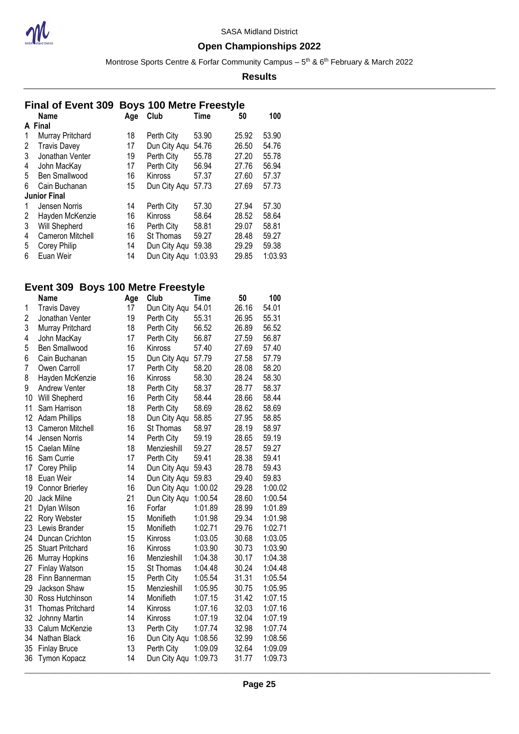SASA Midland District

**Open Championships 2022**

Montrose Sports Centre & Forfar Community Campus – 5th & 6th February & March 2022

**Results**

## Final of Event 309 Boys 100 Metre Freestyle

| | Name | Age | Club | Time | 50 | 100 |
|---|---|---|---|---|---|---|
| **A Final** | | | | | | |
| 1 | Murray Pritchard | 18 | Perth City | 53.90 | 25.92 | 53.90 |
| 2 | Travis Davey | 17 | Dun City Aqu | 54.76 | 26.50 | 54.76 |
| 3 | Jonathan Venter | 19 | Perth City | 55.78 | 27.20 | 55.78 |
| 4 | John MacKay | 17 | Perth City | 56.94 | 27.76 | 56.94 |
| 5 | Ben Smallwood | 16 | Kinross | 57.37 | 27.60 | 57.37 |
| 6 | Cain Buchanan | 15 | Dun City Aqu | 57.73 | 27.69 | 57.73 |
| **Junior Final** | | | | | | |
| 1 | Jensen Norris | 14 | Perth City | 57.30 | 27.94 | 57.30 |
| 2 | Hayden McKenzie | 16 | Kinross | 58.64 | 28.52 | 58.64 |
| 3 | Will Shepherd | 16 | Perth City | 58.81 | 29.07 | 58.81 |
| 4 | Cameron Mitchell | 16 | St Thomas | 59.27 | 28.48 | 59.27 |
| 5 | Corey Philip | 14 | Dun City Aqu | 59.38 | 29.29 | 59.38 |
| 6 | Euan Weir | 14 | Dun City Aqu | 1:03.93 | 29.85 | 1:03.93 |

## Event 309 Boys 100 Metre Freestyle

| | Name | Age | Club | Time | 50 | 100 |
|---|---|---|---|---|---|---|
| 1 | Travis Davey | 17 | Dun City Aqu | 54.01 | 26.16 | 54.01 |
| 2 | Jonathan Venter | 19 | Perth City | 55.31 | 26.95 | 55.31 |
| 3 | Murray Pritchard | 18 | Perth City | 56.52 | 26.89 | 56.52 |
| 4 | John MacKay | 17 | Perth City | 56.87 | 27.59 | 56.87 |
| 5 | Ben Smallwood | 16 | Kinross | 57.40 | 27.69 | 57.40 |
| 6 | Cain Buchanan | 15 | Dun City Aqu | 57.79 | 27.58 | 57.79 |
| 7 | Owen Carroll | 17 | Perth City | 58.20 | 28.08 | 58.20 |
| 8 | Hayden McKenzie | 16 | Kinross | 58.30 | 28.24 | 58.30 |
| 9 | Andrew Venter | 18 | Perth City | 58.37 | 28.77 | 58.37 |
| 10 | Will Shepherd | 16 | Perth City | 58.44 | 28.66 | 58.44 |
| 11 | Sam Harrison | 18 | Perth City | 58.69 | 28.62 | 58.69 |
| 12 | Adam Phillips | 18 | Dun City Aqu | 58.85 | 27.95 | 58.85 |
| 13 | Cameron Mitchell | 16 | St Thomas | 58.97 | 28.19 | 58.97 |
| 14 | Jensen Norris | 14 | Perth City | 59.19 | 28.65 | 59.19 |
| 15 | Caelan Milne | 18 | Menzieshill | 59.27 | 28.57 | 59.27 |
| 16 | Sam Currie | 17 | Perth City | 59.41 | 28.38 | 59.41 |
| 17 | Corey Philip | 14 | Dun City Aqu | 59.43 | 28.78 | 59.43 |
| 18 | Euan Weir | 14 | Dun City Aqu | 59.83 | 29.40 | 59.83 |
| 19 | Connor Brierley | 16 | Dun City Aqu | 1:00.02 | 29.28 | 1:00.02 |
| 20 | Jack Milne | 21 | Dun City Aqu | 1:00.54 | 28.60 | 1:00.54 |
| 21 | Dylan Wilson | 16 | Forfar | 1:01.89 | 28.99 | 1:01.89 |
| 22 | Rory Webster | 15 | Monifieth | 1:01.98 | 29.34 | 1:01.98 |
| 23 | Lewis Brander | 15 | Monifieth | 1:02.71 | 29.76 | 1:02.71 |
| 24 | Duncan Crichton | 15 | Kinross | 1:03.05 | 30.68 | 1:03.05 |
| 25 | Stuart Pritchard | 16 | Kinross | 1:03.90 | 30.73 | 1:03.90 |
| 26 | Murray Hopkins | 16 | Menzieshill | 1:04.38 | 30.17 | 1:04.38 |
| 27 | Finlay Watson | 15 | St Thomas | 1:04.48 | 30.24 | 1:04.48 |
| 28 | Finn Bannerman | 15 | Perth City | 1:05.54 | 31.31 | 1:05.54 |
| 29 | Jackson Shaw | 15 | Menzieshill | 1:05.95 | 30.75 | 1:05.95 |
| 30 | Ross Hutchinson | 14 | Monifieth | 1:07.15 | 31.42 | 1:07.15 |
| 31 | Thomas Pritchard | 14 | Kinross | 1:07.16 | 32.03 | 1:07.16 |
| 32 | Johnny Martin | 14 | Kinross | 1:07.19 | 32.04 | 1:07.19 |
| 33 | Calum McKenzie | 13 | Perth City | 1:07.74 | 32.98 | 1:07.74 |
| 34 | Nathan Black | 16 | Dun City Aqu | 1:08.56 | 32.99 | 1:08.56 |
| 35 | Finlay Bruce | 13 | Perth City | 1:09.09 | 32.64 | 1:09.09 |
| 36 | Tymon Kopacz | 14 | Dun City Aqu | 1:09.73 | 31.77 | 1:09.73 |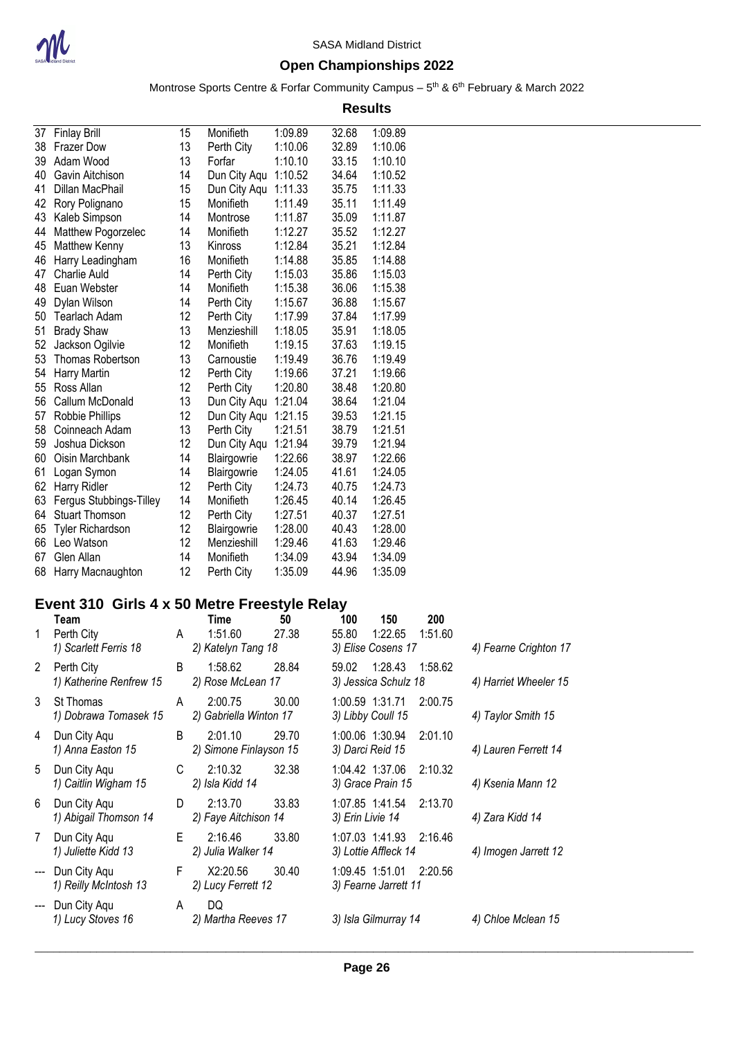SASA Midland District

**Open Championships 2022**

Montrose Sports Centre & Forfar Community Campus – 5th & 6th February & March 2022

**Results**

| Place | Name | Age | Club | Time | 50 | 100 |
|---|---|---|---|---|---|---|
| 37 | Finlay Brill | 15 | Monifieth | 1:09.89 | 32.68 | 1:09.89 |
| 38 | Frazer Dow | 13 | Perth City | 1:10.06 | 32.89 | 1:10.06 |
| 39 | Adam Wood | 13 | Forfar | 1:10.10 | 33.15 | 1:10.10 |
| 40 | Gavin Aitchison | 14 | Dun City Aqu | 1:10.52 | 34.64 | 1:10.52 |
| 41 | Dillan MacPhail | 15 | Dun City Aqu | 1:11.33 | 35.75 | 1:11.33 |
| 42 | Rory Polignano | 15 | Monifieth | 1:11.49 | 35.11 | 1:11.49 |
| 43 | Kaleb Simpson | 14 | Montrose | 1:11.87 | 35.09 | 1:11.87 |
| 44 | Matthew Pogorzelec | 14 | Monifieth | 1:12.27 | 35.52 | 1:12.27 |
| 45 | Matthew Kenny | 13 | Kinross | 1:12.84 | 35.21 | 1:12.84 |
| 46 | Harry Leadingham | 16 | Monifieth | 1:14.88 | 35.85 | 1:14.88 |
| 47 | Charlie Auld | 14 | Perth City | 1:15.03 | 35.86 | 1:15.03 |
| 48 | Euan Webster | 14 | Monifieth | 1:15.38 | 36.06 | 1:15.38 |
| 49 | Dylan Wilson | 14 | Perth City | 1:15.67 | 36.88 | 1:15.67 |
| 50 | Tearlach Adam | 12 | Perth City | 1:17.99 | 37.84 | 1:17.99 |
| 51 | Brady Shaw | 13 | Menzieshill | 1:18.05 | 35.91 | 1:18.05 |
| 52 | Jackson Ogilvie | 12 | Monifieth | 1:19.15 | 37.63 | 1:19.15 |
| 53 | Thomas Robertson | 13 | Carnoustie | 1:19.49 | 36.76 | 1:19.49 |
| 54 | Harry Martin | 12 | Perth City | 1:19.66 | 37.21 | 1:19.66 |
| 55 | Ross Allan | 12 | Perth City | 1:20.80 | 38.48 | 1:20.80 |
| 56 | Callum McDonald | 13 | Dun City Aqu | 1:21.04 | 38.64 | 1:21.04 |
| 57 | Robbie Phillips | 12 | Dun City Aqu | 1:21.15 | 39.53 | 1:21.15 |
| 58 | Coinneach Adam | 13 | Perth City | 1:21.51 | 38.79 | 1:21.51 |
| 59 | Joshua Dickson | 12 | Dun City Aqu | 1:21.94 | 39.79 | 1:21.94 |
| 60 | Oisin Marchbank | 14 | Blairgowrie | 1:22.66 | 38.97 | 1:22.66 |
| 61 | Logan Symon | 14 | Blairgowrie | 1:24.05 | 41.61 | 1:24.05 |
| 62 | Harry Ridler | 12 | Perth City | 1:24.73 | 40.75 | 1:24.73 |
| 63 | Fergus Stubbings-Tilley | 14 | Monifieth | 1:26.45 | 40.14 | 1:26.45 |
| 64 | Stuart Thomson | 12 | Perth City | 1:27.51 | 40.37 | 1:27.51 |
| 65 | Tyler Richardson | 12 | Blairgowrie | 1:28.00 | 40.43 | 1:28.00 |
| 66 | Leo Watson | 12 | Menzieshill | 1:29.46 | 41.63 | 1:29.46 |
| 67 | Glen Allan | 14 | Monifieth | 1:34.09 | 43.94 | 1:34.09 |
| 68 | Harry Macnaughton | 12 | Perth City | 1:35.09 | 44.96 | 1:35.09 |

## Event 310 Girls 4 x 50 Metre Freestyle Relay

| Place | Team | | Time | 50 | 100 | 150 | 200 | |
|---|---|---|---|---|---|---|---|---|
| 1 | Perth City | A | 1:51.60 | 27.38 | 55.80 | 1:22.65 | 1:51.60 | |
| | *1) Scarlett Ferris 18* | | *2) Katelyn Tang 18* | | *3) Elise Cosens 17* | | | *4) Fearne Crighton 17* |
| 2 | Perth City | B | 1:58.62 | 28.84 | 59.02 | 1:28.43 | 1:58.62 | |
| | *1) Katherine Renfrew 15* | | *2) Rose McLean 17* | | *3) Jessica Schulz 18* | | | *4) Harriet Wheeler 15* |
| 3 | St Thomas | A | 2:00.75 | 30.00 | 1:00.59 | 1:31.71 | 2:00.75 | |
| | *1) Dobrawa Tomasek 15* | | *2) Gabriella Winton 17* | | *3) Libby Coull 15* | | | *4) Taylor Smith 15* |
| 4 | Dun City Aqu | B | 2:01.10 | 29.70 | 1:00.06 | 1:30.94 | 2:01.10 | |
| | *1) Anna Easton 15* | | *2) Simone Finlayson 15* | | *3) Darci Reid 15* | | | *4) Lauren Ferrett 14* |
| 5 | Dun City Aqu | C | 2:10.32 | 32.38 | 1:04.42 | 1:37.06 | 2:10.32 | |
| | *1) Caitlin Wigham 15* | | *2) Isla Kidd 14* | | *3) Grace Prain 15* | | | *4) Ksenia Mann 12* |
| 6 | Dun City Aqu | D | 2:13.70 | 33.83 | 1:07.85 | 1:41.54 | 2:13.70 | |
| | *1) Abigail Thomson 14* | | *2) Faye Aitchison 14* | | *3) Erin Livie 14* | | | *4) Zara Kidd 14* |
| 7 | Dun City Aqu | E | 2:16.46 | 33.80 | 1:07.03 | 1:41.93 | 2:16.46 | |
| | *1) Juliette Kidd 13* | | *2) Julia Walker 14* | | *3) Lottie Affleck 14* | | | *4) Imogen Jarrett 12* |
| --- | Dun City Aqu | F | X2:20.56 | 30.40 | 1:09.45 | 1:51.01 | 2:20.56 | |
| | *1) Reilly McIntosh 13* | | *2) Lucy Ferrett 12* | | *3) Fearne Jarrett 11* | | | |
| --- | Dun City Aqu | A | DQ | | | | | |
| | *1) Lucy Stoves 16* | | *2) Martha Reeves 17* | | *3) Isla Gilmurray 14* | | | *4) Chloe Mclean 15* |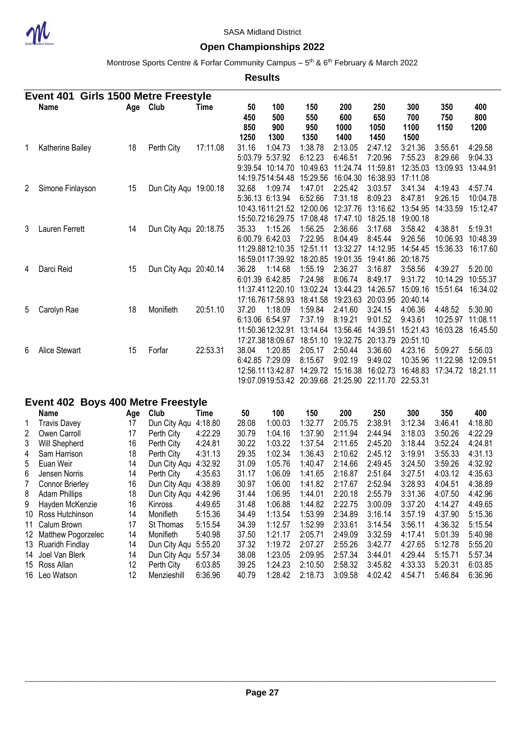SASA Midland District

## Open Championships 2022

Montrose Sports Centre & Forfar Community Campus – 5th & 6th February & March 2022

**Results**

### Event 401 Girls 1500 Metre Freestyle

| | Name | Age | Club | Time | 50 / 450 / 850 / 1250 | 100 / 500 / 900 / 1300 | 150 / 550 / 950 / 1350 | 200 / 600 / 1000 / 1400 | 250 / 650 / 1050 / 1450 | 300 / 700 / 1100 / 1500 | 350 / 750 / 1150 | 400 / 800 / 1200 |
|---|---|---|---|---|---|---|---|---|---|---|---|---|
| 1 | Katherine Bailey | 18 | Perth City | 17:11.08 | 31.16 | 1:04.73 | 1:38.78 | 2:13.05 | 2:47.12 | 3:21.36 | 3:55.61 | 4:29.58 |
| | | | | | 5:03.79 | 5:37.92 | 6:12.23 | 6:46.51 | 7:20.96 | 7:55.23 | 8:29.66 | 9:04.33 |
| | | | | | 9:39.54 | 10:14.70 | 10:49.63 | 11:24.74 | 11:59.81 | 12:35.03 | 13:09.93 | 13:44.91 |
| | | | | | 14:19.75 | 14:54.48 | 15:29.56 | 16:04.30 | 16:38.93 | 17:11.08 | | |
| 2 | Simone Finlayson | 15 | Dun City Aqu | 19:00.18 | 32.68 | 1:09.74 | 1:47.01 | 2:25.42 | 3:03.57 | 3:41.34 | 4:19.43 | 4:57.74 |
| | | | | | 5:36.13 | 6:13.94 | 6:52.66 | 7:31.18 | 8:09.23 | 8:47.81 | 9:26.15 | 10:04.78 |
| | | | | | 10:43.16 | 11:21.52 | 12:00.06 | 12:37.76 | 13:16.62 | 13:54.95 | 14:33.59 | 15:12.47 |
| | | | | | 15:50.72 | 16:29.75 | 17:08.48 | 17:47.10 | 18:25.18 | 19:00.18 | | |
| 3 | Lauren Ferrett | 14 | Dun City Aqu | 20:18.75 | 35.33 | 1:15.26 | 1:56.25 | 2:36.66 | 3:17.68 | 3:58.42 | 4:38.81 | 5:19.31 |
| | | | | | 6:00.79 | 6:42.05 | 7:22.95 | 8:04.49 | 8:45.44 | 9:26.56 | 10:06.93 | 10:48.39 |
| | | | | | 11:29.88 | 12:10.35 | 12:51.11 | 13:32.27 | 14:12.95 | 14:54.45 | 15:36.33 | 16:17.60 |
| | | | | | 16:59.01 | 17:39.92 | 18:20.85 | 19:01.35 | 19:41.86 | 20:18.75 | | |
| 4 | Darci Reid | 15 | Dun City Aqu | 20:40.14 | 36.28 | 1:14.68 | 1:55.19 | 2:36.27 | 3:16.87 | 3:58.56 | 4:39.27 | 5:20.00 |
| | | | | | 6:01.39 | 6:42.85 | 7:24.98 | 8:06.74 | 8:49.17 | 9:31.72 | 10:14.29 | 10:55.37 |
| | | | | | 11:37.41 | 12:20.10 | 13:02.24 | 13:44.23 | 14:26.57 | 15:09.16 | 15:51.64 | 16:34.02 |
| | | | | | 17:16.76 | 17:58.93 | 18:41.58 | 19:23.63 | 20:03.95 | 20:40.14 | | |
| 5 | Carolyn Rae | 18 | Monifieth | 20:51.10 | 37.20 | 1:18.09 | 1:59.84 | 2:41.60 | 3:24.15 | 4:06.36 | 4:48.52 | 5:30.90 |
| | | | | | 6:13.06 | 6:54.97 | 7:37.19 | 8:19.21 | 9:01.52 | 9:43.61 | 10:25.97 | 11:08.11 |
| | | | | | 11:50.36 | 12:32.91 | 13:14.64 | 13:56.46 | 14:39.51 | 15:21.43 | 16:03.28 | 16:45.50 |
| | | | | | 17:27.38 | 18:09.67 | 18:51.10 | 19:32.75 | 20:13.79 | 20:51.10 | | |
| 6 | Alice Stewart | 15 | Forfar | 22:53.31 | 38.04 | 1:20.85 | 2:05.17 | 2:50.44 | 3:36.60 | 4:23.16 | 5:09.27 | 5:56.03 |
| | | | | | 6:42.85 | 7:29.09 | 8:15.67 | 9:02.19 | 9:49.02 | 10:35.96 | 11:22.98 | 12:09.51 |
| | | | | | 12:56.11 | 13:42.87 | 14:29.72 | 15:16.38 | 16:02.73 | 16:48.83 | 17:34.72 | 18:21.11 |
| | | | | | 19:07.09 | 19:53.42 | 20:39.68 | 21:25.90 | 22:11.70 | 22:53.31 | | |

### Event 402 Boys 400 Metre Freestyle

| | Name | Age | Club | Time | 50 | 100 | 150 | 200 | 250 | 300 | 350 | 400 |
|---|---|---|---|---|---|---|---|---|---|---|---|---|
| 1 | Travis Davey | 17 | Dun City Aqu | 4:18.80 | 28.08 | 1:00.03 | 1:32.77 | 2:05.75 | 2:38.91 | 3:12.34 | 3:46.41 | 4:18.80 |
| 2 | Owen Carroll | 17 | Perth City | 4:22.29 | 30.79 | 1:04.16 | 1:37.90 | 2:11.94 | 2:44.94 | 3:18.03 | 3:50.26 | 4:22.29 |
| 3 | Will Shepherd | 16 | Perth City | 4:24.81 | 30.22 | 1:03.22 | 1:37.54 | 2:11.65 | 2:45.20 | 3:18.44 | 3:52.24 | 4:24.81 |
| 4 | Sam Harrison | 18 | Perth City | 4:31.13 | 29.35 | 1:02.34 | 1:36.43 | 2:10.62 | 2:45.12 | 3:19.91 | 3:55.33 | 4:31.13 |
| 5 | Euan Weir | 14 | Dun City Aqu | 4:32.92 | 31.09 | 1:05.76 | 1:40.47 | 2:14.66 | 2:49.45 | 3:24.50 | 3:59.26 | 4:32.92 |
| 6 | Jensen Norris | 14 | Perth City | 4:35.63 | 31.17 | 1:06.09 | 1:41.65 | 2:16.87 | 2:51.64 | 3:27.51 | 4:03.12 | 4:35.63 |
| 7 | Connor Brierley | 16 | Dun City Aqu | 4:38.89 | 30.97 | 1:06.00 | 1:41.82 | 2:17.67 | 2:52.94 | 3:28.93 | 4:04.51 | 4:38.89 |
| 8 | Adam Phillips | 18 | Dun City Aqu | 4:42.96 | 31.44 | 1:06.95 | 1:44.01 | 2:20.18 | 2:55.79 | 3:31.36 | 4:07.50 | 4:42.96 |
| 9 | Hayden McKenzie | 16 | Kinross | 4:49.65 | 31.48 | 1:06.88 | 1:44.82 | 2:22.75 | 3:00.09 | 3:37.20 | 4:14.27 | 4:49.65 |
| 10 | Ross Hutchinson | 14 | Monifieth | 5:15.36 | 34.49 | 1:13.54 | 1:53.99 | 2:34.89 | 3:16.14 | 3:57.19 | 4:37.90 | 5:15.36 |
| 11 | Calum Brown | 17 | St Thomas | 5:15.54 | 34.39 | 1:12.57 | 1:52.99 | 2:33.61 | 3:14.54 | 3:56.11 | 4:36.32 | 5:15.54 |
| 12 | Matthew Pogorzelec | 14 | Monifieth | 5:40.98 | 37.50 | 1:21.17 | 2:05.71 | 2:49.09 | 3:32.59 | 4:17.41 | 5:01.39 | 5:40.98 |
| 13 | Ruaridh Findlay | 14 | Dun City Aqu | 5:55.20 | 37.32 | 1:19.72 | 2:07.27 | 2:55.26 | 3:42.77 | 4:27.65 | 5:12.78 | 5:55.20 |
| 14 | Joel Van Blerk | 14 | Dun City Aqu | 5:57.34 | 38.08 | 1:23.05 | 2:09.95 | 2:57.34 | 3:44.01 | 4:29.44 | 5:15.71 | 5:57.34 |
| 15 | Ross Allan | 12 | Perth City | 6:03.85 | 39.25 | 1:24.23 | 2:10.50 | 2:58.32 | 3:45.82 | 4:33.33 | 5:20.31 | 6:03.85 |
| 16 | Leo Watson | 12 | Menzieshill | 6:36.96 | 40.79 | 1:28.42 | 2:18.73 | 3:09.58 | 4:02.42 | 4:54.71 | 5:46.84 | 6:36.96 |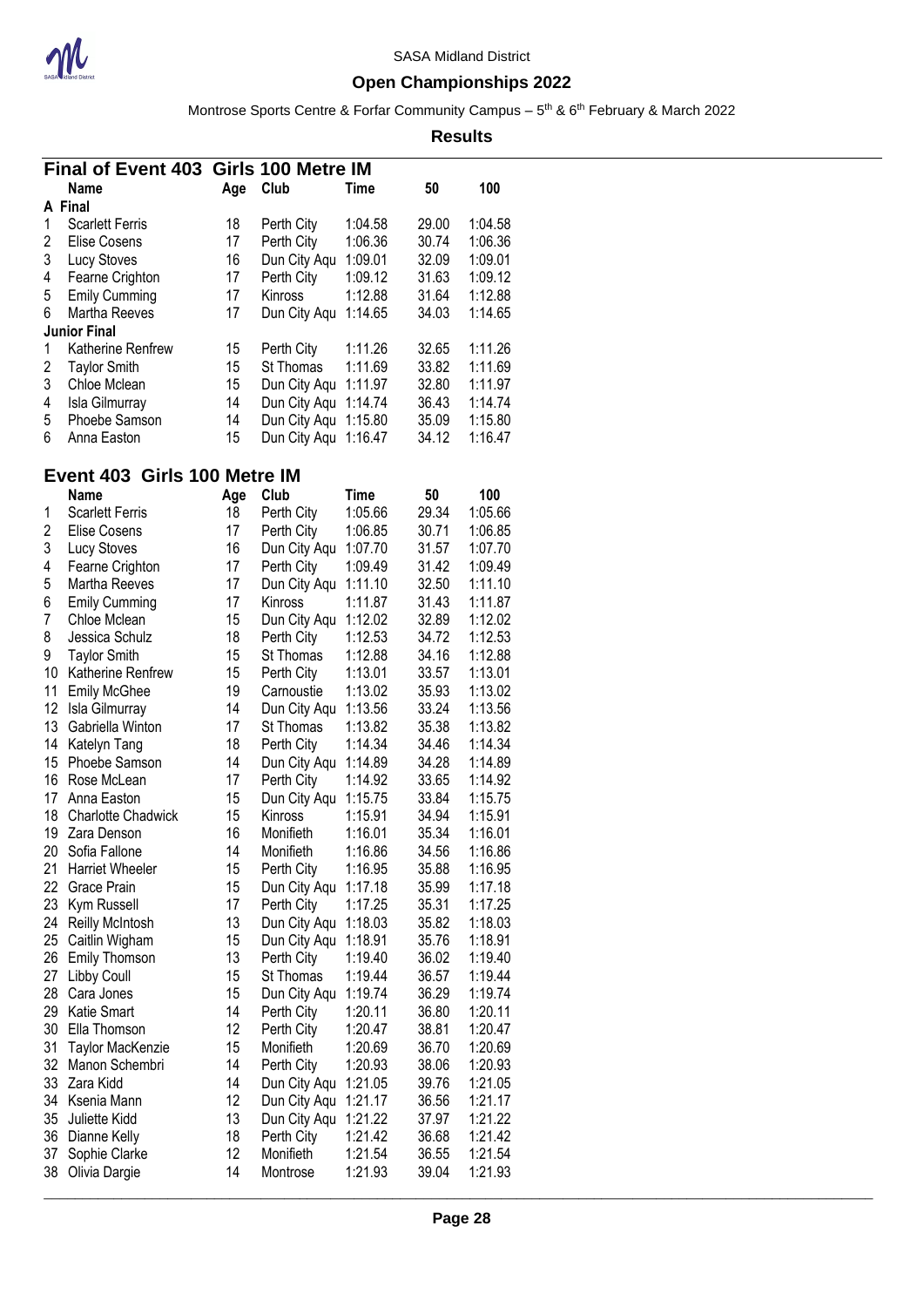SASA Midland District

## Open Championships 2022

Montrose Sports Centre & Forfar Community Campus – 5th & 6th February & March 2022

**Results**

### Final of Event 403 Girls 100 Metre IM

| | Name | Age | Club | Time | 50 | 100 |
|---|---|---|---|---|---|---|
| **A Final** | | | | | | |
| 1 | Scarlett Ferris | 18 | Perth City | 1:04.58 | 29.00 | 1:04.58 |
| 2 | Elise Cosens | 17 | Perth City | 1:06.36 | 30.74 | 1:06.36 |
| 3 | Lucy Stoves | 16 | Dun City Aqu | 1:09.01 | 32.09 | 1:09.01 |
| 4 | Fearne Crighton | 17 | Perth City | 1:09.12 | 31.63 | 1:09.12 |
| 5 | Emily Cumming | 17 | Kinross | 1:12.88 | 31.64 | 1:12.88 |
| 6 | Martha Reeves | 17 | Dun City Aqu | 1:14.65 | 34.03 | 1:14.65 |
| **Junior Final** | | | | | | |
| 1 | Katherine Renfrew | 15 | Perth City | 1:11.26 | 32.65 | 1:11.26 |
| 2 | Taylor Smith | 15 | St Thomas | 1:11.69 | 33.82 | 1:11.69 |
| 3 | Chloe Mclean | 15 | Dun City Aqu | 1:11.97 | 32.80 | 1:11.97 |
| 4 | Isla Gilmurray | 14 | Dun City Aqu | 1:14.74 | 36.43 | 1:14.74 |
| 5 | Phoebe Samson | 14 | Dun City Aqu | 1:15.80 | 35.09 | 1:15.80 |
| 6 | Anna Easton | 15 | Dun City Aqu | 1:16.47 | 34.12 | 1:16.47 |

### Event 403 Girls 100 Metre IM

| | Name | Age | Club | Time | 50 | 100 |
|---|---|---|---|---|---|---|
| 1 | Scarlett Ferris | 18 | Perth City | 1:05.66 | 29.34 | 1:05.66 |
| 2 | Elise Cosens | 17 | Perth City | 1:06.85 | 30.71 | 1:06.85 |
| 3 | Lucy Stoves | 16 | Dun City Aqu | 1:07.70 | 31.57 | 1:07.70 |
| 4 | Fearne Crighton | 17 | Perth City | 1:09.49 | 31.42 | 1:09.49 |
| 5 | Martha Reeves | 17 | Dun City Aqu | 1:11.10 | 32.50 | 1:11.10 |
| 6 | Emily Cumming | 17 | Kinross | 1:11.87 | 31.43 | 1:11.87 |
| 7 | Chloe Mclean | 15 | Dun City Aqu | 1:12.02 | 32.89 | 1:12.02 |
| 8 | Jessica Schulz | 18 | Perth City | 1:12.53 | 34.72 | 1:12.53 |
| 9 | Taylor Smith | 15 | St Thomas | 1:12.88 | 34.16 | 1:12.88 |
| 10 | Katherine Renfrew | 15 | Perth City | 1:13.01 | 33.57 | 1:13.01 |
| 11 | Emily McGhee | 19 | Carnoustie | 1:13.02 | 35.93 | 1:13.02 |
| 12 | Isla Gilmurray | 14 | Dun City Aqu | 1:13.56 | 33.24 | 1:13.56 |
| 13 | Gabriella Winton | 17 | St Thomas | 1:13.82 | 35.38 | 1:13.82 |
| 14 | Katelyn Tang | 18 | Perth City | 1:14.34 | 34.46 | 1:14.34 |
| 15 | Phoebe Samson | 14 | Dun City Aqu | 1:14.89 | 34.28 | 1:14.89 |
| 16 | Rose McLean | 17 | Perth City | 1:14.92 | 33.65 | 1:14.92 |
| 17 | Anna Easton | 15 | Dun City Aqu | 1:15.75 | 33.84 | 1:15.75 |
| 18 | Charlotte Chadwick | 15 | Kinross | 1:15.91 | 34.94 | 1:15.91 |
| 19 | Zara Denson | 16 | Monifieth | 1:16.01 | 35.34 | 1:16.01 |
| 20 | Sofia Fallone | 14 | Monifieth | 1:16.86 | 34.56 | 1:16.86 |
| 21 | Harriet Wheeler | 15 | Perth City | 1:16.95 | 35.88 | 1:16.95 |
| 22 | Grace Prain | 15 | Dun City Aqu | 1:17.18 | 35.99 | 1:17.18 |
| 23 | Kym Russell | 17 | Perth City | 1:17.25 | 35.31 | 1:17.25 |
| 24 | Reilly McIntosh | 13 | Dun City Aqu | 1:18.03 | 35.82 | 1:18.03 |
| 25 | Caitlin Wigham | 15 | Dun City Aqu | 1:18.91 | 35.76 | 1:18.91 |
| 26 | Emily Thomson | 13 | Perth City | 1:19.40 | 36.02 | 1:19.40 |
| 27 | Libby Coull | 15 | St Thomas | 1:19.44 | 36.57 | 1:19.44 |
| 28 | Cara Jones | 15 | Dun City Aqu | 1:19.74 | 36.29 | 1:19.74 |
| 29 | Katie Smart | 14 | Perth City | 1:20.11 | 36.80 | 1:20.11 |
| 30 | Ella Thomson | 12 | Perth City | 1:20.47 | 38.81 | 1:20.47 |
| 31 | Taylor MacKenzie | 15 | Monifieth | 1:20.69 | 36.70 | 1:20.69 |
| 32 | Manon Schembri | 14 | Perth City | 1:20.93 | 38.06 | 1:20.93 |
| 33 | Zara Kidd | 14 | Dun City Aqu | 1:21.05 | 39.76 | 1:21.05 |
| 34 | Ksenia Mann | 12 | Dun City Aqu | 1:21.17 | 36.56 | 1:21.17 |
| 35 | Juliette Kidd | 13 | Dun City Aqu | 1:21.22 | 37.97 | 1:21.22 |
| 36 | Dianne Kelly | 18 | Perth City | 1:21.42 | 36.68 | 1:21.42 |
| 37 | Sophie Clarke | 12 | Monifieth | 1:21.54 | 36.55 | 1:21.54 |
| 38 | Olivia Dargie | 14 | Montrose | 1:21.93 | 39.04 | 1:21.93 |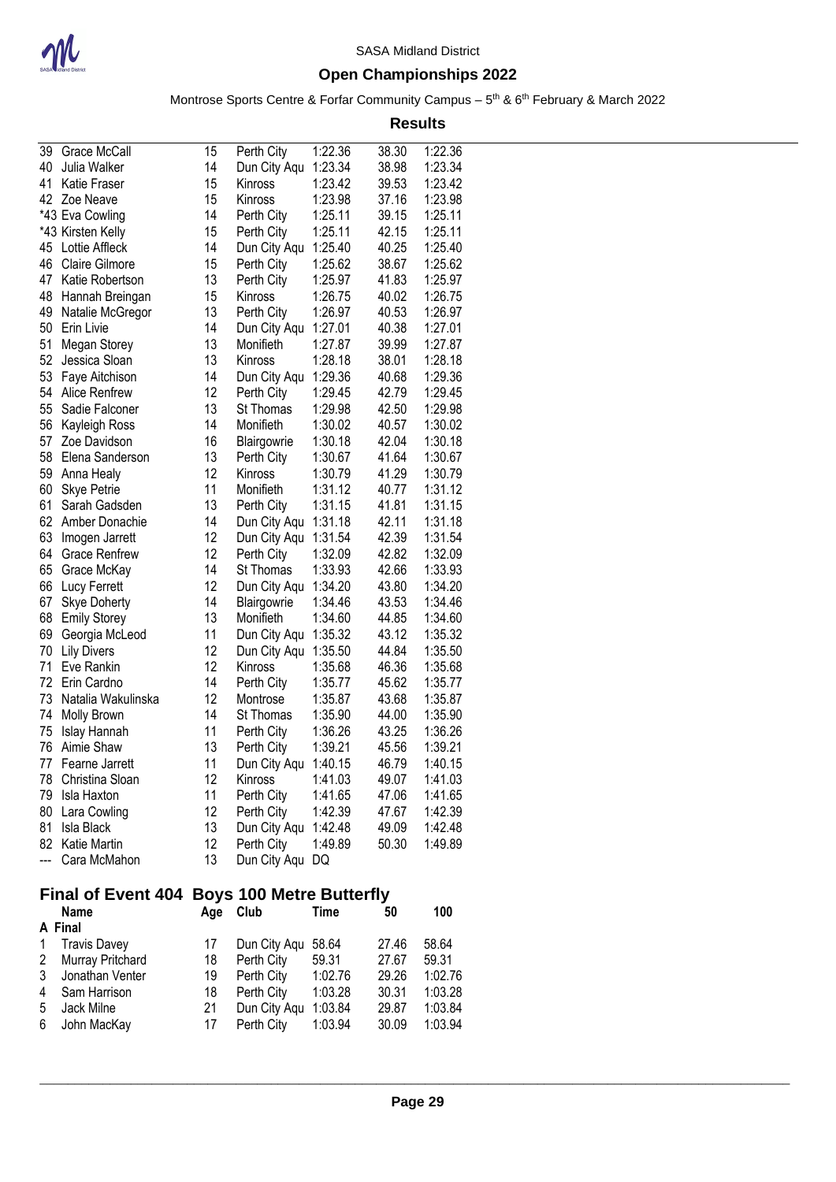| | Name | Age | Club | Time | 50 | 100 |
|---|---|---|---|---|---|---|
| 39 | Grace McCall | 15 | Perth City | 1:22.36 | 38.30 | 1:22.36 |
| 40 | Julia Walker | 14 | Dun City Aqu | 1:23.34 | 38.98 | 1:23.34 |
| 41 | Katie Fraser | 15 | Kinross | 1:23.42 | 39.53 | 1:23.42 |
| 42 | Zoe Neave | 15 | Kinross | 1:23.98 | 37.16 | 1:23.98 |
| *43 | Eva Cowling | 14 | Perth City | 1:25.11 | 39.15 | 1:25.11 |
| *43 | Kirsten Kelly | 15 | Perth City | 1:25.11 | 42.15 | 1:25.11 |
| 45 | Lottie Affleck | 14 | Dun City Aqu | 1:25.40 | 40.25 | 1:25.40 |
| 46 | Claire Gilmore | 15 | Perth City | 1:25.62 | 38.67 | 1:25.62 |
| 47 | Katie Robertson | 13 | Perth City | 1:25.97 | 41.83 | 1:25.97 |
| 48 | Hannah Breingan | 15 | Kinross | 1:26.75 | 40.02 | 1:26.75 |
| 49 | Natalie McGregor | 13 | Perth City | 1:26.97 | 40.53 | 1:26.97 |
| 50 | Erin Livie | 14 | Dun City Aqu | 1:27.01 | 40.38 | 1:27.01 |
| 51 | Megan Storey | 13 | Monifieth | 1:27.87 | 39.99 | 1:27.87 |
| 52 | Jessica Sloan | 13 | Kinross | 1:28.18 | 38.01 | 1:28.18 |
| 53 | Faye Aitchison | 14 | Dun City Aqu | 1:29.36 | 40.68 | 1:29.36 |
| 54 | Alice Renfrew | 12 | Perth City | 1:29.45 | 42.79 | 1:29.45 |
| 55 | Sadie Falconer | 13 | St Thomas | 1:29.98 | 42.50 | 1:29.98 |
| 56 | Kayleigh Ross | 14 | Monifieth | 1:30.02 | 40.57 | 1:30.02 |
| 57 | Zoe Davidson | 16 | Blairgowrie | 1:30.18 | 42.04 | 1:30.18 |
| 58 | Elena Sanderson | 13 | Perth City | 1:30.67 | 41.64 | 1:30.67 |
| 59 | Anna Healy | 12 | Kinross | 1:30.79 | 41.29 | 1:30.79 |
| 60 | Skye Petrie | 11 | Monifieth | 1:31.12 | 40.77 | 1:31.12 |
| 61 | Sarah Gadsden | 13 | Perth City | 1:31.15 | 41.81 | 1:31.15 |
| 62 | Amber Donachie | 14 | Dun City Aqu | 1:31.18 | 42.11 | 1:31.18 |
| 63 | Imogen Jarrett | 12 | Dun City Aqu | 1:31.54 | 42.39 | 1:31.54 |
| 64 | Grace Renfrew | 12 | Perth City | 1:32.09 | 42.82 | 1:32.09 |
| 65 | Grace McKay | 14 | St Thomas | 1:33.93 | 42.66 | 1:33.93 |
| 66 | Lucy Ferrett | 12 | Dun City Aqu | 1:34.20 | 43.80 | 1:34.20 |
| 67 | Skye Doherty | 14 | Blairgowrie | 1:34.46 | 43.53 | 1:34.46 |
| 68 | Emily Storey | 13 | Monifieth | 1:34.60 | 44.85 | 1:34.60 |
| 69 | Georgia McLeod | 11 | Dun City Aqu | 1:35.32 | 43.12 | 1:35.32 |
| 70 | Lily Divers | 12 | Dun City Aqu | 1:35.50 | 44.84 | 1:35.50 |
| 71 | Eve Rankin | 12 | Kinross | 1:35.68 | 46.36 | 1:35.68 |
| 72 | Erin Cardno | 14 | Perth City | 1:35.77 | 45.62 | 1:35.77 |
| 73 | Natalia Wakulinska | 12 | Montrose | 1:35.87 | 43.68 | 1:35.87 |
| 74 | Molly Brown | 14 | St Thomas | 1:35.90 | 44.00 | 1:35.90 |
| 75 | Islay Hannah | 11 | Perth City | 1:36.26 | 43.25 | 1:36.26 |
| 76 | Aimie Shaw | 13 | Perth City | 1:39.21 | 45.56 | 1:39.21 |
| 77 | Fearne Jarrett | 11 | Dun City Aqu | 1:40.15 | 46.79 | 1:40.15 |
| 78 | Christina Sloan | 12 | Kinross | 1:41.03 | 49.07 | 1:41.03 |
| 79 | Isla Haxton | 11 | Perth City | 1:41.65 | 47.06 | 1:41.65 |
| 80 | Lara Cowling | 12 | Perth City | 1:42.39 | 47.67 | 1:42.39 |
| 81 | Isla Black | 13 | Dun City Aqu | 1:42.48 | 49.09 | 1:42.48 |
| 82 | Katie Martin | 12 | Perth City | 1:49.89 | 50.30 | 1:49.89 |
| --- | Cara McMahon | 13 | Dun City Aqu | DQ | | |

## Final of Event 404 Boys 100 Metre Butterfly

| | Name | Age | Club | Time | 50 | 100 |
|---|---|---|---|---|---|---|
| **A Final** | | | | | | |
| 1 | Travis Davey | 17 | Dun City Aqu | 58.64 | 27.46 | 58.64 |
| 2 | Murray Pritchard | 18 | Perth City | 59.31 | 27.67 | 59.31 |
| 3 | Jonathan Venter | 19 | Perth City | 1:02.76 | 29.26 | 1:02.76 |
| 4 | Sam Harrison | 18 | Perth City | 1:03.28 | 30.31 | 1:03.28 |
| 5 | Jack Milne | 21 | Dun City Aqu | 1:03.84 | 29.87 | 1:03.84 |
| 6 | John MacKay | 17 | Perth City | 1:03.94 | 30.09 | 1:03.94 |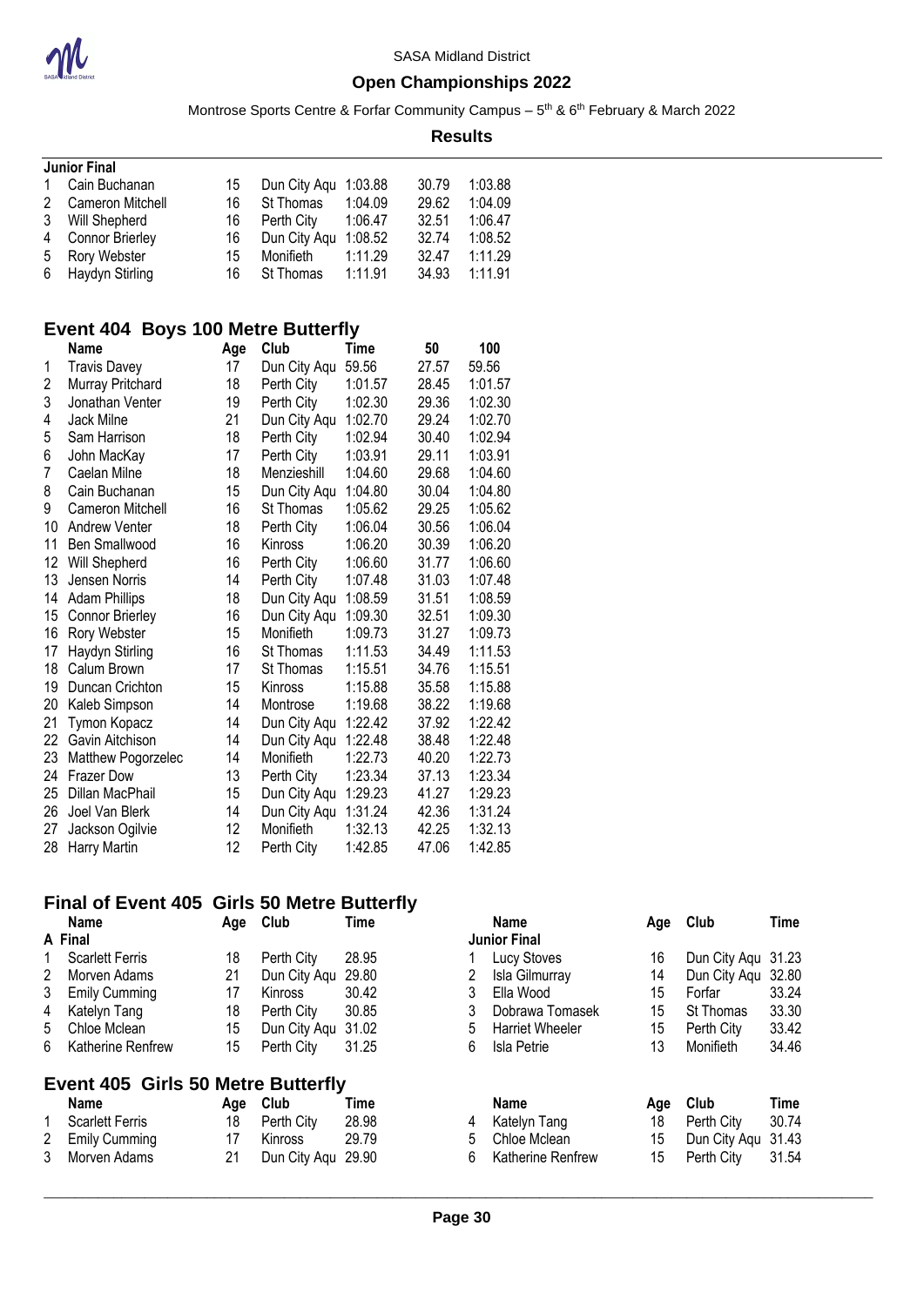**Junior Final**

| | Name | Age | Club | Time | 50 | 100 |
|---|---|---|---|---|---|---|
| 1 | Cain Buchanan | 15 | Dun City Aqu | 1:03.88 | 30.79 | 1:03.88 |
| 2 | Cameron Mitchell | 16 | St Thomas | 1:04.09 | 29.62 | 1:04.09 |
| 3 | Will Shepherd | 16 | Perth City | 1:06.47 | 32.51 | 1:06.47 |
| 4 | Connor Brierley | 16 | Dun City Aqu | 1:08.52 | 32.74 | 1:08.52 |
| 5 | Rory Webster | 15 | Monifieth | 1:11.29 | 32.47 | 1:11.29 |
| 6 | Haydyn Stirling | 16 | St Thomas | 1:11.91 | 34.93 | 1:11.91 |

## Event 404 Boys 100 Metre Butterfly

| | Name | Age | Club | Time | 50 | 100 |
|---|---|---|---|---|---|---|
| 1 | Travis Davey | 17 | Dun City Aqu | 59.56 | 27.57 | 59.56 |
| 2 | Murray Pritchard | 18 | Perth City | 1:01.57 | 28.45 | 1:01.57 |
| 3 | Jonathan Venter | 19 | Perth City | 1:02.30 | 29.36 | 1:02.30 |
| 4 | Jack Milne | 21 | Dun City Aqu | 1:02.70 | 29.24 | 1:02.70 |
| 5 | Sam Harrison | 18 | Perth City | 1:02.94 | 30.40 | 1:02.94 |
| 6 | John MacKay | 17 | Perth City | 1:03.91 | 29.11 | 1:03.91 |
| 7 | Caelan Milne | 18 | Menzieshill | 1:04.60 | 29.68 | 1:04.60 |
| 8 | Cain Buchanan | 15 | Dun City Aqu | 1:04.80 | 30.04 | 1:04.80 |
| 9 | Cameron Mitchell | 16 | St Thomas | 1:05.62 | 29.25 | 1:05.62 |
| 10 | Andrew Venter | 18 | Perth City | 1:06.04 | 30.56 | 1:06.04 |
| 11 | Ben Smallwood | 16 | Kinross | 1:06.20 | 30.39 | 1:06.20 |
| 12 | Will Shepherd | 16 | Perth City | 1:06.60 | 31.77 | 1:06.60 |
| 13 | Jensen Norris | 14 | Perth City | 1:07.48 | 31.03 | 1:07.48 |
| 14 | Adam Phillips | 18 | Dun City Aqu | 1:08.59 | 31.51 | 1:08.59 |
| 15 | Connor Brierley | 16 | Dun City Aqu | 1:09.30 | 32.51 | 1:09.30 |
| 16 | Rory Webster | 15 | Monifieth | 1:09.73 | 31.27 | 1:09.73 |
| 17 | Haydyn Stirling | 16 | St Thomas | 1:11.53 | 34.49 | 1:11.53 |
| 18 | Calum Brown | 17 | St Thomas | 1:15.51 | 34.76 | 1:15.51 |
| 19 | Duncan Crichton | 15 | Kinross | 1:15.88 | 35.58 | 1:15.88 |
| 20 | Kaleb Simpson | 14 | Montrose | 1:19.68 | 38.22 | 1:19.68 |
| 21 | Tymon Kopacz | 14 | Dun City Aqu | 1:22.42 | 37.92 | 1:22.42 |
| 22 | Gavin Aitchison | 14 | Dun City Aqu | 1:22.48 | 38.48 | 1:22.48 |
| 23 | Matthew Pogorzelec | 14 | Monifieth | 1:22.73 | 40.20 | 1:22.73 |
| 24 | Frazer Dow | 13 | Perth City | 1:23.34 | 37.13 | 1:23.34 |
| 25 | Dillan MacPhail | 15 | Dun City Aqu | 1:29.23 | 41.27 | 1:29.23 |
| 26 | Joel Van Blerk | 14 | Dun City Aqu | 1:31.24 | 42.36 | 1:31.24 |
| 27 | Jackson Ogilvie | 12 | Monifieth | 1:32.13 | 42.25 | 1:32.13 |
| 28 | Harry Martin | 12 | Perth City | 1:42.85 | 47.06 | 1:42.85 |

## Final of Event 405 Girls 50 Metre Butterfly

**A Final**

| | Name | Age | Club | Time |
|---|---|---|---|---|
| 1 | Scarlett Ferris | 18 | Perth City | 28.95 |
| 2 | Morven Adams | 21 | Dun City Aqu | 29.80 |
| 3 | Emily Cumming | 17 | Kinross | 30.42 |
| 4 | Katelyn Tang | 18 | Perth City | 30.85 |
| 5 | Chloe Mclean | 15 | Dun City Aqu | 31.02 |
| 6 | Katherine Renfrew | 15 | Perth City | 31.25 |

**Junior Final**

| | Name | Age | Club | Time |
|---|---|---|---|---|
| 1 | Lucy Stoves | 16 | Dun City Aqu | 31.23 |
| 2 | Isla Gilmurray | 14 | Dun City Aqu | 32.80 |
| 3 | Ella Wood | 15 | Forfar | 33.24 |
| 3 | Dobrawa Tomasek | 15 | St Thomas | 33.30 |
| 5 | Harriet Wheeler | 15 | Perth City | 33.42 |
| 6 | Isla Petrie | 13 | Monifieth | 34.46 |

## Event 405 Girls 50 Metre Butterfly

| | Name | Age | Club | Time |
|---|---|---|---|---|
| 1 | Scarlett Ferris | 18 | Perth City | 28.98 |
| 2 | Emily Cumming | 17 | Kinross | 29.79 |
| 3 | Morven Adams | 21 | Dun City Aqu | 29.90 |
| 4 | Katelyn Tang | 18 | Perth City | 30.74 |
| 5 | Chloe Mclean | 15 | Dun City Aqu | 31.43 |
| 6 | Katherine Renfrew | 15 | Perth City | 31.54 |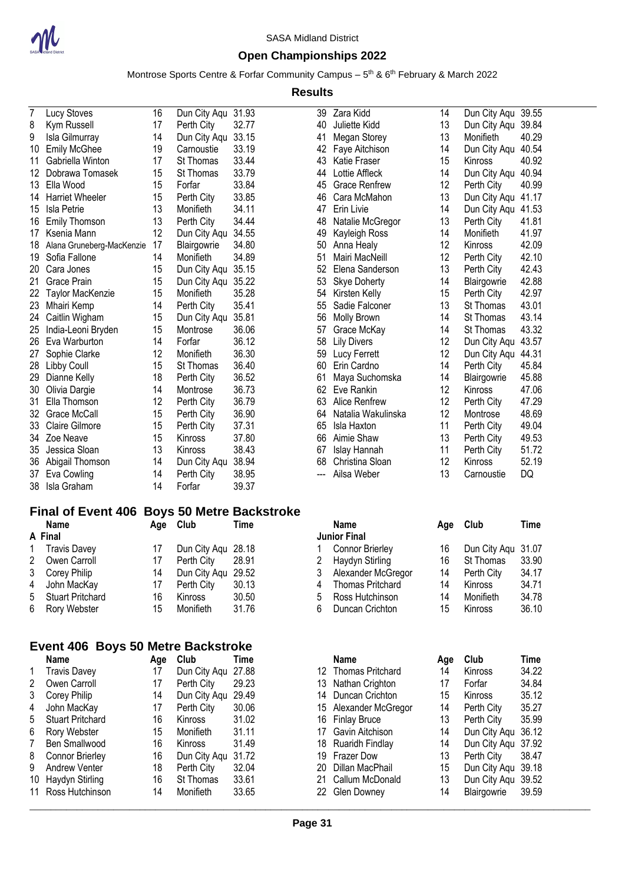| | Name | Age | Club | Time |
|---|---|---|---|---|
| 7 | Lucy Stoves | 16 | Dun City Aqu | 31.93 |
| 8 | Kym Russell | 17 | Perth City | 32.77 |
| 9 | Isla Gilmurray | 14 | Dun City Aqu | 33.15 |
| 10 | Emily McGhee | 19 | Carnoustie | 33.19 |
| 11 | Gabriella Winton | 17 | St Thomas | 33.44 |
| 12 | Dobrawa Tomasek | 15 | St Thomas | 33.79 |
| 13 | Ella Wood | 15 | Forfar | 33.84 |
| 14 | Harriet Wheeler | 15 | Perth City | 33.85 |
| 15 | Isla Petrie | 13 | Monifieth | 34.11 |
| 16 | Emily Thomson | 13 | Perth City | 34.44 |
| 17 | Ksenia Mann | 12 | Dun City Aqu | 34.55 |
| 18 | Alana Gruneberg-MacKenzie | 17 | Blairgowrie | 34.80 |
| 19 | Sofia Fallone | 14 | Monifieth | 34.89 |
| 20 | Cara Jones | 15 | Dun City Aqu | 35.15 |
| 21 | Grace Prain | 15 | Dun City Aqu | 35.22 |
| 22 | Taylor MacKenzie | 15 | Monifieth | 35.28 |
| 23 | Mhairi Kemp | 14 | Perth City | 35.41 |
| 24 | Caitlin Wigham | 15 | Dun City Aqu | 35.81 |
| 25 | India-Leoni Bryden | 15 | Montrose | 36.06 |
| 26 | Eva Warburton | 14 | Forfar | 36.12 |
| 27 | Sophie Clarke | 12 | Monifieth | 36.30 |
| 28 | Libby Coull | 15 | St Thomas | 36.40 |
| 29 | Dianne Kelly | 18 | Perth City | 36.52 |
| 30 | Olivia Dargie | 14 | Montrose | 36.73 |
| 31 | Ella Thomson | 12 | Perth City | 36.79 |
| 32 | Grace McCall | 15 | Perth City | 36.90 |
| 33 | Claire Gilmore | 15 | Perth City | 37.31 |
| 34 | Zoe Neave | 15 | Kinross | 37.80 |
| 35 | Jessica Sloan | 13 | Kinross | 38.43 |
| 36 | Abigail Thomson | 14 | Dun City Aqu | 38.94 |
| 37 | Eva Cowling | 14 | Perth City | 38.95 |
| 38 | Isla Graham | 14 | Forfar | 39.37 |
| 39 | Zara Kidd | 14 | Dun City Aqu | 39.55 |
| 40 | Juliette Kidd | 13 | Dun City Aqu | 39.84 |
| 41 | Megan Storey | 13 | Monifieth | 40.29 |
| 42 | Faye Aitchison | 14 | Dun City Aqu | 40.54 |
| 43 | Katie Fraser | 15 | Kinross | 40.92 |
| 44 | Lottie Affleck | 14 | Dun City Aqu | 40.94 |
| 45 | Grace Renfrew | 12 | Perth City | 40.99 |
| 46 | Cara McMahon | 13 | Dun City Aqu | 41.17 |
| 47 | Erin Livie | 14 | Dun City Aqu | 41.53 |
| 48 | Natalie McGregor | 13 | Perth City | 41.81 |
| 49 | Kayleigh Ross | 14 | Monifieth | 41.97 |
| 50 | Anna Healy | 12 | Kinross | 42.09 |
| 51 | Mairi MacNeill | 12 | Perth City | 42.10 |
| 52 | Elena Sanderson | 13 | Perth City | 42.43 |
| 53 | Skye Doherty | 14 | Blairgowrie | 42.88 |
| 54 | Kirsten Kelly | 15 | Perth City | 42.97 |
| 55 | Sadie Falconer | 13 | St Thomas | 43.01 |
| 56 | Molly Brown | 14 | St Thomas | 43.14 |
| 57 | Grace McKay | 14 | St Thomas | 43.32 |
| 58 | Lily Divers | 12 | Dun City Aqu | 43.57 |
| 59 | Lucy Ferrett | 12 | Dun City Aqu | 44.31 |
| 60 | Erin Cardno | 14 | Perth City | 45.84 |
| 61 | Maya Suchomska | 14 | Blairgowrie | 45.88 |
| 62 | Eve Rankin | 12 | Kinross | 47.06 |
| 63 | Alice Renfrew | 12 | Perth City | 47.29 |
| 64 | Natalia Wakulinska | 12 | Montrose | 48.69 |
| 65 | Isla Haxton | 11 | Perth City | 49.04 |
| 66 | Aimie Shaw | 13 | Perth City | 49.53 |
| 67 | Islay Hannah | 11 | Perth City | 51.72 |
| 68 | Christina Sloan | 12 | Kinross | 52.19 |
| --- | Ailsa Weber | 13 | Carnoustie | DQ |

## Final of Event 406 Boys 50 Metre Backstroke

**A Final**

| | Name | Age | Club | Time |
|---|---|---|---|---|
| 1 | Travis Davey | 17 | Dun City Aqu | 28.18 |
| 2 | Owen Carroll | 17 | Perth City | 28.91 |
| 3 | Corey Philip | 14 | Dun City Aqu | 29.52 |
| 4 | John MacKay | 17 | Perth City | 30.13 |
| 5 | Stuart Pritchard | 16 | Kinross | 30.50 |
| 6 | Rory Webster | 15 | Monifieth | 31.76 |

**Junior Final**

| | Name | Age | Club | Time |
|---|---|---|---|---|
| 1 | Connor Brierley | 16 | Dun City Aqu | 31.07 |
| 2 | Haydyn Stirling | 16 | St Thomas | 33.90 |
| 3 | Alexander McGregor | 14 | Perth City | 34.17 |
| 4 | Thomas Pritchard | 14 | Kinross | 34.71 |
| 5 | Ross Hutchinson | 14 | Monifieth | 34.78 |
| 6 | Duncan Crichton | 15 | Kinross | 36.10 |

## Event 406 Boys 50 Metre Backstroke

| | Name | Age | Club | Time |
|---|---|---|---|---|
| 1 | Travis Davey | 17 | Dun City Aqu | 27.88 |
| 2 | Owen Carroll | 17 | Perth City | 29.23 |
| 3 | Corey Philip | 14 | Dun City Aqu | 29.49 |
| 4 | John MacKay | 17 | Perth City | 30.06 |
| 5 | Stuart Pritchard | 16 | Kinross | 31.02 |
| 6 | Rory Webster | 15 | Monifieth | 31.11 |
| 7 | Ben Smallwood | 16 | Kinross | 31.49 |
| 8 | Connor Brierley | 16 | Dun City Aqu | 31.72 |
| 9 | Andrew Venter | 18 | Perth City | 32.04 |
| 10 | Haydyn Stirling | 16 | St Thomas | 33.61 |
| 11 | Ross Hutchinson | 14 | Monifieth | 33.65 |
| 12 | Thomas Pritchard | 14 | Kinross | 34.22 |
| 13 | Nathan Crighton | 17 | Forfar | 34.84 |
| 14 | Duncan Crichton | 15 | Kinross | 35.12 |
| 15 | Alexander McGregor | 14 | Perth City | 35.27 |
| 16 | Finlay Bruce | 13 | Perth City | 35.99 |
| 17 | Gavin Aitchison | 14 | Dun City Aqu | 36.12 |
| 18 | Ruaridh Findlay | 14 | Dun City Aqu | 37.92 |
| 19 | Frazer Dow | 13 | Perth City | 38.47 |
| 20 | Dillan MacPhail | 15 | Dun City Aqu | 39.18 |
| 21 | Callum McDonald | 13 | Dun City Aqu | 39.52 |
| 22 | Glen Downey | 14 | Blairgowrie | 39.59 |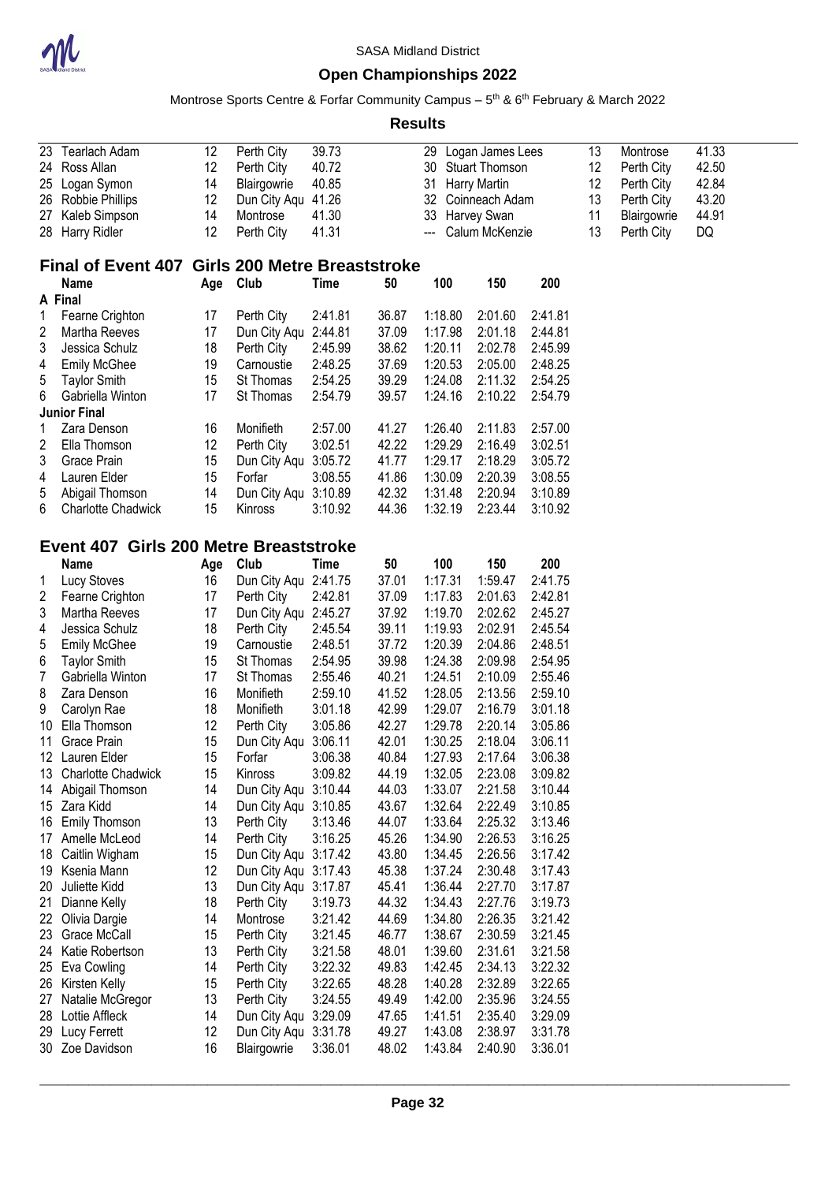SASA Midland District

**Open Championships 2022**

Montrose Sports Centre & Forfar Community Campus – 5th & 6th February & March 2022

**Results**

| | Name | Age | Club | Time | | | Name | Age | Club | Time |
|---|---|---|---|---|---|---|---|---|---|---|
| 23 | Tearlach Adam | 12 | Perth City | 39.73 | | 29 | Logan James Lees | 13 | Montrose | 41.33 |
| 24 | Ross Allan | 12 | Perth City | 40.72 | | 30 | Stuart Thomson | 12 | Perth City | 42.50 |
| 25 | Logan Symon | 14 | Blairgowrie | 40.85 | | 31 | Harry Martin | 12 | Perth City | 42.84 |
| 26 | Robbie Phillips | 12 | Dun City Aqu | 41.26 | | 32 | Coinneach Adam | 13 | Perth City | 43.20 |
| 27 | Kaleb Simpson | 14 | Montrose | 41.30 | | 33 | Harvey Swan | 11 | Blairgowrie | 44.91 |
| 28 | Harry Ridler | 12 | Perth City | 41.31 | | --- | Calum McKenzie | 13 | Perth City | DQ |

## Final of Event 407 Girls 200 Metre Breaststroke

| | Name | Age | Club | Time | 50 | 100 | 150 | 200 |
|---|---|---|---|---|---|---|---|---|
| **A Final** | | | | | | | | |
| 1 | Fearne Crighton | 17 | Perth City | 2:41.81 | 36.87 | 1:18.80 | 2:01.60 | 2:41.81 |
| 2 | Martha Reeves | 17 | Dun City Aqu | 2:44.81 | 37.09 | 1:17.98 | 2:01.18 | 2:44.81 |
| 3 | Jessica Schulz | 18 | Perth City | 2:45.99 | 38.62 | 1:20.11 | 2:02.78 | 2:45.99 |
| 4 | Emily McGhee | 19 | Carnoustie | 2:48.25 | 37.69 | 1:20.53 | 2:05.00 | 2:48.25 |
| 5 | Taylor Smith | 15 | St Thomas | 2:54.25 | 39.29 | 1:24.08 | 2:11.32 | 2:54.25 |
| 6 | Gabriella Winton | 17 | St Thomas | 2:54.79 | 39.57 | 1:24.16 | 2:10.22 | 2:54.79 |
| **Junior Final** | | | | | | | | |
| 1 | Zara Denson | 16 | Monifieth | 2:57.00 | 41.27 | 1:26.40 | 2:11.83 | 2:57.00 |
| 2 | Ella Thomson | 12 | Perth City | 3:02.51 | 42.22 | 1:29.29 | 2:16.49 | 3:02.51 |
| 3 | Grace Prain | 15 | Dun City Aqu | 3:05.72 | 41.77 | 1:29.17 | 2:18.29 | 3:05.72 |
| 4 | Lauren Elder | 15 | Forfar | 3:08.55 | 41.86 | 1:30.09 | 2:20.39 | 3:08.55 |
| 5 | Abigail Thomson | 14 | Dun City Aqu | 3:10.89 | 42.32 | 1:31.48 | 2:20.94 | 3:10.89 |
| 6 | Charlotte Chadwick | 15 | Kinross | 3:10.92 | 44.36 | 1:32.19 | 2:23.44 | 3:10.92 |

## Event 407 Girls 200 Metre Breaststroke

| | Name | Age | Club | Time | 50 | 100 | 150 | 200 |
|---|---|---|---|---|---|---|---|---|
| 1 | Lucy Stoves | 16 | Dun City Aqu | 2:41.75 | 37.01 | 1:17.31 | 1:59.47 | 2:41.75 |
| 2 | Fearne Crighton | 17 | Perth City | 2:42.81 | 37.09 | 1:17.83 | 2:01.63 | 2:42.81 |
| 3 | Martha Reeves | 17 | Dun City Aqu | 2:45.27 | 37.92 | 1:19.70 | 2:02.62 | 2:45.27 |
| 4 | Jessica Schulz | 18 | Perth City | 2:45.54 | 39.11 | 1:19.93 | 2:02.91 | 2:45.54 |
| 5 | Emily McGhee | 19 | Carnoustie | 2:48.51 | 37.72 | 1:20.39 | 2:04.86 | 2:48.51 |
| 6 | Taylor Smith | 15 | St Thomas | 2:54.95 | 39.98 | 1:24.38 | 2:09.98 | 2:54.95 |
| 7 | Gabriella Winton | 17 | St Thomas | 2:55.46 | 40.21 | 1:24.51 | 2:10.09 | 2:55.46 |
| 8 | Zara Denson | 16 | Monifieth | 2:59.10 | 41.52 | 1:28.05 | 2:13.56 | 2:59.10 |
| 9 | Carolyn Rae | 18 | Monifieth | 3:01.18 | 42.99 | 1:29.07 | 2:16.79 | 3:01.18 |
| 10 | Ella Thomson | 12 | Perth City | 3:05.86 | 42.27 | 1:29.78 | 2:20.14 | 3:05.86 |
| 11 | Grace Prain | 15 | Dun City Aqu | 3:06.11 | 42.01 | 1:30.25 | 2:18.04 | 3:06.11 |
| 12 | Lauren Elder | 15 | Forfar | 3:06.38 | 40.84 | 1:27.93 | 2:17.64 | 3:06.38 |
| 13 | Charlotte Chadwick | 15 | Kinross | 3:09.82 | 44.19 | 1:32.05 | 2:23.08 | 3:09.82 |
| 14 | Abigail Thomson | 14 | Dun City Aqu | 3:10.44 | 44.03 | 1:33.07 | 2:21.58 | 3:10.44 |
| 15 | Zara Kidd | 14 | Dun City Aqu | 3:10.85 | 43.67 | 1:32.64 | 2:22.49 | 3:10.85 |
| 16 | Emily Thomson | 13 | Perth City | 3:13.46 | 44.07 | 1:33.64 | 2:25.32 | 3:13.46 |
| 17 | Amelle McLeod | 14 | Perth City | 3:16.25 | 45.26 | 1:34.90 | 2:26.53 | 3:16.25 |
| 18 | Caitlin Wigham | 15 | Dun City Aqu | 3:17.42 | 43.80 | 1:34.45 | 2:26.56 | 3:17.42 |
| 19 | Ksenia Mann | 12 | Dun City Aqu | 3:17.43 | 45.38 | 1:37.24 | 2:30.48 | 3:17.43 |
| 20 | Juliette Kidd | 13 | Dun City Aqu | 3:17.87 | 45.41 | 1:36.44 | 2:27.70 | 3:17.87 |
| 21 | Dianne Kelly | 18 | Perth City | 3:19.73 | 44.32 | 1:34.43 | 2:27.76 | 3:19.73 |
| 22 | Olivia Dargie | 14 | Montrose | 3:21.42 | 44.69 | 1:34.80 | 2:26.35 | 3:21.42 |
| 23 | Grace McCall | 15 | Perth City | 3:21.45 | 46.77 | 1:38.67 | 2:30.59 | 3:21.45 |
| 24 | Katie Robertson | 13 | Perth City | 3:21.58 | 48.01 | 1:39.60 | 2:31.61 | 3:21.58 |
| 25 | Eva Cowling | 14 | Perth City | 3:22.32 | 49.83 | 1:42.45 | 2:34.13 | 3:22.32 |
| 26 | Kirsten Kelly | 15 | Perth City | 3:22.65 | 48.28 | 1:40.28 | 2:32.89 | 3:22.65 |
| 27 | Natalie McGregor | 13 | Perth City | 3:24.55 | 49.49 | 1:42.00 | 2:35.96 | 3:24.55 |
| 28 | Lottie Affleck | 14 | Dun City Aqu | 3:29.09 | 47.65 | 1:41.51 | 2:35.40 | 3:29.09 |
| 29 | Lucy Ferrett | 12 | Dun City Aqu | 3:31.78 | 49.27 | 1:43.08 | 2:38.97 | 3:31.78 |
| 30 | Zoe Davidson | 16 | Blairgowrie | 3:36.01 | 48.02 | 1:43.84 | 2:40.90 | 3:36.01 |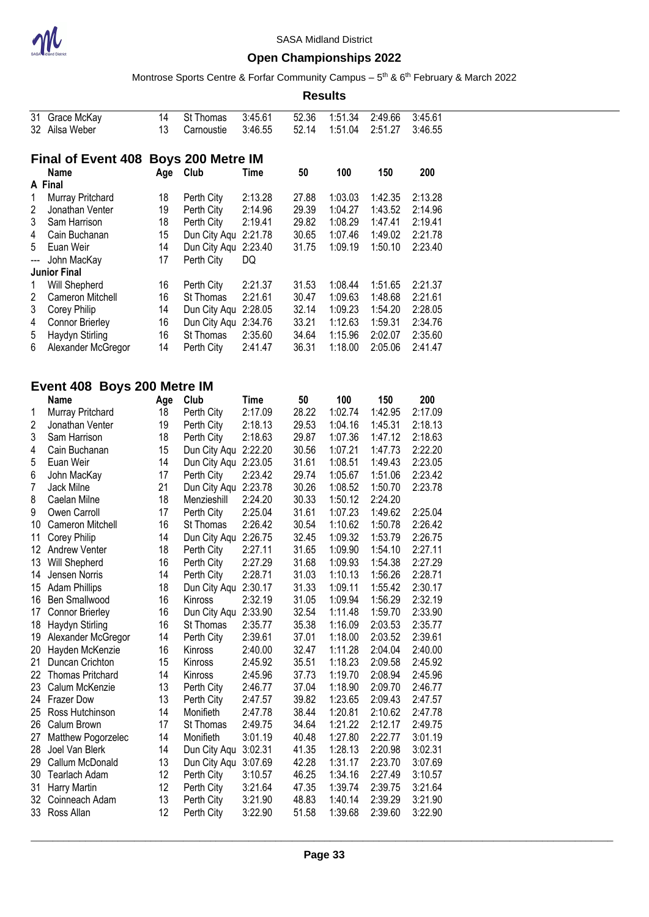SASA Midland District

**Open Championships 2022**

Montrose Sports Centre & Forfar Community Campus – 5th & 6th February & March 2022

**Results**

| | Name | Age | Club | Time | 50 | 100 | 150 | 200 |
|---|---|---|---|---|---|---|---|---|
| 31 | Grace McKay | 14 | St Thomas | 3:45.61 | 52.36 | 1:51.34 | 2:49.66 | 3:45.61 |
| 32 | Ailsa Weber | 13 | Carnoustie | 3:46.55 | 52.14 | 1:51.04 | 2:51.27 | 3:46.55 |

## Final of Event 408 Boys 200 Metre IM

| | Name | Age | Club | Time | 50 | 100 | 150 | 200 |
|---|---|---|---|---|---|---|---|---|
| **A Final** | | | | | | | | |
| 1 | Murray Pritchard | 18 | Perth City | 2:13.28 | 27.88 | 1:03.03 | 1:42.35 | 2:13.28 |
| 2 | Jonathan Venter | 19 | Perth City | 2:14.96 | 29.39 | 1:04.27 | 1:43.52 | 2:14.96 |
| 3 | Sam Harrison | 18 | Perth City | 2:19.41 | 29.82 | 1:08.29 | 1:47.41 | 2:19.41 |
| 4 | Cain Buchanan | 15 | Dun City Aqu | 2:21.78 | 30.65 | 1:07.46 | 1:49.02 | 2:21.78 |
| 5 | Euan Weir | 14 | Dun City Aqu | 2:23.40 | 31.75 | 1:09.19 | 1:50.10 | 2:23.40 |
| --- | John MacKay | 17 | Perth City | DQ | | | | |
| **Junior Final** | | | | | | | | |
| 1 | Will Shepherd | 16 | Perth City | 2:21.37 | 31.53 | 1:08.44 | 1:51.65 | 2:21.37 |
| 2 | Cameron Mitchell | 16 | St Thomas | 2:21.61 | 30.47 | 1:09.63 | 1:48.68 | 2:21.61 |
| 3 | Corey Philip | 14 | Dun City Aqu | 2:28.05 | 32.14 | 1:09.23 | 1:54.20 | 2:28.05 |
| 4 | Connor Brierley | 16 | Dun City Aqu | 2:34.76 | 33.21 | 1:12.63 | 1:59.31 | 2:34.76 |
| 5 | Haydyn Stirling | 16 | St Thomas | 2:35.60 | 34.64 | 1:15.96 | 2:02.07 | 2:35.60 |
| 6 | Alexander McGregor | 14 | Perth City | 2:41.47 | 36.31 | 1:18.00 | 2:05.06 | 2:41.47 |

## Event 408 Boys 200 Metre IM

| | Name | Age | Club | Time | 50 | 100 | 150 | 200 |
|---|---|---|---|---|---|---|---|---|
| 1 | Murray Pritchard | 18 | Perth City | 2:17.09 | 28.22 | 1:02.74 | 1:42.95 | 2:17.09 |
| 2 | Jonathan Venter | 19 | Perth City | 2:18.13 | 29.53 | 1:04.16 | 1:45.31 | 2:18.13 |
| 3 | Sam Harrison | 18 | Perth City | 2:18.63 | 29.87 | 1:07.36 | 1:47.12 | 2:18.63 |
| 4 | Cain Buchanan | 15 | Dun City Aqu | 2:22.20 | 30.56 | 1:07.21 | 1:47.73 | 2:22.20 |
| 5 | Euan Weir | 14 | Dun City Aqu | 2:23.05 | 31.61 | 1:08.51 | 1:49.43 | 2:23.05 |
| 6 | John MacKay | 17 | Perth City | 2:23.42 | 29.74 | 1:05.67 | 1:51.06 | 2:23.42 |
| 7 | Jack Milne | 21 | Dun City Aqu | 2:23.78 | 30.26 | 1:08.52 | 1:50.70 | 2:23.78 |
| 8 | Caelan Milne | 18 | Menzieshill | 2:24.20 | 30.33 | 1:50.12 | 2:24.20 | |
| 9 | Owen Carroll | 17 | Perth City | 2:25.04 | 31.61 | 1:07.23 | 1:49.62 | 2:25.04 |
| 10 | Cameron Mitchell | 16 | St Thomas | 2:26.42 | 30.54 | 1:10.62 | 1:50.78 | 2:26.42 |
| 11 | Corey Philip | 14 | Dun City Aqu | 2:26.75 | 32.45 | 1:09.32 | 1:53.79 | 2:26.75 |
| 12 | Andrew Venter | 18 | Perth City | 2:27.11 | 31.65 | 1:09.90 | 1:54.10 | 2:27.11 |
| 13 | Will Shepherd | 16 | Perth City | 2:27.29 | 31.68 | 1:09.93 | 1:54.38 | 2:27.29 |
| 14 | Jensen Norris | 14 | Perth City | 2:28.71 | 31.03 | 1:10.13 | 1:56.26 | 2:28.71 |
| 15 | Adam Phillips | 18 | Dun City Aqu | 2:30.17 | 31.33 | 1:09.11 | 1:55.42 | 2:30.17 |
| 16 | Ben Smallwood | 16 | Kinross | 2:32.19 | 31.05 | 1:09.94 | 1:56.29 | 2:32.19 |
| 17 | Connor Brierley | 16 | Dun City Aqu | 2:33.90 | 32.54 | 1:11.48 | 1:59.70 | 2:33.90 |
| 18 | Haydyn Stirling | 16 | St Thomas | 2:35.77 | 35.38 | 1:16.09 | 2:03.53 | 2:35.77 |
| 19 | Alexander McGregor | 14 | Perth City | 2:39.61 | 37.01 | 1:18.00 | 2:03.52 | 2:39.61 |
| 20 | Hayden McKenzie | 16 | Kinross | 2:40.00 | 32.47 | 1:11.28 | 2:04.04 | 2:40.00 |
| 21 | Duncan Crichton | 15 | Kinross | 2:45.92 | 35.51 | 1:18.23 | 2:09.58 | 2:45.92 |
| 22 | Thomas Pritchard | 14 | Kinross | 2:45.96 | 37.73 | 1:19.70 | 2:08.94 | 2:45.96 |
| 23 | Calum McKenzie | 13 | Perth City | 2:46.77 | 37.04 | 1:18.90 | 2:09.70 | 2:46.77 |
| 24 | Frazer Dow | 13 | Perth City | 2:47.57 | 39.82 | 1:23.65 | 2:09.43 | 2:47.57 |
| 25 | Ross Hutchinson | 14 | Monifieth | 2:47.78 | 38.44 | 1:20.81 | 2:10.62 | 2:47.78 |
| 26 | Calum Brown | 17 | St Thomas | 2:49.75 | 34.64 | 1:21.22 | 2:12.17 | 2:49.75 |
| 27 | Matthew Pogorzelec | 14 | Monifieth | 3:01.19 | 40.48 | 1:27.80 | 2:22.77 | 3:01.19 |
| 28 | Joel Van Blerk | 14 | Dun City Aqu | 3:02.31 | 41.35 | 1:28.13 | 2:20.98 | 3:02.31 |
| 29 | Callum McDonald | 13 | Dun City Aqu | 3:07.69 | 42.28 | 1:31.17 | 2:23.70 | 3:07.69 |
| 30 | Tearlach Adam | 12 | Perth City | 3:10.57 | 46.25 | 1:34.16 | 2:27.49 | 3:10.57 |
| 31 | Harry Martin | 12 | Perth City | 3:21.64 | 47.35 | 1:39.74 | 2:39.75 | 3:21.64 |
| 32 | Coinneach Adam | 13 | Perth City | 3:21.90 | 48.83 | 1:40.14 | 2:39.29 | 3:21.90 |
| 33 | Ross Allan | 12 | Perth City | 3:22.90 | 51.58 | 1:39.68 | 2:39.60 | 3:22.90 |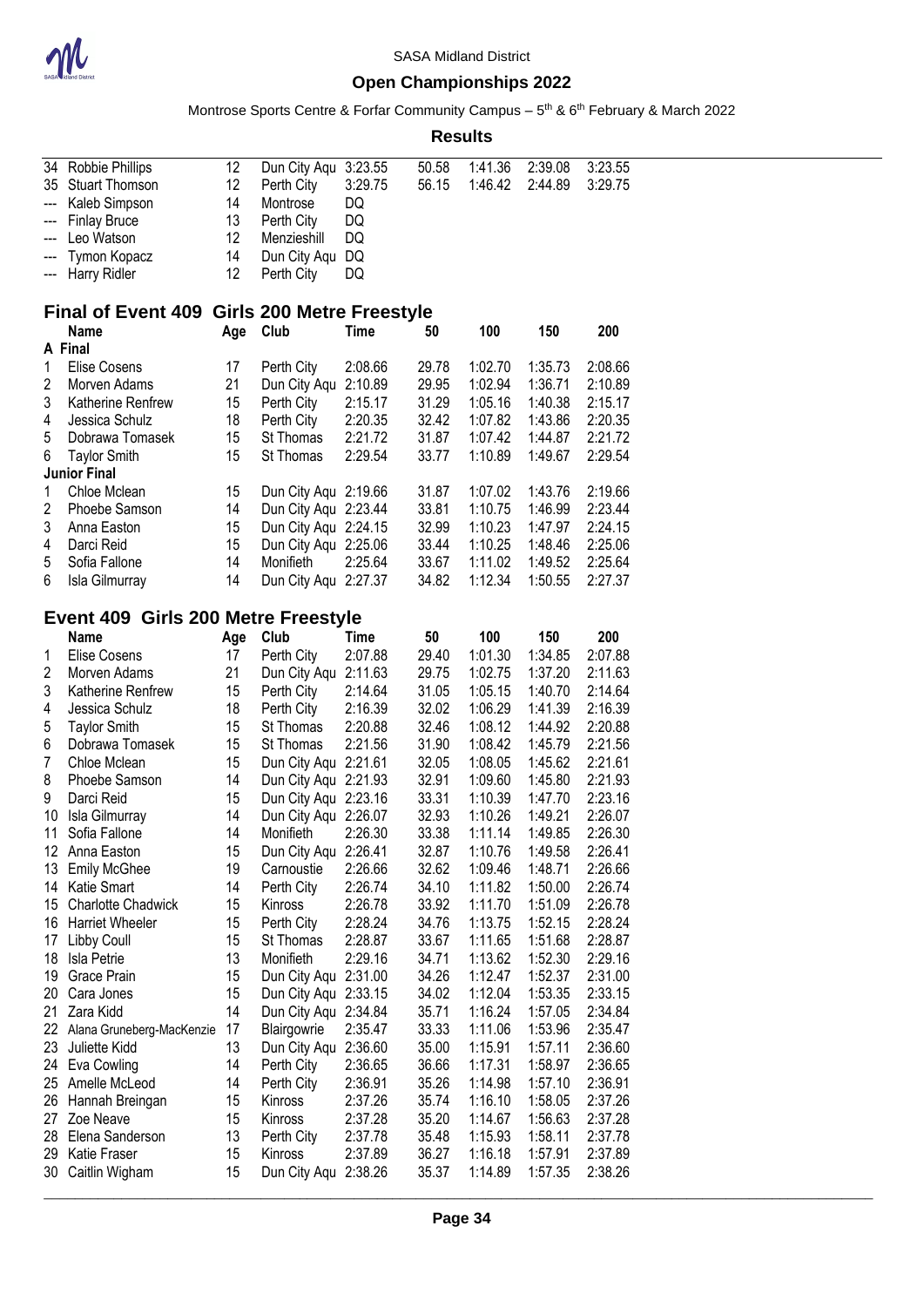| | Name | Age | Club | Time | 50 | 100 | 150 | 200 |
|---|---|---|---|---|---|---|---|---|
| 34 | Robbie Phillips | 12 | Dun City Aqu | 3:23.55 | 50.58 | 1:41.36 | 2:39.08 | 3:23.55 |
| 35 | Stuart Thomson | 12 | Perth City | 3:29.75 | 56.15 | 1:46.42 | 2:44.89 | 3:29.75 |
| --- | Kaleb Simpson | 14 | Montrose | DQ | | | | |
| --- | Finlay Bruce | 13 | Perth City | DQ | | | | |
| --- | Leo Watson | 12 | Menzieshill | DQ | | | | |
| --- | Tymon Kopacz | 14 | Dun City Aqu | DQ | | | | |
| --- | Harry Ridler | 12 | Perth City | DQ | | | | |

## Final of Event 409 Girls 200 Metre Freestyle

| | Name | Age | Club | Time | 50 | 100 | 150 | 200 |
|---|---|---|---|---|---|---|---|---|
| **A Final** | | | | | | | | |
| 1 | Elise Cosens | 17 | Perth City | 2:08.66 | 29.78 | 1:02.70 | 1:35.73 | 2:08.66 |
| 2 | Morven Adams | 21 | Dun City Aqu | 2:10.89 | 29.95 | 1:02.94 | 1:36.71 | 2:10.89 |
| 3 | Katherine Renfrew | 15 | Perth City | 2:15.17 | 31.29 | 1:05.16 | 1:40.38 | 2:15.17 |
| 4 | Jessica Schulz | 18 | Perth City | 2:20.35 | 32.42 | 1:07.82 | 1:43.86 | 2:20.35 |
| 5 | Dobrawa Tomasek | 15 | St Thomas | 2:21.72 | 31.87 | 1:07.42 | 1:44.87 | 2:21.72 |
| 6 | Taylor Smith | 15 | St Thomas | 2:29.54 | 33.77 | 1:10.89 | 1:49.67 | 2:29.54 |
| **Junior Final** | | | | | | | | |
| 1 | Chloe Mclean | 15 | Dun City Aqu | 2:19.66 | 31.87 | 1:07.02 | 1:43.76 | 2:19.66 |
| 2 | Phoebe Samson | 14 | Dun City Aqu | 2:23.44 | 33.81 | 1:10.75 | 1:46.99 | 2:23.44 |
| 3 | Anna Easton | 15 | Dun City Aqu | 2:24.15 | 32.99 | 1:10.23 | 1:47.97 | 2:24.15 |
| 4 | Darci Reid | 15 | Dun City Aqu | 2:25.06 | 33.44 | 1:10.25 | 1:48.46 | 2:25.06 |
| 5 | Sofia Fallone | 14 | Monifieth | 2:25.64 | 33.67 | 1:11.02 | 1:49.52 | 2:25.64 |
| 6 | Isla Gilmurray | 14 | Dun City Aqu | 2:27.37 | 34.82 | 1:12.34 | 1:50.55 | 2:27.37 |

## Event 409 Girls 200 Metre Freestyle

| | Name | Age | Club | Time | 50 | 100 | 150 | 200 |
|---|---|---|---|---|---|---|---|---|
| 1 | Elise Cosens | 17 | Perth City | 2:07.88 | 29.40 | 1:01.30 | 1:34.85 | 2:07.88 |
| 2 | Morven Adams | 21 | Dun City Aqu | 2:11.63 | 29.75 | 1:02.75 | 1:37.20 | 2:11.63 |
| 3 | Katherine Renfrew | 15 | Perth City | 2:14.64 | 31.05 | 1:05.15 | 1:40.70 | 2:14.64 |
| 4 | Jessica Schulz | 18 | Perth City | 2:16.39 | 32.02 | 1:06.29 | 1:41.39 | 2:16.39 |
| 5 | Taylor Smith | 15 | St Thomas | 2:20.88 | 32.46 | 1:08.12 | 1:44.92 | 2:20.88 |
| 6 | Dobrawa Tomasek | 15 | St Thomas | 2:21.56 | 31.90 | 1:08.42 | 1:45.79 | 2:21.56 |
| 7 | Chloe Mclean | 15 | Dun City Aqu | 2:21.61 | 32.05 | 1:08.05 | 1:45.62 | 2:21.61 |
| 8 | Phoebe Samson | 14 | Dun City Aqu | 2:21.93 | 32.91 | 1:09.60 | 1:45.80 | 2:21.93 |
| 9 | Darci Reid | 15 | Dun City Aqu | 2:23.16 | 33.31 | 1:10.39 | 1:47.70 | 2:23.16 |
| 10 | Isla Gilmurray | 14 | Dun City Aqu | 2:26.07 | 32.93 | 1:10.26 | 1:49.21 | 2:26.07 |
| 11 | Sofia Fallone | 14 | Monifieth | 2:26.30 | 33.38 | 1:11.14 | 1:49.85 | 2:26.30 |
| 12 | Anna Easton | 15 | Dun City Aqu | 2:26.41 | 32.87 | 1:10.76 | 1:49.58 | 2:26.41 |
| 13 | Emily McGhee | 19 | Carnoustie | 2:26.66 | 32.62 | 1:09.46 | 1:48.71 | 2:26.66 |
| 14 | Katie Smart | 14 | Perth City | 2:26.74 | 34.10 | 1:11.82 | 1:50.00 | 2:26.74 |
| 15 | Charlotte Chadwick | 15 | Kinross | 2:26.78 | 33.92 | 1:11.70 | 1:51.09 | 2:26.78 |
| 16 | Harriet Wheeler | 15 | Perth City | 2:28.24 | 34.76 | 1:13.75 | 1:52.15 | 2:28.24 |
| 17 | Libby Coull | 15 | St Thomas | 2:28.87 | 33.67 | 1:11.65 | 1:51.68 | 2:28.87 |
| 18 | Isla Petrie | 13 | Monifieth | 2:29.16 | 34.71 | 1:13.62 | 1:52.30 | 2:29.16 |
| 19 | Grace Prain | 15 | Dun City Aqu | 2:31.00 | 34.26 | 1:12.47 | 1:52.37 | 2:31.00 |
| 20 | Cara Jones | 15 | Dun City Aqu | 2:33.15 | 34.02 | 1:12.04 | 1:53.35 | 2:33.15 |
| 21 | Zara Kidd | 14 | Dun City Aqu | 2:34.84 | 35.71 | 1:16.24 | 1:57.05 | 2:34.84 |
| 22 | Alana Gruneberg-MacKenzie | 17 | Blairgowrie | 2:35.47 | 33.33 | 1:11.06 | 1:53.96 | 2:35.47 |
| 23 | Juliette Kidd | 13 | Dun City Aqu | 2:36.60 | 35.00 | 1:15.91 | 1:57.11 | 2:36.60 |
| 24 | Eva Cowling | 14 | Perth City | 2:36.65 | 36.66 | 1:17.31 | 1:58.97 | 2:36.65 |
| 25 | Amelle McLeod | 14 | Perth City | 2:36.91 | 35.26 | 1:14.98 | 1:57.10 | 2:36.91 |
| 26 | Hannah Breingan | 15 | Kinross | 2:37.26 | 35.74 | 1:16.10 | 1:58.05 | 2:37.26 |
| 27 | Zoe Neave | 15 | Kinross | 2:37.28 | 35.20 | 1:14.67 | 1:56.63 | 2:37.28 |
| 28 | Elena Sanderson | 13 | Perth City | 2:37.78 | 35.48 | 1:15.93 | 1:58.11 | 2:37.78 |
| 29 | Katie Fraser | 15 | Kinross | 2:37.89 | 36.27 | 1:16.18 | 1:57.91 | 2:37.89 |
| 30 | Caitlin Wigham | 15 | Dun City Aqu | 2:38.26 | 35.37 | 1:14.89 | 1:57.35 | 2:38.26 |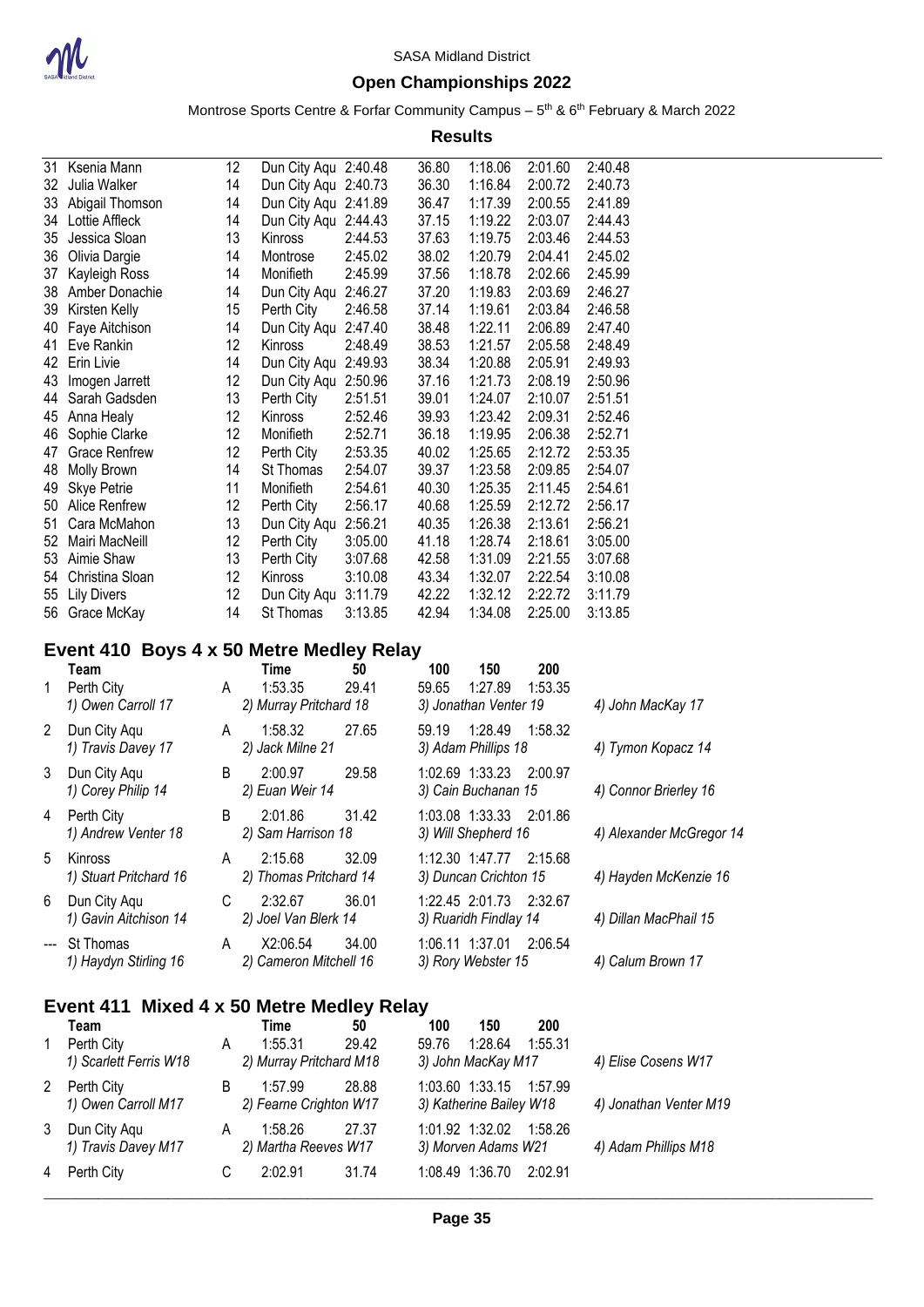| | Name | Age | Club | Time | 50 | 100 | 150 | 200 |
|---|---|---|---|---|---|---|---|---|
| 31 | Ksenia Mann | 12 | Dun City Aqu | 2:40.48 | 36.80 | 1:18.06 | 2:01.60 | 2:40.48 |
| 32 | Julia Walker | 14 | Dun City Aqu | 2:40.73 | 36.30 | 1:16.84 | 2:00.72 | 2:40.73 |
| 33 | Abigail Thomson | 14 | Dun City Aqu | 2:41.89 | 36.47 | 1:17.39 | 2:00.55 | 2:41.89 |
| 34 | Lottie Affleck | 14 | Dun City Aqu | 2:44.43 | 37.15 | 1:19.22 | 2:03.07 | 2:44.43 |
| 35 | Jessica Sloan | 13 | Kinross | 2:44.53 | 37.63 | 1:19.75 | 2:03.46 | 2:44.53 |
| 36 | Olivia Dargie | 14 | Montrose | 2:45.02 | 38.02 | 1:20.79 | 2:04.41 | 2:45.02 |
| 37 | Kayleigh Ross | 14 | Monifieth | 2:45.99 | 37.56 | 1:18.78 | 2:02.66 | 2:45.99 |
| 38 | Amber Donachie | 14 | Dun City Aqu | 2:46.27 | 37.20 | 1:19.83 | 2:03.69 | 2:46.27 |
| 39 | Kirsten Kelly | 15 | Perth City | 2:46.58 | 37.14 | 1:19.61 | 2:03.84 | 2:46.58 |
| 40 | Faye Aitchison | 14 | Dun City Aqu | 2:47.40 | 38.48 | 1:22.11 | 2:06.89 | 2:47.40 |
| 41 | Eve Rankin | 12 | Kinross | 2:48.49 | 38.53 | 1:21.57 | 2:05.58 | 2:48.49 |
| 42 | Erin Livie | 14 | Dun City Aqu | 2:49.93 | 38.34 | 1:20.88 | 2:05.91 | 2:49.93 |
| 43 | Imogen Jarrett | 12 | Dun City Aqu | 2:50.96 | 37.16 | 1:21.73 | 2:08.19 | 2:50.96 |
| 44 | Sarah Gadsden | 13 | Perth City | 2:51.51 | 39.01 | 1:24.07 | 2:10.07 | 2:51.51 |
| 45 | Anna Healy | 12 | Kinross | 2:52.46 | 39.93 | 1:23.42 | 2:09.31 | 2:52.46 |
| 46 | Sophie Clarke | 12 | Monifieth | 2:52.71 | 36.18 | 1:19.95 | 2:06.38 | 2:52.71 |
| 47 | Grace Renfrew | 12 | Perth City | 2:53.35 | 40.02 | 1:25.65 | 2:12.72 | 2:53.35 |
| 48 | Molly Brown | 14 | St Thomas | 2:54.07 | 39.37 | 1:23.58 | 2:09.85 | 2:54.07 |
| 49 | Skye Petrie | 11 | Monifieth | 2:54.61 | 40.30 | 1:25.35 | 2:11.45 | 2:54.61 |
| 50 | Alice Renfrew | 12 | Perth City | 2:56.17 | 40.68 | 1:25.59 | 2:12.72 | 2:56.17 |
| 51 | Cara McMahon | 13 | Dun City Aqu | 2:56.21 | 40.35 | 1:26.38 | 2:13.61 | 2:56.21 |
| 52 | Mairi MacNeill | 12 | Perth City | 3:05.00 | 41.18 | 1:28.74 | 2:18.61 | 3:05.00 |
| 53 | Aimie Shaw | 13 | Perth City | 3:07.68 | 42.58 | 1:31.09 | 2:21.55 | 3:07.68 |
| 54 | Christina Sloan | 12 | Kinross | 3:10.08 | 43.34 | 1:32.07 | 2:22.54 | 3:10.08 |
| 55 | Lily Divers | 12 | Dun City Aqu | 3:11.79 | 42.22 | 1:32.12 | 2:22.72 | 3:11.79 |
| 56 | Grace McKay | 14 | St Thomas | 3:13.85 | 42.94 | 1:34.08 | 2:25.00 | 3:13.85 |

## Event 410 Boys 4 x 50 Metre Medley Relay

| | Team | | Time | 50 | 100 | 150 | 200 | |
|---|---|---|---|---|---|---|---|---|
| 1 | Perth City | A | 1:53.35 | 29.41 | 59.65 | 1:27.89 | 1:53.35 | |
| | *1) Owen Carroll 17* | | *2) Murray Pritchard 18* | | *3) Jonathan Venter 19* | | | *4) John MacKay 17* |
| 2 | Dun City Aqu | A | 1:58.32 | 27.65 | 59.19 | 1:28.49 | 1:58.32 | |
| | *1) Travis Davey 17* | | *2) Jack Milne 21* | | *3) Adam Phillips 18* | | | *4) Tymon Kopacz 14* |
| 3 | Dun City Aqu | B | 2:00.97 | 29.58 | 1:02.69 | 1:33.23 | 2:00.97 | |
| | *1) Corey Philip 14* | | *2) Euan Weir 14* | | *3) Cain Buchanan 15* | | | *4) Connor Brierley 16* |
| 4 | Perth City | B | 2:01.86 | 31.42 | 1:03.08 | 1:33.33 | 2:01.86 | |
| | *1) Andrew Venter 18* | | *2) Sam Harrison 18* | | *3) Will Shepherd 16* | | | *4) Alexander McGregor 14* |
| 5 | Kinross | A | 2:15.68 | 32.09 | 1:12.30 | 1:47.77 | 2:15.68 | |
| | *1) Stuart Pritchard 16* | | *2) Thomas Pritchard 14* | | *3) Duncan Crichton 15* | | | *4) Hayden McKenzie 16* |
| 6 | Dun City Aqu | C | 2:32.67 | 36.01 | 1:22.45 | 2:01.73 | 2:32.67 | |
| | *1) Gavin Aitchison 14* | | *2) Joel Van Blerk 14* | | *3) Ruaridh Findlay 14* | | | *4) Dillan MacPhail 15* |
| --- | St Thomas | A | X2:06.54 | 34.00 | 1:06.11 | 1:37.01 | 2:06.54 | |
| | *1) Haydyn Stirling 16* | | *2) Cameron Mitchell 16* | | *3) Rory Webster 15* | | | *4) Calum Brown 17* |

## Event 411 Mixed 4 x 50 Metre Medley Relay

| | Team | | Time | 50 | 100 | 150 | 200 | |
|---|---|---|---|---|---|---|---|---|
| 1 | Perth City | A | 1:55.31 | 29.42 | 59.76 | 1:28.64 | 1:55.31 | |
| | *1) Scarlett Ferris W18* | | *2) Murray Pritchard M18* | | *3) John MacKay M17* | | | *4) Elise Cosens W17* |
| 2 | Perth City | B | 1:57.99 | 28.88 | 1:03.60 | 1:33.15 | 1:57.99 | |
| | *1) Owen Carroll M17* | | *2) Fearne Crighton W17* | | *3) Katherine Bailey W18* | | | *4) Jonathan Venter M19* |
| 3 | Dun City Aqu | A | 1:58.26 | 27.37 | 1:01.92 | 1:32.02 | 1:58.26 | |
| | *1) Travis Davey M17* | | *2) Martha Reeves W17* | | *3) Morven Adams W21* | | | *4) Adam Phillips M18* |
| 4 | Perth City | C | 2:02.91 | 31.74 | 1:08.49 | 1:36.70 | 2:02.91 | |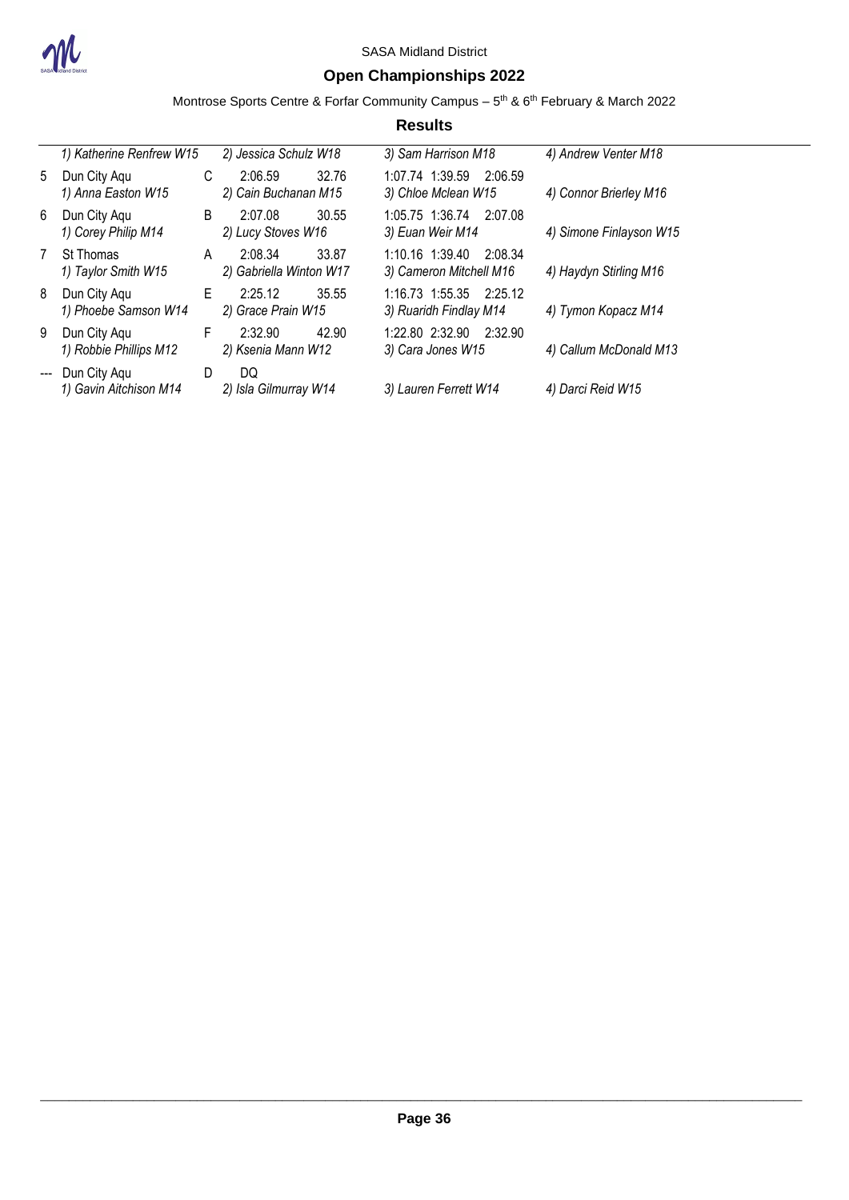SASA Midland District

## Open Championships 2022

Montrose Sports Centre & Forfar Community Campus – 5th & 6th February & March 2022

### Results

| | | | | | | | |
|---|---|---|---|---|---|---|---|
| | *1) Katherine Renfrew W15* | | *2) Jessica Schulz W18* | | *3) Sam Harrison M18* | *4) Andrew Venter M18* | |
| 5 | Dun City Aqu | C | 2:06.59 | 32.76 | 1:07.74 1:39.59 2:06.59 | | |
| | *1) Anna Easton W15* | | *2) Cain Buchanan M15* | | *3) Chloe Mclean W15* | *4) Connor Brierley M16* | |
| 6 | Dun City Aqu | B | 2:07.08 | 30.55 | 1:05.75 1:36.74 2:07.08 | | |
| | *1) Corey Philip M14* | | *2) Lucy Stoves W16* | | *3) Euan Weir M14* | *4) Simone Finlayson W15* | |
| 7 | St Thomas | A | 2:08.34 | 33.87 | 1:10.16 1:39.40 2:08.34 | | |
| | *1) Taylor Smith W15* | | *2) Gabriella Winton W17* | | *3) Cameron Mitchell M16* | *4) Haydyn Stirling M16* | |
| 8 | Dun City Aqu | E | 2:25.12 | 35.55 | 1:16.73 1:55.35 2:25.12 | | |
| | *1) Phoebe Samson W14* | | *2) Grace Prain W15* | | *3) Ruaridh Findlay M14* | *4) Tymon Kopacz M14* | |
| 9 | Dun City Aqu | F | 2:32.90 | 42.90 | 1:22.80 2:32.90 2:32.90 | | |
| | *1) Robbie Phillips M12* | | *2) Ksenia Mann W12* | | *3) Cara Jones W15* | *4) Callum McDonald M13* | |
| --- | Dun City Aqu | D | DQ | | | | |
| | *1) Gavin Aitchison M14* | | *2) Isla Gilmurray W14* | | *3) Lauren Ferrett W14* | *4) Darci Reid W15* | |